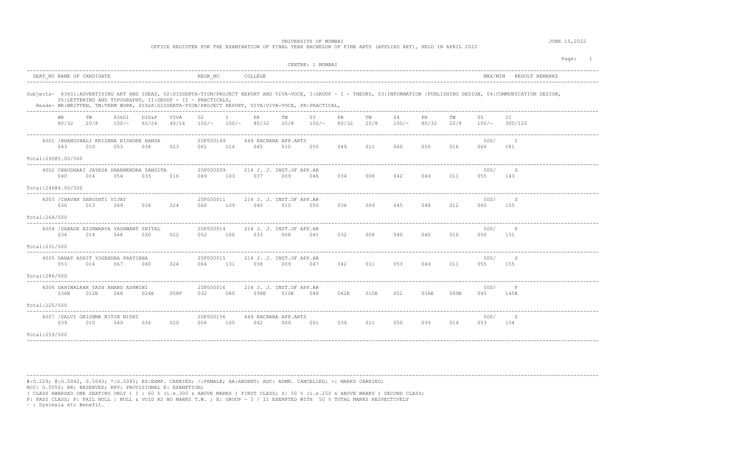UNIVERSITY OF MUMBAI

OFFICE REGISTER FOR THE EXAMINATION OF FINAL YEAR BACHELOR OF FINE ARTS (APPLIED ART), HELD IN APRIL 2022

JUNE 15,2022

CENTRE: 1 MUMBAI

Subjects- 83601:ADVERTISING ART AND IDEAS, 02:DISSERTA-TION/PROJECT REPORT AND VIVA-VOCE, I:GROUP - I - THEORY, 03:INFORMATION /PUBLISHING DESIGN, 04:COMMUNICATION DESIGN, 05:LETTERING AND TYPOGRAPHY, II:GROUP - II - PRACTICALS,

Heads- WR:WRITTEN, TW:TERM WORK, DIS&P:DISSERTA-TION/PROJECT REPORT, VIVA:VIVA-VOCE, PR:PRACTICAL,

| SEAT_NO | NAME OF CANDIDATE | REGN_NO | COLLEGE | MAX/MIN | RESULT | REMARKS |
|---|---|---|---|---|---|---|

| WR 80/32 | TW 20/8 | 83601 100/- | DIS&P 60/24 | VIVA 40/16 | 02 100/- | I 200/- | PR 80/32 | TW 20/8 | 03 100/- | PR 80/32 | TW 20/8 | 04 100/- | PR 80/32 | TW 20/8 | 05 100/- | II 300/120 |
|---|---|---|---|---|---|---|---|---|---|---|---|---|---|---|---|---|

**4001 /BHANUSHALI KRISHNA KISHORE HANSA** — 20F000149 — 649 RACHANA APP.ARTS — 500/ — I

| 043 | 010 | 053 | 038 | 023 | 061 | 114 | 045 | 010 | 055 | 049 | 011 | 060 | 050 | 016 | 066 | 181 |
|---|---|---|---|---|---|---|---|---|---|---|---|---|---|---|---|---|

Total:295@5.00/500

**4002 CHAUDHARI JAYESH DHARMENDRA SANGITA** — 20F000009 — 214 J. J. INST.OF APP.AR — 500/ — S

| 040 | 014 | 054 | 033 | 016 | 049 | 103 | 037 | 009 | 046 | 034 | 008 | 042 | 044 | 011 | 055 | 143 |
|---|---|---|---|---|---|---|---|---|---|---|---|---|---|---|---|---|

Total:246@4.00/500

**4003 /CHAVAN SHRUSHTI VIJAY** — 20F000011 — 214 J. J. INST.OF APP.AR — 500/ — S

| 036 | 013 | 049 | 036 | 024 | 060 | 109 | 040 | 010 | 050 | 036 | 009 | 045 | 048 | 012 | 060 | 155 |
|---|---|---|---|---|---|---|---|---|---|---|---|---|---|---|---|---|

Total:264/500

**4004 /DABADE AISHWARYA YASHWANT SHITAL** — 20F000014 — 214 J. J. INST.OF APP.AR — 500/ — P

| 034 | 014 | 048 | 030 | 022 | 052 | 100 | 033 | 008 | 041 | 032 | 008 | 040 | 040 | 010 | 050 | 131 |
|---|---|---|---|---|---|---|---|---|---|---|---|---|---|---|---|---|

Total:231/500

**4005 DAHAT ASHIT YOGENDRA PRATIBHA** — 20F000015 — 214 J. J. INST.OF APP.AR — 500/ — S

| 053 | 014 | 067 | 040 | 024 | 064 | 131 | 038 | 009 | 047 | 042 | 011 | 053 | 044 | 011 | 055 | 155 |
|---|---|---|---|---|---|---|---|---|---|---|---|---|---|---|---|---|

Total:286/500

**4006 DAHIWALKAR YASH ANAND ASHWINI** — 20F000016 — 214 J. J. INST.OF APP.AR — 500/ — F

| 036E | 012E | 048 | 024E | 008F | 032 | 080 | 038E | 010E | 048 | 042E | 010E | 052 | 036E | 009E | 045 | 145E |
|---|---|---|---|---|---|---|---|---|---|---|---|---|---|---|---|---|

Total:225/500

**4007 /DALVI GRISHMA NITIN NIDHI** — 20F000156 — 649 RACHANA APP.ARTS — 500/ — S

| 039 | 010 | 049 | 036 | 020 | 056 | 105 | 042 | 009 | 051 | 039 | 011 | 050 | 039 | 014 | 053 | 154 |
|---|---|---|---|---|---|---|---|---|---|---|---|---|---|---|---|---|

Total:259/500

#:O.229; @:O.5042, 0.5043; *:O.5045; EX:EXMP. CARRIED; /:FEMALE; AA:ABSENT; ADC: ADMN. CANCELLED; +: MARKS CARRIED;
RCC: O.5050; RR: RESERVED; RPV: PROVISIONAL E: EXEMPTION;
( CLASS AWARDED ONE SEATING ONLY ) I : 60 % (i.e.300 & ABOVE MARKS ) FIRST CLASS; S: 50 % (i.e.250 & ABOVE MARKS ) SECOND CLASS;
P: PASS CLASS; F: FAIL NULL : NULL & VOID AS NO MARKS T.W. ; E: GROUP - I / II EXEMPTED WITH 50 % TOTAL MARKS RESPECTIVELY
~ : Dyslexia etc Benefit.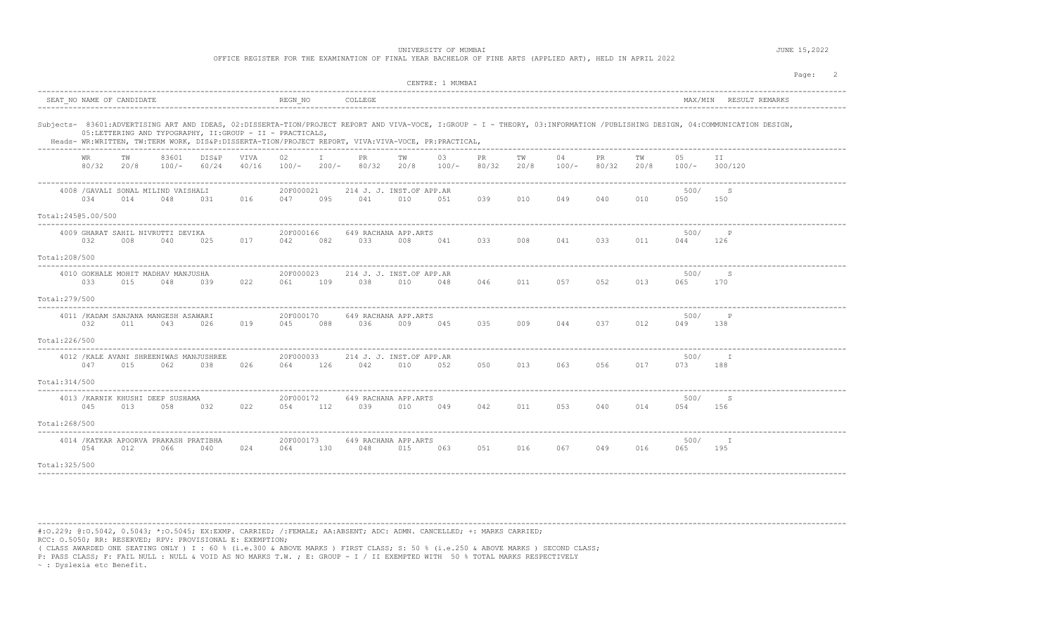UNIVERSITY OF MUMBAI

OFFICE REGISTER FOR THE EXAMINATION OF FINAL YEAR BACHELOR OF FINE ARTS (APPLIED ART), HELD IN APRIL 2022

JUNE 15,2022

CENTRE: 1 MUMBAI

| SEAT_NO | NAME OF CANDIDATE | REGN_NO | COLLEGE | MAX/MIN | RESULT | REMARKS |
|---|---|---|---|---|---|---|

Subjects- 83601:ADVERTISING ART AND IDEAS, 02:DISSERTA-TION/PROJECT REPORT AND VIVA-VOCE, I:GROUP - I - THEORY, 03:INFORMATION /PUBLISHING DESIGN, 04:COMMUNICATION DESIGN, 05:LETTERING AND TYPOGRAPHY, II:GROUP - II - PRACTICALS,

Heads- WR:WRITTEN, TW:TERM WORK, DIS&P:DISSERTA-TION/PROJECT REPORT, VIVA:VIVA-VOCE, PR:PRACTICAL,

| WR 80/32 | TW 20/8 | 83601 100/- | DIS&P 60/24 | VIVA 40/16 | 02 100/- | I 200/- | PR 80/32 | TW 20/8 | 03 100/- | PR 80/32 | TW 20/8 | 04 100/- | PR 80/32 | TW 20/8 | 05 100/- | II 300/120 |
|---|---|---|---|---|---|---|---|---|---|---|---|---|---|---|---|---|

| SEAT_NO | NAME OF CANDIDATE | REGN_NO | COLLEGE | WR | TW | 83601 | DIS&P | VIVA | 02 | I | PR | TW | 03 | PR | TW | 04 | PR | TW | 05 | II | MAX/MIN | RESULT | Total |
|---|---|---|---|---|---|---|---|---|---|---|---|---|---|---|---|---|---|---|---|---|---|---|---|
| 4008 | /GAVALI SONAL MILIND VAISHALI | 20F000021 | 214 J. J. INST.OF APP.AR | 034 | 014 | 048 | 031 | 016 | 047 | 095 | 041 | 010 | 051 | 039 | 010 | 049 | 040 | 010 | 050 | 150 | 500/ | S | 245@5.00/500 |
| 4009 | GHARAT SAHIL NIVRUTTI DEVIKA | 20F000166 | 649 RACHANA APP.ARTS | 032 | 008 | 040 | 025 | 017 | 042 | 082 | 033 | 008 | 041 | 033 | 008 | 041 | 033 | 011 | 044 | 126 | 500/ | P | 208/500 |
| 4010 | GOKHALE MOHIT MADHAV MANJUSHA | 20F000023 | 214 J. J. INST.OF APP.AR | 033 | 015 | 048 | 039 | 022 | 061 | 109 | 038 | 010 | 048 | 046 | 011 | 057 | 052 | 013 | 065 | 170 | 500/ | S | 279/500 |
| 4011 | /KADAM SANJANA MANGESH ASAWARI | 20F000170 | 649 RACHANA APP.ARTS | 032 | 011 | 043 | 026 | 019 | 045 | 088 | 036 | 009 | 045 | 035 | 009 | 044 | 037 | 012 | 049 | 138 | 500/ | P | 226/500 |
| 4012 | /KALE AVANI SHREENIWAS MANJUSHREE | 20F000033 | 214 J. J. INST.OF APP.AR | 047 | 015 | 062 | 038 | 026 | 064 | 126 | 042 | 010 | 052 | 050 | 013 | 063 | 056 | 017 | 073 | 188 | 500/ | I | 314/500 |
| 4013 | /KARNIK KHUSHI DEEP SUSHAMA | 20F000172 | 649 RACHANA APP.ARTS | 045 | 013 | 058 | 032 | 022 | 054 | 112 | 039 | 010 | 049 | 042 | 011 | 053 | 040 | 014 | 054 | 156 | 500/ | S | 268/500 |
| 4014 | /KATKAR APOORVA PRAKASH PRATIBHA | 20F000173 | 649 RACHANA APP.ARTS | 054 | 012 | 066 | 040 | 024 | 064 | 130 | 048 | 015 | 063 | 051 | 016 | 067 | 049 | 016 | 065 | 195 | 500/ | I | 325/500 |

#:O.229; @:O.5042, 0.5043; *:O.5045; EX:EXMP. CARRIED; /:FEMALE; AA:ABSENT; ADC: ADMN. CANCELLED; +: MARKS CARRIED;
RCC: O.5050; RR: RESERVED; RPV: PROVISIONAL E: EXEMPTION;
( CLASS AWARDED ONE SEATING ONLY ) I : 60 % (i.e.300 & ABOVE MARKS ) FIRST CLASS; S: 50 % (i.e.250 & ABOVE MARKS ) SECOND CLASS;
P: PASS CLASS; F: FAIL NULL : NULL & VOID AS NO MARKS T.W. ; E: GROUP - I / II EXEMPTED WITH 50 % TOTAL MARKS RESPECTIVELY
~ : Dyslexia etc Benefit.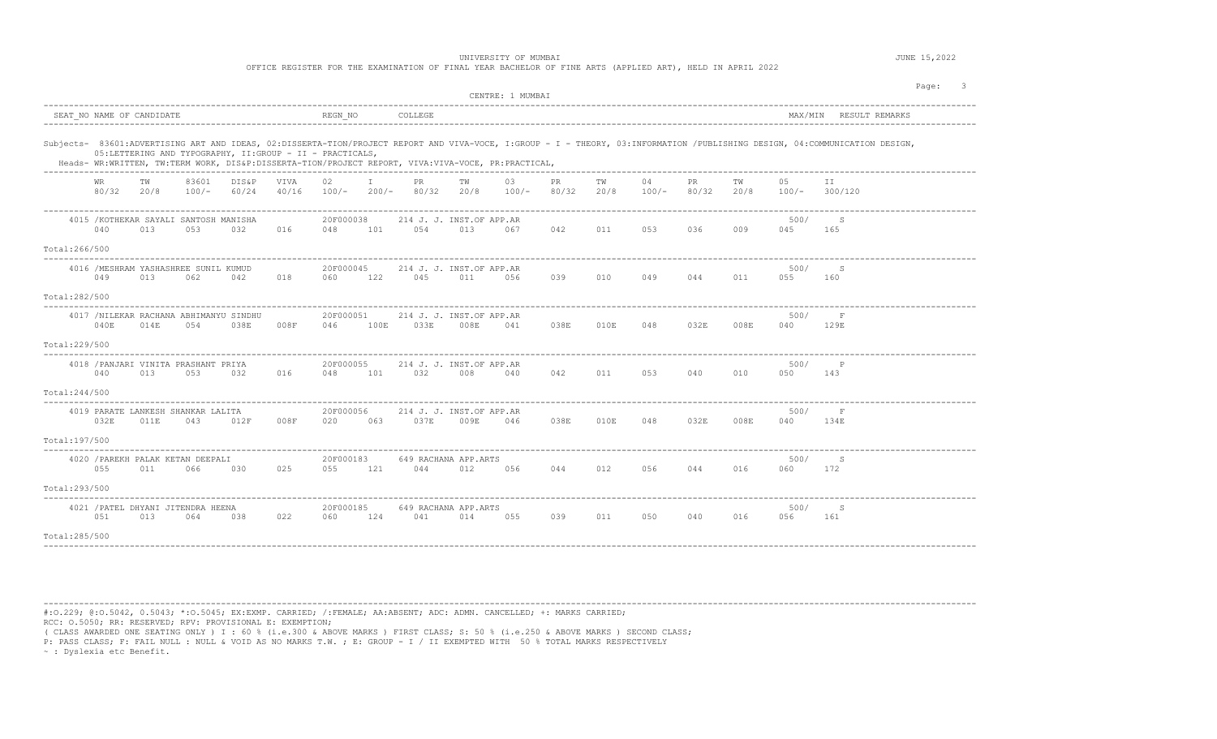UNIVERSITY OF MUMBAI

OFFICE REGISTER FOR THE EXAMINATION OF FINAL YEAR BACHELOR OF FINE ARTS (APPLIED ART), HELD IN APRIL 2022

JUNE 15,2022

CENTRE: 1 MUMBAI

| SEAT_NO | NAME OF CANDIDATE | REGN_NO | COLLEGE | MAX/MIN | RESULT REMARKS |
|---|---|---|---|---|---|

Subjects- 83601:ADVERTISING ART AND IDEAS, 02:DISSERTA-TION/PROJECT REPORT AND VIVA-VOCE, I:GROUP - I - THEORY, 03:INFORMATION /PUBLISHING DESIGN, 04:COMMUNICATION DESIGN, 05:LETTERING AND TYPOGRAPHY, II:GROUP - II - PRACTICALS,

Heads- WR:WRITTEN, TW:TERM WORK, DIS&P:DISSERTA-TION/PROJECT REPORT, VIVA:VIVA-VOCE, PR:PRACTICAL,

| | WR | TW | 83601 | DIS&P | VIVA | 02 | I | PR | TW | 03 | PR | TW | 04 | PR | TW | 05 | II |
|---|---|---|---|---|---|---|---|---|---|---|---|---|---|---|---|---|---|
| | 80/32 | 20/8 | 100/- | 60/24 | 40/16 | 100/- | 200/- | 80/32 | 20/8 | 100/- | 80/32 | 20/8 | 100/- | 80/32 | 20/8 | 100/- | 300/120 |
| 4015 /KOTHEKAR SAYALI SANTOSH MANISHA, 20F000038, 214 J. J. INST.OF APP.AR, 500/, S | 040 | 013 | 053 | 032 | 016 | 048 | 101 | 054 | 013 | 067 | 042 | 011 | 053 | 036 | 009 | 045 | 165 |
| Total:266/500 | | | | | | | | | | | | | | | | | |
| 4016 /MESHRAM YASHASHREE SUNIL KUMUD, 20F000045, 214 J. J. INST.OF APP.AR, 500/, S | 049 | 013 | 062 | 042 | 018 | 060 | 122 | 045 | 011 | 056 | 039 | 010 | 049 | 044 | 011 | 055 | 160 |
| Total:282/500 | | | | | | | | | | | | | | | | | |
| 4017 /NILEKAR RACHANA ABHIMANYU SINDHU, 20F000051, 214 J. J. INST.OF APP.AR, 500/, F | 040E | 014E | 054 | 038E | 008F | 046 | 100E | 033E | 008E | 041 | 038E | 010E | 048 | 032E | 008E | 040 | 129E |
| Total:229/500 | | | | | | | | | | | | | | | | | |
| 4018 /PANJARI VINITA PRASHANT PRIYA, 20F000055, 214 J. J. INST.OF APP.AR, 500/, P | 040 | 013 | 053 | 032 | 016 | 048 | 101 | 032 | 008 | 040 | 042 | 011 | 053 | 040 | 010 | 050 | 143 |
| Total:244/500 | | | | | | | | | | | | | | | | | |
| 4019 PARATE LANKESH SHANKAR LALITA, 20F000056, 214 J. J. INST.OF APP.AR, 500/, F | 032E | 011E | 043 | 012F | 008F | 020 | 063 | 037E | 009E | 046 | 038E | 010E | 048 | 032E | 008E | 040 | 134E |
| Total:197/500 | | | | | | | | | | | | | | | | | |
| 4020 /PAREKH PALAK KETAN DEEPALI, 20F000183, 649 RACHANA APP.ARTS, 500/, S | 055 | 011 | 066 | 030 | 025 | 055 | 121 | 044 | 012 | 056 | 044 | 012 | 056 | 044 | 016 | 060 | 172 |
| Total:293/500 | | | | | | | | | | | | | | | | | |
| 4021 /PATEL DHYANI JITENDRA HEENA, 20F000185, 649 RACHANA APP.ARTS, 500/, S | 051 | 013 | 064 | 038 | 022 | 060 | 124 | 041 | 014 | 055 | 039 | 011 | 050 | 040 | 016 | 056 | 161 |
| Total:285/500 | | | | | | | | | | | | | | | | | |

#:O.229; @:O.5042, 0.5043; *:O.5045; EX:EXMP. CARRIED; /:FEMALE; AA:ABSENT; ADC: ADMN. CANCELLED; +: MARKS CARRIED;
RCC: O.5050; RR: RESERVED; RPV: PROVISIONAL E: EXEMPTION;
( CLASS AWARDED ONE SEATING ONLY ) I : 60 % (i.e.300 & ABOVE MARKS ) FIRST CLASS; S: 50 % (i.e.250 & ABOVE MARKS ) SECOND CLASS;
P: PASS CLASS; F: FAIL NULL : NULL & VOID AS NO MARKS T.W. ; E: GROUP - I / II EXEMPTED WITH 50 % TOTAL MARKS RESPECTIVELY
~ : Dyslexia etc Benefit.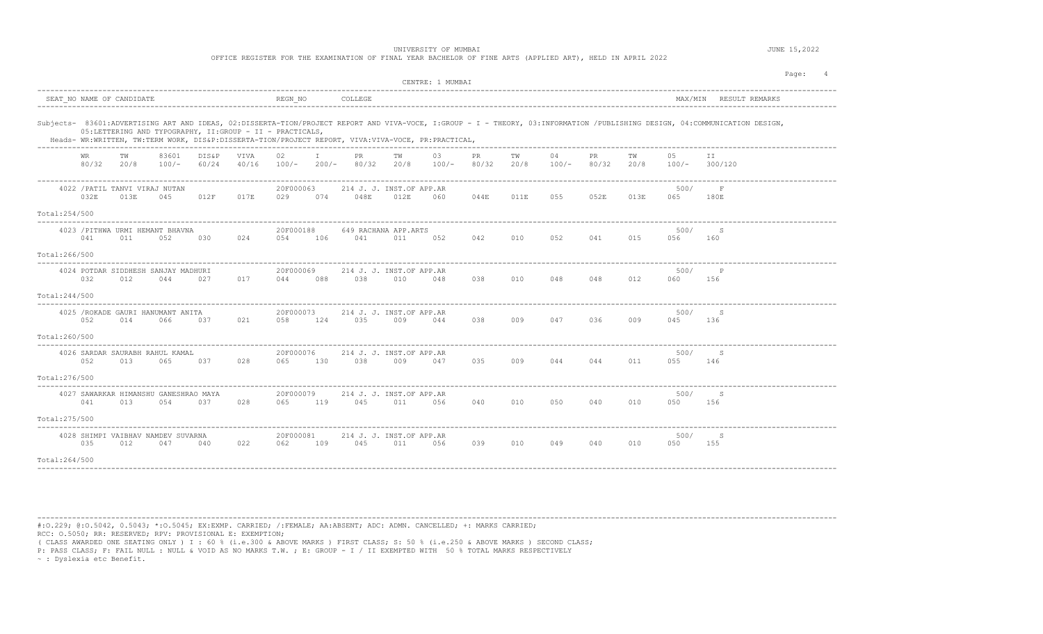UNIVERSITY OF MUMBAI

OFFICE REGISTER FOR THE EXAMINATION OF FINAL YEAR BACHELOR OF FINE ARTS (APPLIED ART), HELD IN APRIL 2022

JUNE 15,2022

CENTRE: 1 MUMBAI

| SEAT_NO | NAME OF CANDIDATE | REGN_NO | COLLEGE | MAX/MIN | RESULT | REMARKS |
|---|---|---|---|---|---|---|

Subjects- 83601:ADVERTISING ART AND IDEAS, 02:DISSERTA-TION/PROJECT REPORT AND VIVA-VOCE, I:GROUP - I - THEORY, 03:INFORMATION /PUBLISHING DESIGN, 04:COMMUNICATION DESIGN, 05:LETTERING AND TYPOGRAPHY, II:GROUP - II - PRACTICALS,

Heads- WR:WRITTEN, TW:TERM WORK, DIS&P:DISSERTA-TION/PROJECT REPORT, VIVA:VIVA-VOCE, PR:PRACTICAL,

| Candidate | WR 80/32 | TW 20/8 | 83601 100/- | DIS&P 60/24 | VIVA 40/16 | 02 100/- | I 200/- | PR 80/32 | TW 20/8 | 03 100/- | PR 80/32 | TW 20/8 | 04 100/- | PR 80/32 | TW 20/8 | 05 100/- | II 300/120 | MAX/MIN | RESULT |
|---|---|---|---|---|---|---|---|---|---|---|---|---|---|---|---|---|---|---|---|
| 4022 /PATIL TANVI VIRAJ NUTAN, 20F000063, 214 J. J. INST.OF APP.AR | 032E | 013E | 045 | 012F | 017E | 029 | 074 | 048E | 012E | 060 | 044E | 011E | 055 | 052E | 013E | 065 | 180E | 500/ | F |
| Total:254/500 | | | | | | | | | | | | | | | | | | | |
| 4023 /PITHWA URMI HEMANT BHAVNA, 20F000188, 649 RACHANA APP.ARTS | 041 | 011 | 052 | 030 | 024 | 054 | 106 | 041 | 011 | 052 | 042 | 010 | 052 | 041 | 015 | 056 | 160 | 500/ | S |
| Total:266/500 | | | | | | | | | | | | | | | | | | | |
| 4024 POTDAR SIDDHESH SANJAY MADHURI, 20F000069, 214 J. J. INST.OF APP.AR | 032 | 012 | 044 | 027 | 017 | 044 | 088 | 038 | 010 | 048 | 038 | 010 | 048 | 048 | 012 | 060 | 156 | 500/ | P |
| Total:244/500 | | | | | | | | | | | | | | | | | | | |
| 4025 /ROKADE GAURI HANUMANT ANITA, 20F000073, 214 J. J. INST.OF APP.AR | 052 | 014 | 066 | 037 | 021 | 058 | 124 | 035 | 009 | 044 | 038 | 009 | 047 | 036 | 009 | 045 | 136 | 500/ | S |
| Total:260/500 | | | | | | | | | | | | | | | | | | | |
| 4026 SARDAR SAURABH RAHUL KAMAL, 20F000076, 214 J. J. INST.OF APP.AR | 052 | 013 | 065 | 037 | 028 | 065 | 130 | 038 | 009 | 047 | 035 | 009 | 044 | 044 | 011 | 055 | 146 | 500/ | S |
| Total:276/500 | | | | | | | | | | | | | | | | | | | |
| 4027 SAWARKAR HIMANSHU GANESHRAO MAYA, 20F000079, 214 J. J. INST.OF APP.AR | 041 | 013 | 054 | 037 | 028 | 065 | 119 | 045 | 011 | 056 | 040 | 010 | 050 | 040 | 010 | 050 | 156 | 500/ | S |
| Total:275/500 | | | | | | | | | | | | | | | | | | | |
| 4028 SHIMPI VAIBHAV NAMDEV SUVARNA, 20F000081, 214 J. J. INST.OF APP.AR | 035 | 012 | 047 | 040 | 022 | 062 | 109 | 045 | 011 | 056 | 039 | 010 | 049 | 040 | 010 | 050 | 155 | 500/ | S |
| Total:264/500 | | | | | | | | | | | | | | | | | | | |

#:O.229; @:O.5042, 0.5043; *:O.5045; EX:EXMP. CARRIED; /:FEMALE; AA:ABSENT; ADC: ADMN. CANCELLED; +: MARKS CARRIED;
RCC: O.5050; RR: RESERVED; RPV: PROVISIONAL E: EXEMPTION;
( CLASS AWARDED ONE SEATING ONLY ) I : 60 % (i.e.300 & ABOVE MARKS ) FIRST CLASS; S: 50 % (i.e.250 & ABOVE MARKS ) SECOND CLASS;
P: PASS CLASS; F: FAIL NULL : NULL & VOID AS NO MARKS T.W. ; E: GROUP - I / II EXEMPTED WITH 50 % TOTAL MARKS RESPECTIVELY
~ : Dyslexia etc Benefit.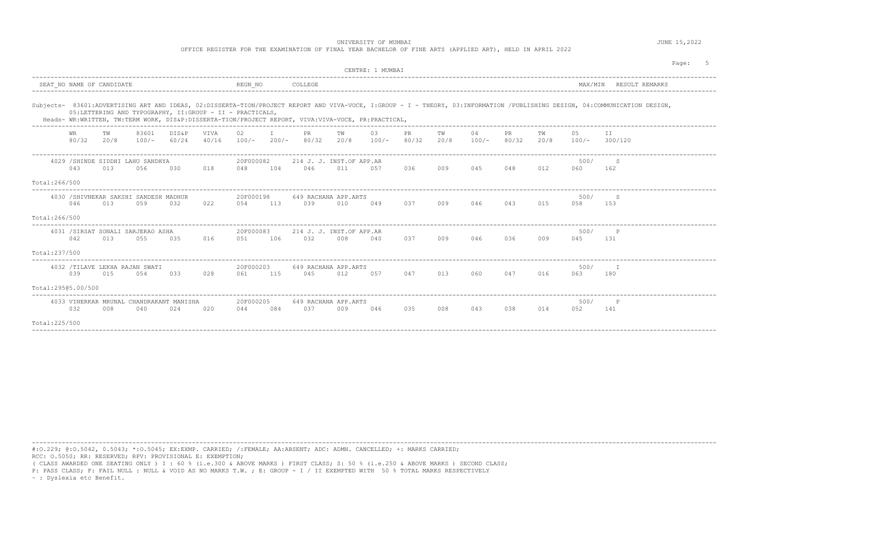UNIVERSITY OF MUMBAI

OFFICE REGISTER FOR THE EXAMINATION OF FINAL YEAR BACHELOR OF FINE ARTS (APPLIED ART), HELD IN APRIL 2022

JUNE 15,2022

CENTRE: 1 MUMBAI

| SEAT_NO | NAME OF CANDIDATE | REGN_NO | COLLEGE | MAX/MIN | RESULT | REMARKS |
|---|---|---|---|---|---|---|

Subjects- 83601:ADVERTISING ART AND IDEAS, 02:DISSERTA-TION/PROJECT REPORT AND VIVA-VOCE, I:GROUP - I - THEORY, 03:INFORMATION /PUBLISHING DESIGN, 04:COMMUNICATION DESIGN, 05:LETTERING AND TYPOGRAPHY, II:GROUP - II - PRACTICALS,

Heads- WR:WRITTEN, TW:TERM WORK, DIS&P:DISSERTA-TION/PROJECT REPORT, VIVA:VIVA-VOCE, PR:PRACTICAL,

| WR 80/32 | TW 20/8 | 83601 100/- | DIS&P 60/24 | VIVA 40/16 | 02 100/- | I 200/- | PR 80/32 | TW 20/8 | 03 100/- | PR 80/32 | TW 20/8 | 04 100/- | PR 80/32 | TW 20/8 | 05 100/- | II 300/120 |
|---|---|---|---|---|---|---|---|---|---|---|---|---|---|---|---|---|

| Seat No / Name | Regn No | College | MAX/MIN | Result |
|---|---|---|---|---|
| 4029 /SHINDE SIDDHI LAHU SANDHYA | 20F000082 | 214 J. J. INST.OF APP.AR | 500/ | S |

| WR | TW | 83601 | DIS&P | VIVA | 02 | I | PR | TW | 03 | PR | TW | 04 | PR | TW | 05 | II |
|---|---|---|---|---|---|---|---|---|---|---|---|---|---|---|---|---|
| 043 | 013 | 056 | 030 | 018 | 048 | 104 | 046 | 011 | 057 | 036 | 009 | 045 | 048 | 012 | 060 | 162 |

Total:266/500

| Seat No / Name | Regn No | College | MAX/MIN | Result |
|---|---|---|---|---|
| 4030 /SHIVNEKAR SAKSHI SANDESH MADHUR | 20F000198 | 649 RACHANA APP.ARTS | 500/ | S |

| WR | TW | 83601 | DIS&P | VIVA | 02 | I | PR | TW | 03 | PR | TW | 04 | PR | TW | 05 | II |
|---|---|---|---|---|---|---|---|---|---|---|---|---|---|---|---|---|
| 046 | 013 | 059 | 032 | 022 | 054 | 113 | 039 | 010 | 049 | 037 | 009 | 046 | 043 | 015 | 058 | 153 |

Total:266/500

| Seat No / Name | Regn No | College | MAX/MIN | Result |
|---|---|---|---|---|
| 4031 /SIRSAT SONALI SARJERAO ASHA | 20F000083 | 214 J. J. INST.OF APP.AR | 500/ | P |

| WR | TW | 83601 | DIS&P | VIVA | 02 | I | PR | TW | 03 | PR | TW | 04 | PR | TW | 05 | II |
|---|---|---|---|---|---|---|---|---|---|---|---|---|---|---|---|---|
| 042 | 013 | 055 | 035 | 016 | 051 | 106 | 032 | 008 | 040 | 037 | 009 | 046 | 036 | 009 | 045 | 131 |

Total:237/500

| Seat No / Name | Regn No | College | MAX/MIN | Result |
|---|---|---|---|---|
| 4032 /TILAVE LEKHA RAJAN SWATI | 20F000203 | 649 RACHANA APP.ARTS | 500/ | I |

| WR | TW | 83601 | DIS&P | VIVA | 02 | I | PR | TW | 03 | PR | TW | 04 | PR | TW | 05 | II |
|---|---|---|---|---|---|---|---|---|---|---|---|---|---|---|---|---|
| 039 | 015 | 054 | 033 | 028 | 061 | 115 | 045 | 012 | 057 | 047 | 013 | 060 | 047 | 016 | 063 | 180 |

Total:295@5.00/500

| Seat No / Name | Regn No | College | MAX/MIN | Result |
|---|---|---|---|---|
| 4033 VINERKAR MRUNAL CHANDRAKANT MANISHA | 20F000205 | 649 RACHANA APP.ARTS | 500/ | P |

| WR | TW | 83601 | DIS&P | VIVA | 02 | I | PR | TW | 03 | PR | TW | 04 | PR | TW | 05 | II |
|---|---|---|---|---|---|---|---|---|---|---|---|---|---|---|---|---|
| 032 | 008 | 040 | 024 | 020 | 044 | 084 | 037 | 009 | 046 | 035 | 008 | 043 | 038 | 014 | 052 | 141 |

Total:225/500

#:O.229; @:O.5042, 0.5043; *:O.5045; EX:EXMP. CARRIED; /:FEMALE; AA:ABSENT; ADC: ADMN. CANCELLED; +: MARKS CARRIED;
RCC: O.5050; RR: RESERVED; RPV: PROVISIONAL E: EXEMPTION;
( CLASS AWARDED ONE SEATING ONLY ) I : 60 % (i.e.300 & ABOVE MARKS ) FIRST CLASS; S: 50 % (i.e.250 & ABOVE MARKS ) SECOND CLASS;
P: PASS CLASS; F: FAIL NULL : NULL & VOID AS NO MARKS T.W. ; E: GROUP - I / II EXEMPTED WITH 50 % TOTAL MARKS RESPECTIVELY
~ : Dyslexia etc Benefit.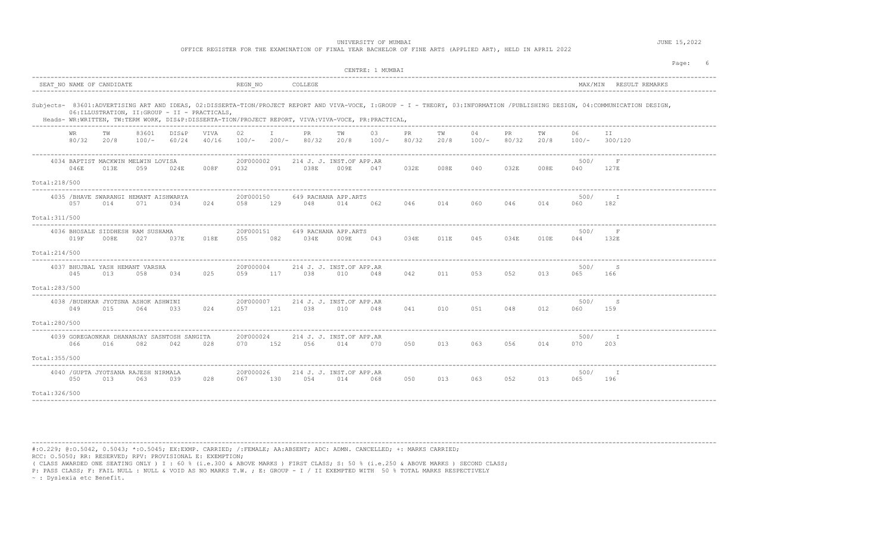UNIVERSITY OF MUMBAI

OFFICE REGISTER FOR THE EXAMINATION OF FINAL YEAR BACHELOR OF FINE ARTS (APPLIED ART), HELD IN APRIL 2022

JUNE 15,2022

CENTRE: 1 MUMBAI

Subjects- 83601:ADVERTISING ART AND IDEAS, 02:DISSERTA-TION/PROJECT REPORT AND VIVA-VOCE, I:GROUP - I - THEORY, 03:INFORMATION /PUBLISHING DESIGN, 04:COMMUNICATION DESIGN, 06:ILLUSTRATION, II:GROUP - II - PRACTICALS,

Heads- WR:WRITTEN, TW:TERM WORK, DIS&P:DISSERTA-TION/PROJECT REPORT, VIVA:VIVA-VOCE, PR:PRACTICAL,

| SEAT_NO | NAME OF CANDIDATE | REGN_NO | COLLEGE | WR 80/32 | TW 20/8 | 83601 100/- | DIS&P 60/24 | VIVA 40/16 | 02 100/- | I 200/- | PR 80/32 | TW 20/8 | 03 100/- | PR 80/32 | TW 20/8 | 04 100/- | PR 80/32 | TW 20/8 | 06 100/- | II 300/120 | MAX/MIN | RESULT | Total |
|---|---|---|---|---|---|---|---|---|---|---|---|---|---|---|---|---|---|---|---|---|---|---|---|
| 4034 | BAPTIST MACKWIN MELWIN LOVISA | 20F000002 | 214 J. J. INST.OF APP.AR | 046E | 013E | 059 | 024E | 008F | 032 | 091 | 038E | 009E | 047 | 032E | 008E | 040 | 032E | 008E | 040 | 127E | 500/ | F | 218/500 |
| 4035 | /BHAVE SWARANGI HEMANT AISHWARYA | 20F000150 | 649 RACHANA APP.ARTS | 057 | 014 | 071 | 034 | 024 | 058 | 129 | 048 | 014 | 062 | 046 | 014 | 060 | 046 | 014 | 060 | 182 | 500/ | I | 311/500 |
| 4036 | BHOSALE SIDDHESH RAM SUSHAMA | 20F000151 | 649 RACHANA APP.ARTS | 019F | 008E | 027 | 037E | 018E | 055 | 082 | 034E | 009E | 043 | 034E | 011E | 045 | 034E | 010E | 044 | 132E | 500/ | F | 214/500 |
| 4037 | BHUJBAL YASH HEMANT VARSHA | 20F000004 | 214 J. J. INST.OF APP.AR | 045 | 013 | 058 | 034 | 025 | 059 | 117 | 038 | 010 | 048 | 042 | 011 | 053 | 052 | 013 | 065 | 166 | 500/ | S | 283/500 |
| 4038 | /BUDHKAR JYOTSNA ASHOK ASHWINI | 20F000007 | 214 J. J. INST.OF APP.AR | 049 | 015 | 064 | 033 | 024 | 057 | 121 | 038 | 010 | 048 | 041 | 010 | 051 | 048 | 012 | 060 | 159 | 500/ | S | 280/500 |
| 4039 | GOREGAONKAR DHANANJAY SASNTOSH SANGITA | 20F000024 | 214 J. J. INST.OF APP.AR | 066 | 016 | 082 | 042 | 028 | 070 | 152 | 056 | 014 | 070 | 050 | 013 | 063 | 056 | 014 | 070 | 203 | 500/ | I | 355/500 |
| 4040 | /GUPTA JYOTSANA RAJESH NIRMALA | 20F000026 | 214 J. J. INST.OF APP.AR | 050 | 013 | 063 | 039 | 028 | 067 | 130 | 054 | 014 | 068 | 050 | 013 | 063 | 052 | 013 | 065 | 196 | 500/ | I | 326/500 |

#:O.229; @:O.5042, 0.5043; *:O.5045; EX:EXMP. CARRIED; /:FEMALE; AA:ABSENT; ADC: ADMN. CANCELLED; +: MARKS CARRIED;
RCC: O.5050; RR: RESERVED; RPV: PROVISIONAL E: EXEMPTION;
( CLASS AWARDED ONE SEATING ONLY ) I : 60 % (i.e.300 & ABOVE MARKS ) FIRST CLASS; S: 50 % (i.e.250 & ABOVE MARKS ) SECOND CLASS;
P: PASS CLASS; F: FAIL NULL : NULL & VOID AS NO MARKS T.W. ; E: GROUP - I / II EXEMPTED WITH 50 % TOTAL MARKS RESPECTIVELY
~ : Dyslexia etc Benefit.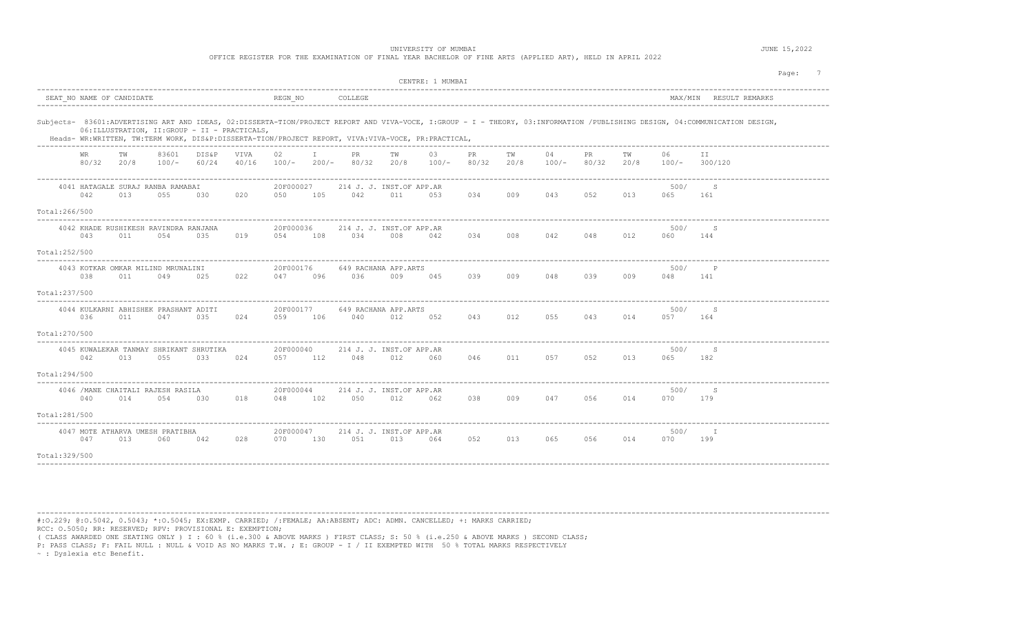UNIVERSITY OF MUMBAI

OFFICE REGISTER FOR THE EXAMINATION OF FINAL YEAR BACHELOR OF FINE ARTS (APPLIED ART), HELD IN APRIL 2022

JUNE 15,2022

CENTRE: 1 MUMBAI

SEAT_NO NAME OF CANDIDATE | REGN_NO | COLLEGE | MAX/MIN | RESULT REMARKS

Subjects- 83601:ADVERTISING ART AND IDEAS, 02:DISSERTA-TION/PROJECT REPORT AND VIVA-VOCE, I:GROUP - I - THEORY, 03:INFORMATION /PUBLISHING DESIGN, 04:COMMUNICATION DESIGN, 06:ILLUSTRATION, II:GROUP - II - PRACTICALS,

Heads- WR:WRITTEN, TW:TERM WORK, DIS&P:DISSERTA-TION/PROJECT REPORT, VIVA:VIVA-VOCE, PR:PRACTICAL,

| SEAT_NO | NAME OF CANDIDATE | REGN_NO | COLLEGE | WR 80/32 | TW 20/8 | 83601 100/- | DIS&P 60/24 | VIVA 40/16 | 02 100/- | I 200/- | PR 80/32 | TW 20/8 | 03 100/- | PR 80/32 | TW 20/8 | 04 100/- | PR 80/32 | TW 20/8 | 06 100/- | II 300/120 | MAX/MIN | RESULT | Total |
|---|---|---|---|---|---|---|---|---|---|---|---|---|---|---|---|---|---|---|---|---|---|---|---|
| 4041 | HATAGALE SURAJ RANBA RAMABAI | 20F000027 | 214 J. J. INST.OF APP.AR | 042 | 013 | 055 | 030 | 020 | 050 | 105 | 042 | 011 | 053 | 034 | 009 | 043 | 052 | 013 | 065 | 161 | 500/ | S | 266/500 |
| 4042 | KHADE RUSHIKESH RAVINDRA RANJANA | 20F000036 | 214 J. J. INST.OF APP.AR | 043 | 011 | 054 | 035 | 019 | 054 | 108 | 034 | 008 | 042 | 034 | 008 | 042 | 048 | 012 | 060 | 144 | 500/ | S | 252/500 |
| 4043 | KOTKAR OMKAR MILIND MRUNALINI | 20F000176 | 649 RACHANA APP.ARTS | 038 | 011 | 049 | 025 | 022 | 047 | 096 | 036 | 009 | 045 | 039 | 009 | 048 | 039 | 009 | 048 | 141 | 500/ | P | 237/500 |
| 4044 | KULKARNI ABHISHEK PRASHANT ADITI | 20F000177 | 649 RACHANA APP.ARTS | 036 | 011 | 047 | 035 | 024 | 059 | 106 | 040 | 012 | 052 | 043 | 012 | 055 | 043 | 014 | 057 | 164 | 500/ | S | 270/500 |
| 4045 | KUWALEKAR TANMAY SHRIKANT SHRUTIKA | 20F000040 | 214 J. J. INST.OF APP.AR | 042 | 013 | 055 | 033 | 024 | 057 | 112 | 048 | 012 | 060 | 046 | 011 | 057 | 052 | 013 | 065 | 182 | 500/ | S | 294/500 |
| 4046 | /MANE CHAITALI RAJESH RASILA | 20F000044 | 214 J. J. INST.OF APP.AR | 040 | 014 | 054 | 030 | 018 | 048 | 102 | 050 | 012 | 062 | 038 | 009 | 047 | 056 | 014 | 070 | 179 | 500/ | S | 281/500 |
| 4047 | MOTE ATHARVA UMESH PRATIBHA | 20F000047 | 214 J. J. INST.OF APP.AR | 047 | 013 | 060 | 042 | 028 | 070 | 130 | 051 | 013 | 064 | 052 | 013 | 065 | 056 | 014 | 070 | 199 | 500/ | I | 329/500 |

#:O.229; @:O.5042, 0.5043; *:O.5045; EX:EXMP. CARRIED; /:FEMALE; AA:ABSENT; ADC: ADMN. CANCELLED; +: MARKS CARRIED;
RCC: O.5050; RR: RESERVED; RPV: PROVISIONAL E: EXEMPTION;
( CLASS AWARDED ONE SEATING ONLY ) I : 60 % (i.e.300 & ABOVE MARKS ) FIRST CLASS; S: 50 % (i.e.250 & ABOVE MARKS ) SECOND CLASS;
P: PASS CLASS; F: FAIL NULL : NULL & VOID AS NO MARKS T.W. ; E: GROUP - I / II EXEMPTED WITH 50 % TOTAL MARKS RESPECTIVELY
~ : Dyslexia etc Benefit.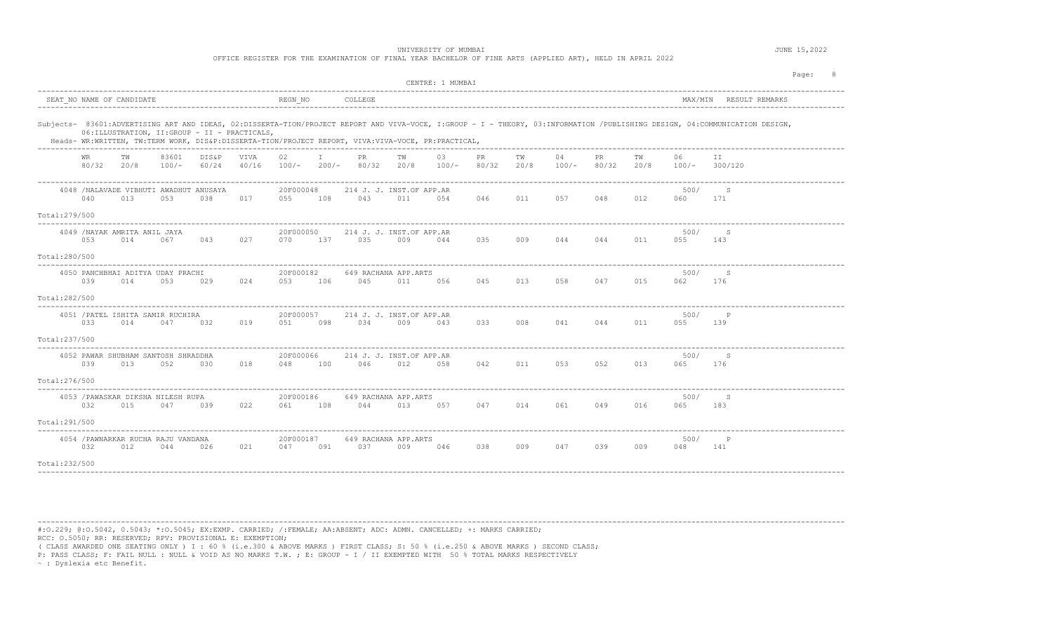UNIVERSITY OF MUMBAI

OFFICE REGISTER FOR THE EXAMINATION OF FINAL YEAR BACHELOR OF FINE ARTS (APPLIED ART), HELD IN APRIL 2022

JUNE 15,2022

CENTRE: 1 MUMBAI

| SEAT_NO | NAME OF CANDIDATE | REGN_NO | COLLEGE | MAX/MIN | RESULT | REMARKS |
|---|---|---|---|---|---|---|

Subjects- 83601:ADVERTISING ART AND IDEAS, 02:DISSERTA-TION/PROJECT REPORT AND VIVA-VOCE, I:GROUP - I - THEORY, 03:INFORMATION /PUBLISHING DESIGN, 04:COMMUNICATION DESIGN, 06:ILLUSTRATION, II:GROUP - II - PRACTICALS,

Heads- WR:WRITTEN, TW:TERM WORK, DIS&P:DISSERTA-TION/PROJECT REPORT, VIVA:VIVA-VOCE, PR:PRACTICAL,

| SEAT_NO | NAME OF CANDIDATE | REGN_NO | COLLEGE | WR 80/32 | TW 20/8 | 83601 100/- | DIS&P 60/24 | VIVA 40/16 | 02 100/- | I 200/- | PR 80/32 | TW 20/8 | 03 100/- | PR 80/32 | TW 20/8 | 04 100/- | PR 80/32 | TW 20/8 | 06 100/- | II 300/120 | MAX/MIN | RESULT | Total |
|---|---|---|---|---|---|---|---|---|---|---|---|---|---|---|---|---|---|---|---|---|---|---|---|
| 4048 | /NALAVADE VIBHUTI AWADHUT ANUSAYA | 20F000048 | 214 J. J. INST.OF APP.AR | 040 | 013 | 053 | 038 | 017 | 055 | 108 | 043 | 011 | 054 | 046 | 011 | 057 | 048 | 012 | 060 | 171 | 500/ | S | 279/500 |
| 4049 | /NAYAK AMRITA ANIL JAYA | 20F000050 | 214 J. J. INST.OF APP.AR | 053 | 014 | 067 | 043 | 027 | 070 | 137 | 035 | 009 | 044 | 035 | 009 | 044 | 044 | 011 | 055 | 143 | 500/ | S | 280/500 |
| 4050 | PANCHBHAI ADITYA UDAY PRACHI | 20F000182 | 649 RACHANA APP.ARTS | 039 | 014 | 053 | 029 | 024 | 053 | 106 | 045 | 011 | 056 | 045 | 013 | 058 | 047 | 015 | 062 | 176 | 500/ | S | 282/500 |
| 4051 | /PATEL ISHITA SAMIR RUCHIRA | 20F000057 | 214 J. J. INST.OF APP.AR | 033 | 014 | 047 | 032 | 019 | 051 | 098 | 034 | 009 | 043 | 033 | 008 | 041 | 044 | 011 | 055 | 139 | 500/ | P | 237/500 |
| 4052 | PAWAR SHUBHAM SANTOSH SHRADDHA | 20F000066 | 214 J. J. INST.OF APP.AR | 039 | 013 | 052 | 030 | 018 | 048 | 100 | 046 | 012 | 058 | 042 | 011 | 053 | 052 | 013 | 065 | 176 | 500/ | S | 276/500 |
| 4053 | /PAWASKAR DIKSHA NILESH RUPA | 20F000186 | 649 RACHANA APP.ARTS | 032 | 015 | 047 | 039 | 022 | 061 | 108 | 044 | 013 | 057 | 047 | 014 | 061 | 049 | 016 | 065 | 183 | 500/ | S | 291/500 |
| 4054 | /PAWNARKAR RUCHA RAJU VANDANA | 20F000187 | 649 RACHANA APP.ARTS | 032 | 012 | 044 | 026 | 021 | 047 | 091 | 037 | 009 | 046 | 038 | 009 | 047 | 039 | 009 | 048 | 141 | 500/ | P | 232/500 |

#:O.229; @:O.5042, 0.5043; *:O.5045; EX:EXMP. CARRIED; /:FEMALE; AA:ABSENT; ADC: ADMN. CANCELLED; +: MARKS CARRIED;
RCC: O.5050; RR: RESERVED; RPV: PROVISIONAL E: EXEMPTION;
( CLASS AWARDED ONE SEATING ONLY ) I : 60 % (i.e.300 & ABOVE MARKS ) FIRST CLASS; S: 50 % (i.e.250 & ABOVE MARKS ) SECOND CLASS;
P: PASS CLASS; F: FAIL NULL : NULL & VOID AS NO MARKS T.W. ; E: GROUP - I / II EXEMPTED WITH 50 % TOTAL MARKS RESPECTIVELY
~ : Dyslexia etc Benefit.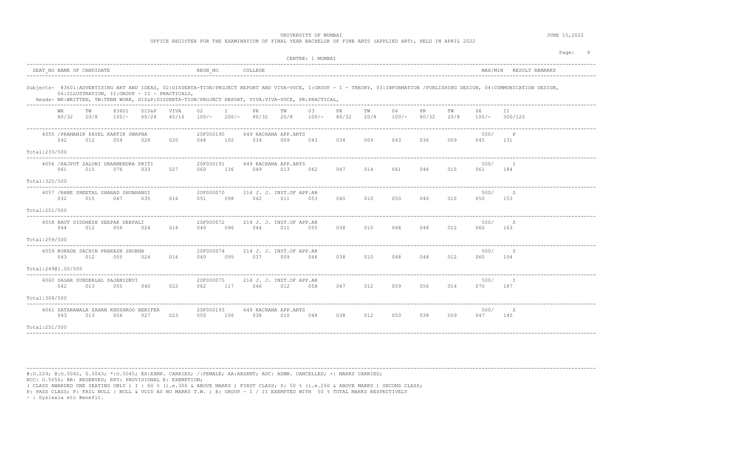UNIVERSITY OF MUMBAI

OFFICE REGISTER FOR THE EXAMINATION OF FINAL YEAR BACHELOR OF FINE ARTS (APPLIED ART), HELD IN APRIL 2022

JUNE 15,2022

CENTRE: 1 MUMBAI

| SEAT_NO | NAME OF CANDIDATE | REGN_NO | COLLEGE | MAX/MIN | RESULT | REMARKS |
|---|---|---|---|---|---|---|

Subjects- 83601:ADVERTISING ART AND IDEAS, 02:DISSERTA-TION/PROJECT REPORT AND VIVA-VOCE, I:GROUP - I - THEORY, 03:INFORMATION /PUBLISHING DESIGN, 04:COMMUNICATION DESIGN, 06:ILLUSTRATION, II:GROUP - II - PRACTICALS,

Heads- WR:WRITTEN, TW:TERM WORK, DIS&P:DISSERTA-TION/PROJECT REPORT, VIVA:VIVA-VOCE, PR:PRACTICAL,

| Seat No / Name | Regn No | College | WR 80/32 | TW 20/8 | 83601 100/- | DIS&P 60/24 | VIVA 40/16 | 02 100/- | I 200/- | PR 80/32 | TW 20/8 | 03 100/- | PR 80/32 | TW 20/8 | 04 100/- | PR 80/32 | TW 20/8 | 06 100/- | II 300/120 | MAX/MIN | RESULT | Total |
|---|---|---|---|---|---|---|---|---|---|---|---|---|---|---|---|---|---|---|---|---|---|---|
| 4055 /PRAMANIK PAYEL KARTIK SWAPNA | 20F000190 | 649 RACHANA APP.ARTS | 042 | 012 | 054 | 028 | 020 | 048 | 102 | 034 | 009 | 043 | 034 | 009 | 043 | 036 | 009 | 045 | 131 | 500/ | P | 233/500 |
| 4056 /RAJPUT SALONI DHARMENDRA PRITI | 20F000191 | 649 RACHANA APP.ARTS | 061 | 015 | 076 | 033 | 027 | 060 | 136 | 049 | 013 | 062 | 047 | 014 | 061 | 046 | 015 | 061 | 184 | 500/ | I | 320/500 |
| 4057 /RANE SHEETAL SHARAD SHUBHANGI | 20F000070 | 214 J. J. INST.OF APP.AR | 032 | 015 | 047 | 035 | 016 | 051 | 098 | 042 | 011 | 053 | 040 | 010 | 050 | 040 | 010 | 050 | 153 | 500/ | S | 251/500 |
| 4058 RAUT SIDDHESH DEEPAK DEEPALI | 20F000072 | 214 J. J. INST.OF APP.AR | 044 | 012 | 056 | 024 | 016 | 040 | 096 | 044 | 011 | 055 | 038 | 010 | 048 | 048 | 012 | 060 | 163 | 500/ | S | 259/500 |
| 4059 ROKADE SACHIN PRAKASH SHOBHA | 20F000074 | 214 J. J. INST.OF APP.AR | 043 | 012 | 055 | 024 | 016 | 040 | 095 | 037 | 009 | 046 | 038 | 010 | 048 | 048 | 012 | 060 | 154 | 500/ | S | 249@1.00/500 |
| 4060 SAGAR SUNDERLAL SAJANIDEVI | 20F000075 | 214 J. J. INST.OF APP.AR | 042 | 013 | 055 | 040 | 022 | 062 | 117 | 046 | 012 | 058 | 047 | 012 | 059 | 056 | 014 | 070 | 187 | 500/ | I | 304/500 |
| 4061 SATARAWALA ZAHAN KHUSHROO BENIFER | 20F000193 | 649 RACHANA APP.ARTS | 043 | 013 | 056 | 027 | 023 | 050 | 106 | 038 | 010 | 048 | 038 | 012 | 050 | 038 | 009 | 047 | 145 | 500/ | S | 251/500 |

#:O.229; @:O.5042, 0.5043; *:O.5045; EX:EXMP. CARRIED; /:FEMALE; AA:ABSENT; ADC: ADMN. CANCELLED; +: MARKS CARRIED;
RCC: O.5050; RR: RESERVED; RPV: PROVISIONAL E: EXEMPTION;
( CLASS AWARDED ONE SEATING ONLY ) I : 60 % (i.e.300 & ABOVE MARKS ) FIRST CLASS; S: 50 % (i.e.250 & ABOVE MARKS ) SECOND CLASS;
P: PASS CLASS; F: FAIL NULL : NULL & VOID AS NO MARKS T.W. ; E: GROUP - I / II EXEMPTED WITH 50 % TOTAL MARKS RESPECTIVELY
~ : Dyslexia etc Benefit.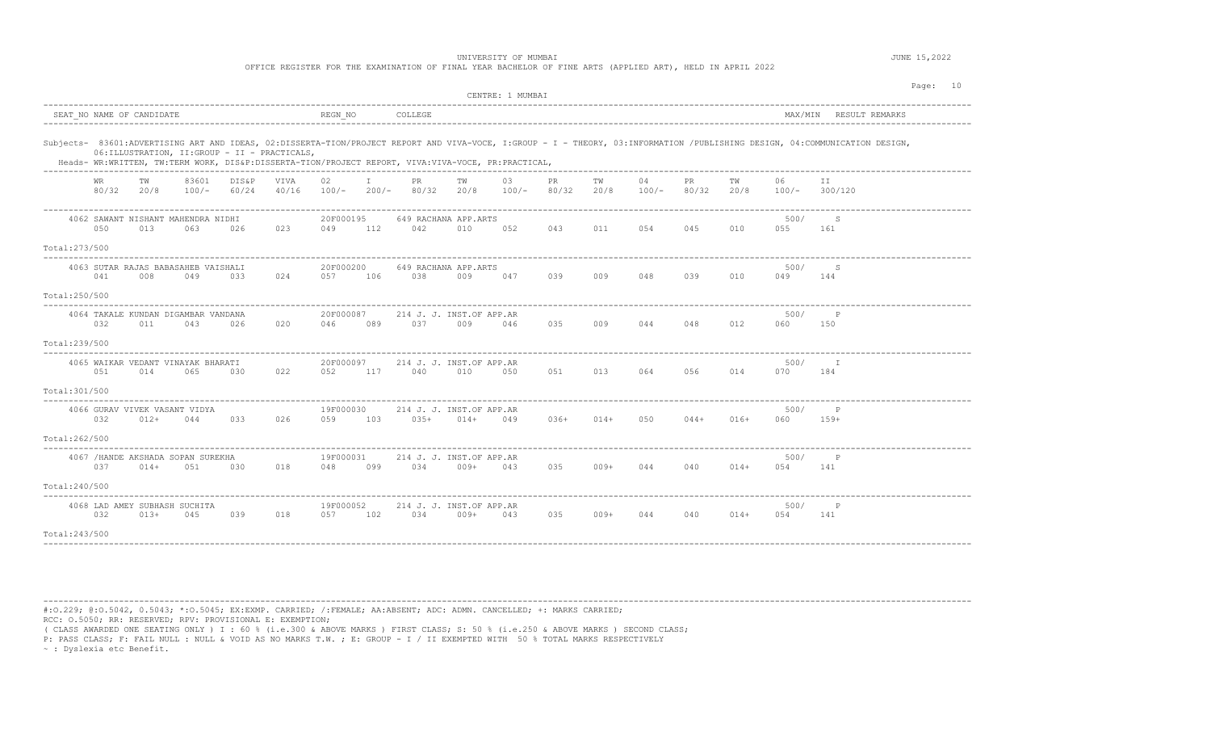UNIVERSITY OF MUMBAI

OFFICE REGISTER FOR THE EXAMINATION OF FINAL YEAR BACHELOR OF FINE ARTS (APPLIED ART), HELD IN APRIL 2022

JUNE 15,2022

CENTRE: 1 MUMBAI

| SEAT_NO | NAME OF CANDIDATE | REGN_NO | COLLEGE | MAX/MIN | RESULT | REMARKS |
|---|---|---|---|---|---|---|

Subjects- 83601:ADVERTISING ART AND IDEAS, 02:DISSERTA-TION/PROJECT REPORT AND VIVA-VOCE, I:GROUP - I - THEORY, 03:INFORMATION /PUBLISHING DESIGN, 04:COMMUNICATION DESIGN, 06:ILLUSTRATION, II:GROUP - II - PRACTICALS,

Heads- WR:WRITTEN, TW:TERM WORK, DIS&P:DISSERTA-TION/PROJECT REPORT, VIVA:VIVA-VOCE, PR:PRACTICAL,

| Seat No / Name | Regn No | College | WR 80/32 | TW 20/8 | 83601 100/- | DIS&P 60/24 | VIVA 40/16 | 02 100/- | I 200/- | PR 80/32 | TW 20/8 | 03 100/- | PR 80/32 | TW 20/8 | 04 100/- | PR 80/32 | TW 20/8 | 06 100/- | II 300/120 | Max | Result | Total |
|---|---|---|---|---|---|---|---|---|---|---|---|---|---|---|---|---|---|---|---|---|---|---|
| 4062 SAWANT NISHANT MAHENDRA NIDHI | 20F000195 | 649 RACHANA APP.ARTS | 050 | 013 | 063 | 026 | 023 | 049 | 112 | 042 | 010 | 052 | 043 | 011 | 054 | 045 | 010 | 055 | 161 | 500/ | S | 273/500 |
| 4063 SUTAR RAJAS BABASAHEB VAISHALI | 20F000200 | 649 RACHANA APP.ARTS | 041 | 008 | 049 | 033 | 024 | 057 | 106 | 038 | 009 | 047 | 039 | 009 | 048 | 039 | 010 | 049 | 144 | 500/ | S | 250/500 |
| 4064 TAKALE KUNDAN DIGAMBAR VANDANA | 20F000087 | 214 J. J. INST.OF APP.AR | 032 | 011 | 043 | 026 | 020 | 046 | 089 | 037 | 009 | 046 | 035 | 009 | 044 | 048 | 012 | 060 | 150 | 500/ | P | 239/500 |
| 4065 WAIKAR VEDANT VINAYAK BHARATI | 20F000097 | 214 J. J. INST.OF APP.AR | 051 | 014 | 065 | 030 | 022 | 052 | 117 | 040 | 010 | 050 | 051 | 013 | 064 | 056 | 014 | 070 | 184 | 500/ | I | 301/500 |
| 4066 GURAV VIVEK VASANT VIDYA | 19F000030 | 214 J. J. INST.OF APP.AR | 032 | 012+ | 044 | 033 | 026 | 059 | 103 | 035+ | 014+ | 049 | 036+ | 014+ | 050 | 044+ | 016+ | 060 | 159+ | 500/ | P | 262/500 |
| 4067 /HANDE AKSHADA SOPAN SUREKHA | 19F000031 | 214 J. J. INST.OF APP.AR | 037 | 014+ | 051 | 030 | 018 | 048 | 099 | 034 | 009+ | 043 | 035 | 009+ | 044 | 040 | 014+ | 054 | 141 | 500/ | P | 240/500 |
| 4068 LAD AMEY SUBHASH SUCHITA | 19F000052 | 214 J. J. INST.OF APP.AR | 032 | 013+ | 045 | 039 | 018 | 057 | 102 | 034 | 009+ | 043 | 035 | 009+ | 044 | 040 | 014+ | 054 | 141 | 500/ | P | 243/500 |

#:O.229; @:O.5042, 0.5043; *:O.5045; EX:EXMP. CARRIED; /:FEMALE; AA:ABSENT; ADC: ADMN. CANCELLED; +: MARKS CARRIED;
RCC: O.5050; RR: RESERVED; RPV: PROVISIONAL E: EXEMPTION;
( CLASS AWARDED ONE SEATING ONLY ) I : 60 % (i.e.300 & ABOVE MARKS ) FIRST CLASS; S: 50 % (i.e.250 & ABOVE MARKS ) SECOND CLASS;
P: PASS CLASS; F: FAIL NULL : NULL & VOID AS NO MARKS T.W. ; E: GROUP - I / II EXEMPTED WITH 50 % TOTAL MARKS RESPECTIVELY
~ : Dyslexia etc Benefit.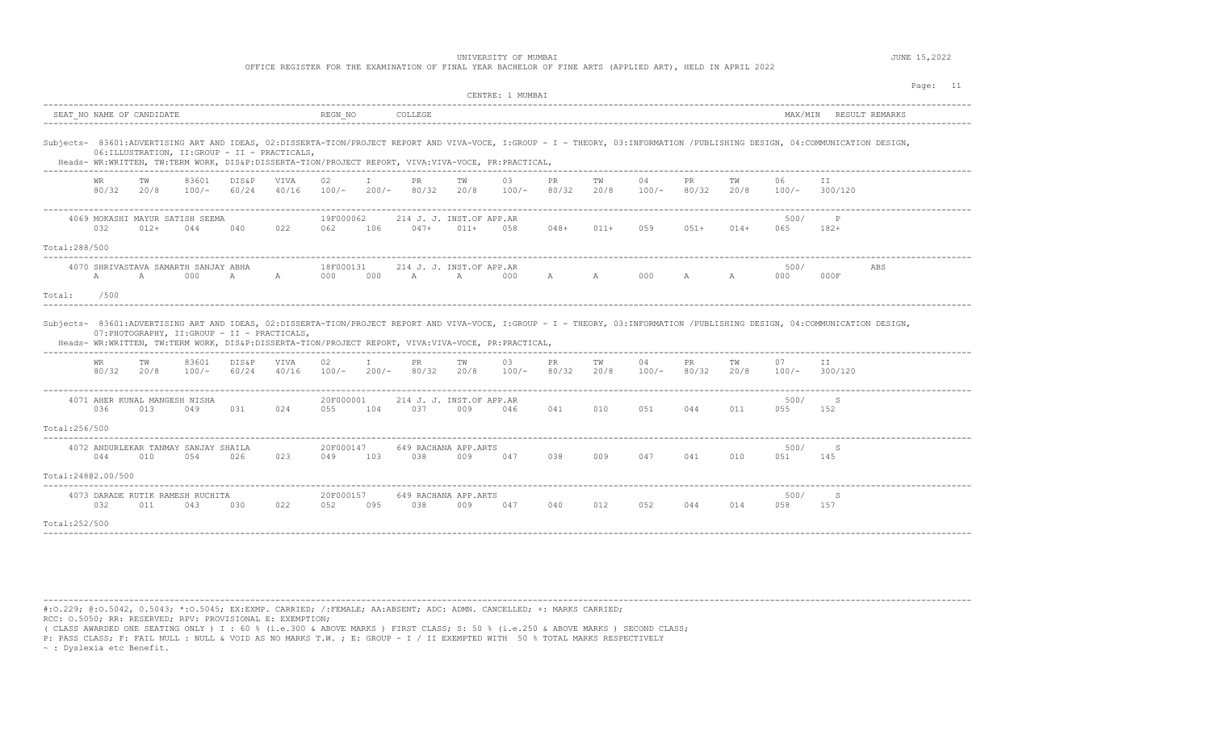UNIVERSITY OF MUMBAI

OFFICE REGISTER FOR THE EXAMINATION OF FINAL YEAR BACHELOR OF FINE ARTS (APPLIED ART), HELD IN APRIL 2022

JUNE 15,2022

CENTRE: 1 MUMBAI

| SEAT_NO | NAME OF CANDIDATE | REGN_NO | COLLEGE | MAX/MIN | RESULT | REMARKS |
|---|---|---|---|---|---|---|

Subjects- 83601:ADVERTISING ART AND IDEAS, 02:DISSERTA-TION/PROJECT REPORT AND VIVA-VOCE, I:GROUP - I - THEORY, 03:INFORMATION /PUBLISHING DESIGN, 04:COMMUNICATION DESIGN, 06:ILLUSTRATION, II:GROUP - II - PRACTICALS,

Heads- WR:WRITTEN, TW:TERM WORK, DIS&P:DISSERTA-TION/PROJECT REPORT, VIVA:VIVA-VOCE, PR:PRACTICAL,

| | WR | TW | 83601 | DIS&P | VIVA | 02 | I | PR | TW | 03 | PR | TW | 04 | PR | TW | 06 | II | MAX/MIN | RESULT | REMARKS |
|---|---|---|---|---|---|---|---|---|---|---|---|---|---|---|---|---|---|---|---|---|
| | 80/32 | 20/8 | 100/- | 60/24 | 40/16 | 100/- | 200/- | 80/32 | 20/8 | 100/- | 80/32 | 20/8 | 100/- | 80/32 | 20/8 | 100/- | 300/120 | | | |
| 4069 MOKASHI MAYUR SATISH SEEMA, 19F000062, 214 J. J. INST.OF APP.AR | 032 | 012+ | 044 | 040 | 022 | 062 | 106 | 047+ | 011+ | 058 | 048+ | 011+ | 059 | 051+ | 014+ | 065 | 182+ | 500/ | P | |
| Total:288/500 | | | | | | | | | | | | | | | | | | | | |
| 4070 SHRIVASTAVA SAMARTH SANJAY ABHA, 18F000131, 214 J. J. INST.OF APP.AR | A | A | 000 | A | A | 000 | 000 | A | A | 000 | A | A | 000 | A | A | 000 | 000F | 500/ | | ABS |
| Total: /500 | | | | | | | | | | | | | | | | | | | | |

Subjects- 83601:ADVERTISING ART AND IDEAS, 02:DISSERTA-TION/PROJECT REPORT AND VIVA-VOCE, I:GROUP - I - THEORY, 03:INFORMATION /PUBLISHING DESIGN, 04:COMMUNICATION DESIGN, 07:PHOTOGRAPHY, II:GROUP - II - PRACTICALS,

Heads- WR:WRITTEN, TW:TERM WORK, DIS&P:DISSERTA-TION/PROJECT REPORT, VIVA:VIVA-VOCE, PR:PRACTICAL,

| | WR | TW | 83601 | DIS&P | VIVA | 02 | I | PR | TW | 03 | PR | TW | 04 | PR | TW | 07 | II | MAX/MIN | RESULT | REMARKS |
|---|---|---|---|---|---|---|---|---|---|---|---|---|---|---|---|---|---|---|---|---|
| | 80/32 | 20/8 | 100/- | 60/24 | 40/16 | 100/- | 200/- | 80/32 | 20/8 | 100/- | 80/32 | 20/8 | 100/- | 80/32 | 20/8 | 100/- | 300/120 | | | |
| 4071 AHER KUNAL MANGESH NISHA, 20F000001, 214 J. J. INST.OF APP.AR | 036 | 013 | 049 | 031 | 024 | 055 | 104 | 037 | 009 | 046 | 041 | 010 | 051 | 044 | 011 | 055 | 152 | 500/ | S | |
| Total:256/500 | | | | | | | | | | | | | | | | | | | | |
| 4072 ANDURLEKAR TANMAY SANJAY SHAILA, 20F000147, 649 RACHANA APP.ARTS | 044 | 010 | 054 | 026 | 023 | 049 | 103 | 038 | 009 | 047 | 038 | 009 | 047 | 041 | 010 | 051 | 145 | 500/ | S | |
| Total:248@2.00/500 | | | | | | | | | | | | | | | | | | | | |
| 4073 DARADE RUTIK RAMESH RUCHITA, 20F000157, 649 RACHANA APP.ARTS | 032 | 011 | 043 | 030 | 022 | 052 | 095 | 038 | 009 | 047 | 040 | 012 | 052 | 044 | 014 | 058 | 157 | 500/ | S | |
| Total:252/500 | | | | | | | | | | | | | | | | | | | | |

#:O.229; @:O.5042, 0.5043; *:O.5045; EX:EXMP. CARRIED; /:FEMALE; AA:ABSENT; ADC: ADMN. CANCELLED; +: MARKS CARRIED;
RCC: O.5050; RR: RESERVED; RPV: PROVISIONAL E: EXEMPTION;
( CLASS AWARDED ONE SEATING ONLY ) I : 60 % (i.e.300 & ABOVE MARKS ) FIRST CLASS; S: 50 % (i.e.250 & ABOVE MARKS ) SECOND CLASS;
P: PASS CLASS; F: FAIL NULL : NULL & VOID AS NO MARKS T.W. ; E: GROUP - I / II EXEMPTED WITH 50 % TOTAL MARKS RESPECTIVELY
~ : Dyslexia etc Benefit.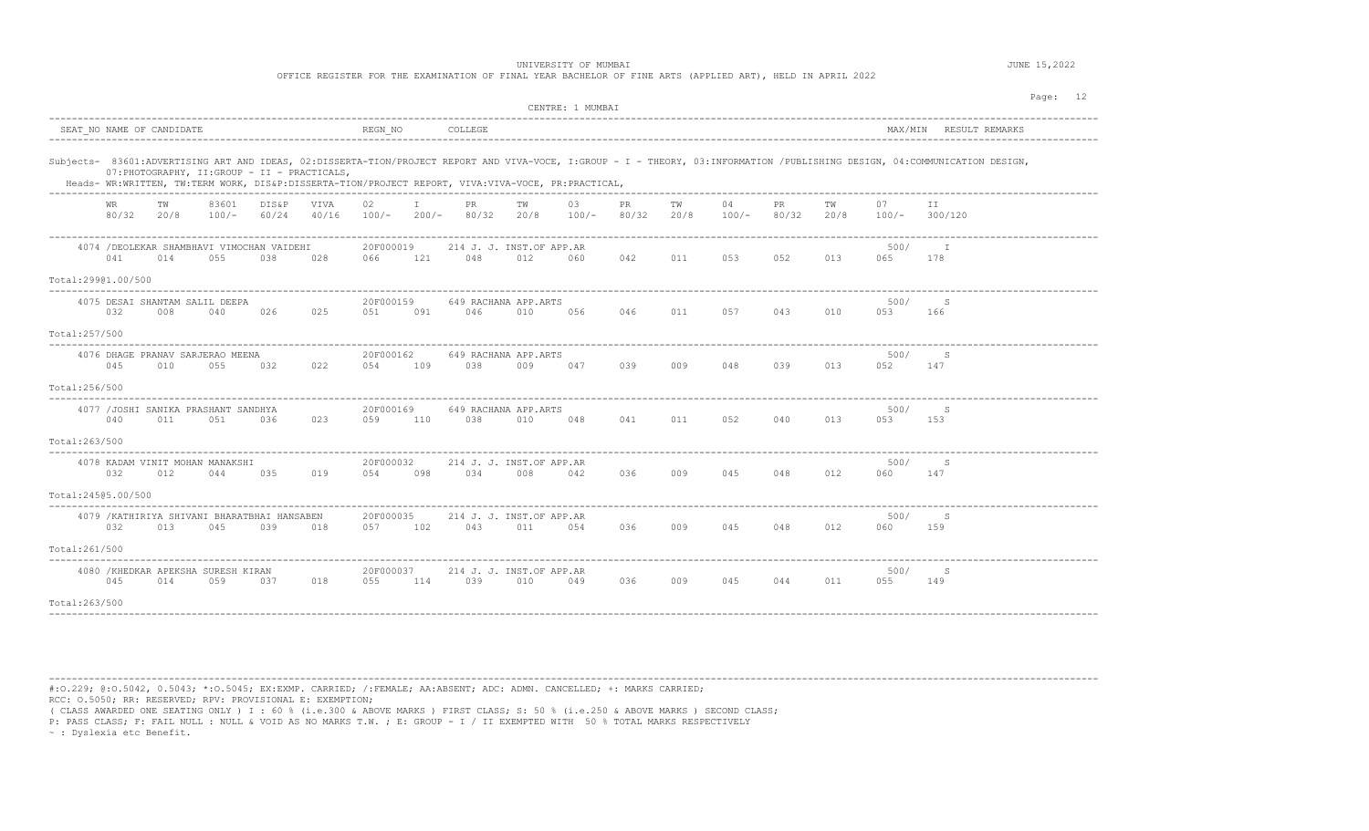UNIVERSITY OF MUMBAI

OFFICE REGISTER FOR THE EXAMINATION OF FINAL YEAR BACHELOR OF FINE ARTS (APPLIED ART), HELD IN APRIL 2022

JUNE 15,2022

CENTRE: 1 MUMBAI

| SEAT_NO | NAME OF CANDIDATE | REGN_NO | COLLEGE | MAX/MIN | RESULT | REMARKS |
|---|---|---|---|---|---|---|

Subjects- 83601:ADVERTISING ART AND IDEAS, 02:DISSERTA-TION/PROJECT REPORT AND VIVA-VOCE, I:GROUP - I - THEORY, 03:INFORMATION /PUBLISHING DESIGN, 04:COMMUNICATION DESIGN, 07:PHOTOGRAPHY, II:GROUP - II - PRACTICALS,

Heads- WR:WRITTEN, TW:TERM WORK, DIS&P:DISSERTA-TION/PROJECT REPORT, VIVA:VIVA-VOCE, PR:PRACTICAL,

| WR 80/32 | TW 20/8 | 83601 100/- | DIS&P 60/24 | VIVA 40/16 | 02 100/- | I 200/- | PR 80/32 | TW 20/8 | 03 100/- | PR 80/32 | TW 20/8 | 04 100/- | PR 80/32 | TW 20/8 | 07 100/- | II 300/120 |
|---|---|---|---|---|---|---|---|---|---|---|---|---|---|---|---|---|

| SEAT_NO | NAME OF CANDIDATE | REGN_NO | COLLEGE | MAX/MIN | RESULT |
|---|---|---|---|---|---|
| 4074 | /DEOLEKAR SHAMBHAVI VIMOCHAN VAIDEHI | 20F000019 | 214 J. J. INST.OF APP.AR | 500/ | I |
| 4075 | DESAI SHANTAM SALIL DEEPA | 20F000159 | 649 RACHANA APP.ARTS | 500/ | S |
| 4076 | DHAGE PRANAV SARJERAO MEENA | 20F000162 | 649 RACHANA APP.ARTS | 500/ | S |
| 4077 | /JOSHI SANIKA PRASHANT SANDHYA | 20F000169 | 649 RACHANA APP.ARTS | 500/ | S |
| 4078 | KADAM VINIT MOHAN MANAKSHI | 20F000032 | 214 J. J. INST.OF APP.AR | 500/ | S |
| 4079 | /KATHIRIYA SHIVANI BHARATBHAI HANSABEN | 20F000035 | 214 J. J. INST.OF APP.AR | 500/ | S |
| 4080 | /KHEDKAR APEKSHA SURESH KIRAN | 20F000037 | 214 J. J. INST.OF APP.AR | 500/ | S |

| SEAT_NO | WR 80/32 | TW 20/8 | 83601 100/- | DIS&P 60/24 | VIVA 40/16 | 02 100/- | I 200/- | PR 80/32 | TW 20/8 | 03 100/- | PR 80/32 | TW 20/8 | 04 100/- | PR 80/32 | TW 20/8 | 07 100/- | II 300/120 | Total |
|---|---|---|---|---|---|---|---|---|---|---|---|---|---|---|---|---|---|---|
| 4074 | 041 | 014 | 055 | 038 | 028 | 066 | 121 | 048 | 012 | 060 | 042 | 011 | 053 | 052 | 013 | 065 | 178 | 299@1.00/500 |
| 4075 | 032 | 008 | 040 | 026 | 025 | 051 | 091 | 046 | 010 | 056 | 046 | 011 | 057 | 043 | 010 | 053 | 166 | 257/500 |
| 4076 | 045 | 010 | 055 | 032 | 022 | 054 | 109 | 038 | 009 | 047 | 039 | 009 | 048 | 039 | 013 | 052 | 147 | 256/500 |
| 4077 | 040 | 011 | 051 | 036 | 023 | 059 | 110 | 038 | 010 | 048 | 041 | 011 | 052 | 040 | 013 | 053 | 153 | 263/500 |
| 4078 | 032 | 012 | 044 | 035 | 019 | 054 | 098 | 034 | 008 | 042 | 036 | 009 | 045 | 048 | 012 | 060 | 147 | 245@5.00/500 |
| 4079 | 032 | 013 | 045 | 039 | 018 | 057 | 102 | 043 | 011 | 054 | 036 | 009 | 045 | 048 | 012 | 060 | 159 | 261/500 |
| 4080 | 045 | 014 | 059 | 037 | 018 | 055 | 114 | 039 | 010 | 049 | 036 | 009 | 045 | 044 | 011 | 055 | 149 | 263/500 |

#:O.229; @:O.5042, 0.5043; *:O.5045; EX:EXMP. CARRIED; /:FEMALE; AA:ABSENT; ADC: ADMN. CANCELLED; +: MARKS CARRIED;
RCC: O.5050; RR: RESERVED; RPV: PROVISIONAL E: EXEMPTION;
( CLASS AWARDED ONE SEATING ONLY ) I : 60 % (i.e.300 & ABOVE MARKS ) FIRST CLASS; S: 50 % (i.e.250 & ABOVE MARKS ) SECOND CLASS;
P: PASS CLASS; F: FAIL NULL : NULL & VOID AS NO MARKS T.W. ; E: GROUP - I / II EXEMPTED WITH 50 % TOTAL MARKS RESPECTIVELY
~ : Dyslexia etc Benefit.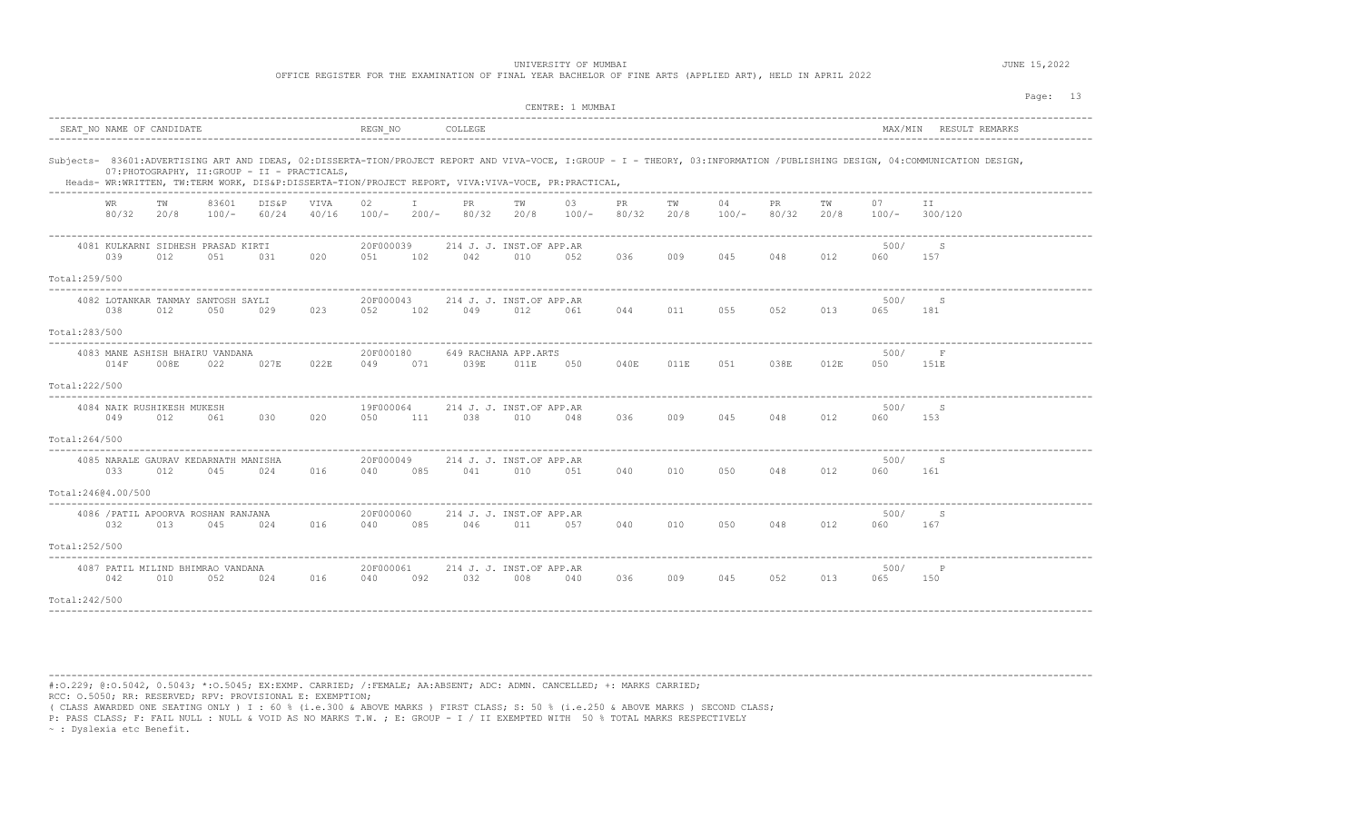UNIVERSITY OF MUMBAI

OFFICE REGISTER FOR THE EXAMINATION OF FINAL YEAR BACHELOR OF FINE ARTS (APPLIED ART), HELD IN APRIL 2022

JUNE 15,2022

CENTRE: 1 MUMBAI

| SEAT_NO | NAME OF CANDIDATE | REGN_NO | COLLEGE | MAX/MIN | RESULT | REMARKS |
|---|---|---|---|---|---|---|

Subjects- 83601:ADVERTISING ART AND IDEAS, 02:DISSERTA-TION/PROJECT REPORT AND VIVA-VOCE, I:GROUP - I - THEORY, 03:INFORMATION /PUBLISHING DESIGN, 04:COMMUNICATION DESIGN, 07:PHOTOGRAPHY, II:GROUP - II - PRACTICALS,

Heads- WR:WRITTEN, TW:TERM WORK, DIS&P:DISSERTA-TION/PROJECT REPORT, VIVA:VIVA-VOCE, PR:PRACTICAL,

| WR 80/32 | TW 20/8 | 83601 100/- | DIS&P 60/24 | VIVA 40/16 | 02 100/- | I 200/- | PR 80/32 | TW 20/8 | 03 100/- | PR 80/32 | TW 20/8 | 04 100/- | PR 80/32 | TW 20/8 | 07 100/- | II 300/120 |
|---|---|---|---|---|---|---|---|---|---|---|---|---|---|---|---|---|
| **4081 KULKARNI SIDHESH PRASAD KIRTI — 20F000039 — 214 J. J. INST.OF APP.AR — 500/ — S** | | | | | | | | | | | | | | | | |
| 039 | 012 | 051 | 031 | 020 | 051 | 102 | 042 | 010 | 052 | 036 | 009 | 045 | 048 | 012 | 060 | 157 |
| Total:259/500 | | | | | | | | | | | | | | | | |
| **4082 LOTANKAR TANMAY SANTOSH SAYLI — 20F000043 — 214 J. J. INST.OF APP.AR — 500/ — S** | | | | | | | | | | | | | | | | |
| 038 | 012 | 050 | 029 | 023 | 052 | 102 | 049 | 012 | 061 | 044 | 011 | 055 | 052 | 013 | 065 | 181 |
| Total:283/500 | | | | | | | | | | | | | | | | |
| **4083 MANE ASHISH BHAIRU VANDANA — 20F000180 — 649 RACHANA APP.ARTS — 500/ — F** | | | | | | | | | | | | | | | | |
| 014F | 008E | 022 | 027E | 022E | 049 | 071 | 039E | 011E | 050 | 040E | 011E | 051 | 038E | 012E | 050 | 151E |
| Total:222/500 | | | | | | | | | | | | | | | | |
| **4084 NAIK RUSHIKESH MUKESH — 19F000064 — 214 J. J. INST.OF APP.AR — 500/ — S** | | | | | | | | | | | | | | | | |
| 049 | 012 | 061 | 030 | 020 | 050 | 111 | 038 | 010 | 048 | 036 | 009 | 045 | 048 | 012 | 060 | 153 |
| Total:264/500 | | | | | | | | | | | | | | | | |
| **4085 NARALE GAURAV KEDARNATH MANISHA — 20F000049 — 214 J. J. INST.OF APP.AR — 500/ — S** | | | | | | | | | | | | | | | | |
| 033 | 012 | 045 | 024 | 016 | 040 | 085 | 041 | 010 | 051 | 040 | 010 | 050 | 048 | 012 | 060 | 161 |
| Total:246@4.00/500 | | | | | | | | | | | | | | | | |
| **4086 /PATIL APOORVA ROSHAN RANJANA — 20F000060 — 214 J. J. INST.OF APP.AR — 500/ — S** | | | | | | | | | | | | | | | | |
| 032 | 013 | 045 | 024 | 016 | 040 | 085 | 046 | 011 | 057 | 040 | 010 | 050 | 048 | 012 | 060 | 167 |
| Total:252/500 | | | | | | | | | | | | | | | | |
| **4087 PATIL MILIND BHIMRAO VANDANA — 20F000061 — 214 J. J. INST.OF APP.AR — 500/ — P** | | | | | | | | | | | | | | | | |
| 042 | 010 | 052 | 024 | 016 | 040 | 092 | 032 | 008 | 040 | 036 | 009 | 045 | 052 | 013 | 065 | 150 |
| Total:242/500 | | | | | | | | | | | | | | | | |

#:O.229; @:O.5042, 0.5043; *:O.5045; EX:EXMP. CARRIED; /:FEMALE; AA:ABSENT; ADC: ADMN. CANCELLED; +: MARKS CARRIED;
RCC: O.5050; RR: RESERVED; RPV: PROVISIONAL E: EXEMPTION;
( CLASS AWARDED ONE SEATING ONLY ) I : 60 % (i.e.300 & ABOVE MARKS ) FIRST CLASS; S: 50 % (i.e.250 & ABOVE MARKS ) SECOND CLASS;
P: PASS CLASS; F: FAIL NULL : NULL & VOID AS NO MARKS T.W. ; E: GROUP - I / II EXEMPTED WITH 50 % TOTAL MARKS RESPECTIVELY
~ : Dyslexia etc Benefit.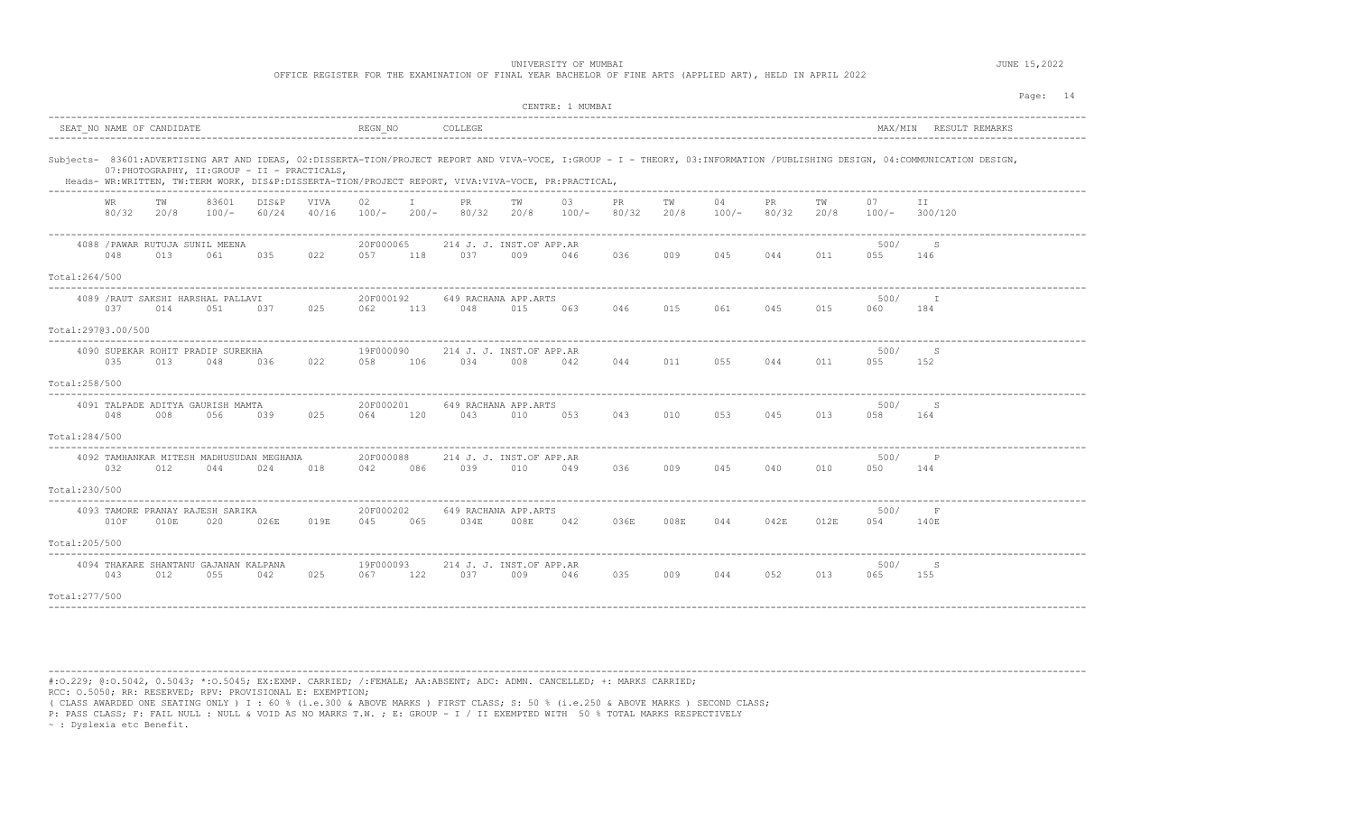UNIVERSITY OF MUMBAI

OFFICE REGISTER FOR THE EXAMINATION OF FINAL YEAR BACHELOR OF FINE ARTS (APPLIED ART), HELD IN APRIL 2022

JUNE 15,2022

CENTRE: 1 MUMBAI

SEAT_NO NAME OF CANDIDATE | REGN_NO | COLLEGE | MAX/MIN | RESULT REMARKS

Subjects- 83601:ADVERTISING ART AND IDEAS, 02:DISSERTA-TION/PROJECT REPORT AND VIVA-VOCE, I:GROUP - I - THEORY, 03:INFORMATION /PUBLISHING DESIGN, 04:COMMUNICATION DESIGN, 07:PHOTOGRAPHY, II:GROUP - II - PRACTICALS,

Heads- WR:WRITTEN, TW:TERM WORK, DIS&P:DISSERTA-TION/PROJECT REPORT, VIVA:VIVA-VOCE, PR:PRACTICAL,

| Seat No / Name | Regn No | College | WR 80/32 | TW 20/8 | 83601 100/- | DIS&P 60/24 | VIVA 40/16 | 02 100/- | I 200/- | PR 80/32 | TW 20/8 | 03 100/- | PR 80/32 | TW 20/8 | 04 100/- | PR 80/32 | TW 20/8 | 07 100/- | II 300/120 | MAX/MIN | Result | Total |
|---|---|---|---|---|---|---|---|---|---|---|---|---|---|---|---|---|---|---|---|---|---|---|
| 4088 /PAWAR RUTUJA SUNIL MEENA | 20F000065 | 214 J. J. INST.OF APP.AR | 048 | 013 | 061 | 035 | 022 | 057 | 118 | 037 | 009 | 046 | 036 | 009 | 045 | 044 | 011 | 055 | 146 | 500/ | S | 264/500 |
| 4089 /RAUT SAKSHI HARSHAL PALLAVI | 20F000192 | 649 RACHANA APP.ARTS | 037 | 014 | 051 | 037 | 025 | 062 | 113 | 048 | 015 | 063 | 046 | 015 | 061 | 045 | 015 | 060 | 184 | 500/ | I | 297@3.00/500 |
| 4090 SUPEKAR ROHIT PRADIP SUREKHA | 19F000090 | 214 J. J. INST.OF APP.AR | 035 | 013 | 048 | 036 | 022 | 058 | 106 | 034 | 008 | 042 | 044 | 011 | 055 | 044 | 011 | 055 | 152 | 500/ | S | 258/500 |
| 4091 TALPADE ADITYA GAURISH MAMTA | 20F000201 | 649 RACHANA APP.ARTS | 048 | 008 | 056 | 039 | 025 | 064 | 120 | 043 | 010 | 053 | 043 | 010 | 053 | 045 | 013 | 058 | 164 | 500/ | S | 284/500 |
| 4092 TAMHANKAR MITESH MADHUSUDAN MEGHANA | 20F000088 | 214 J. J. INST.OF APP.AR | 032 | 012 | 044 | 024 | 018 | 042 | 086 | 039 | 010 | 049 | 036 | 009 | 045 | 040 | 010 | 050 | 144 | 500/ | P | 230/500 |
| 4093 TAMORE PRANAY RAJESH SARIKA | 20F000202 | 649 RACHANA APP.ARTS | 010F | 010E | 020 | 026E | 019E | 045 | 065 | 034E | 008E | 042 | 036E | 008E | 044 | 042E | 012E | 054 | 140E | 500/ | F | 205/500 |
| 4094 THAKARE SHANTANU GAJANAN KALPANA | 19F000093 | 214 J. J. INST.OF APP.AR | 043 | 012 | 055 | 042 | 025 | 067 | 122 | 037 | 009 | 046 | 035 | 009 | 044 | 052 | 013 | 065 | 155 | 500/ | S | 277/500 |

#:O.229; @:O.5042, 0.5043; *:O.5045; EX:EXMP. CARRIED; /:FEMALE; AA:ABSENT; ADC: ADMN. CANCELLED; +: MARKS CARRIED;
RCC: O.5050; RR: RESERVED; RPV: PROVISIONAL E: EXEMPTION;
( CLASS AWARDED ONE SEATING ONLY ) I : 60 % (i.e.300 & ABOVE MARKS ) FIRST CLASS; S: 50 % (i.e.250 & ABOVE MARKS ) SECOND CLASS;
P: PASS CLASS; F: FAIL NULL : NULL & VOID AS NO MARKS T.W. ; E: GROUP - I / II EXEMPTED WITH 50 % TOTAL MARKS RESPECTIVELY
~ : Dyslexia etc Benefit.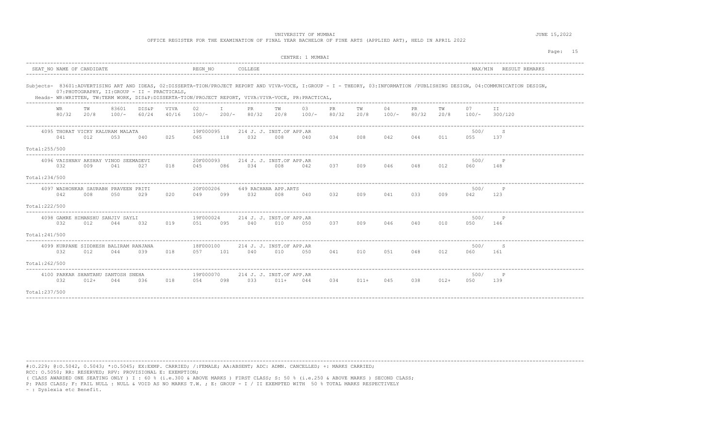UNIVERSITY OF MUMBAI

OFFICE REGISTER FOR THE EXAMINATION OF FINAL YEAR BACHELOR OF FINE ARTS (APPLIED ART), HELD IN APRIL 2022

JUNE 15,2022

CENTRE: 1 MUMBAI

SEAT_NO NAME OF CANDIDATE | REGN_NO | COLLEGE | MAX/MIN RESULT REMARKS

Subjects- 83601:ADVERTISING ART AND IDEAS, 02:DISSERTA-TION/PROJECT REPORT AND VIVA-VOCE, I:GROUP - I - THEORY, 03:INFORMATION /PUBLISHING DESIGN, 04:COMMUNICATION DESIGN, 07:PHOTOGRAPHY, II:GROUP - II - PRACTICALS,

Heads- WR:WRITTEN, TW:TERM WORK, DIS&P:DISSERTA-TION/PROJECT REPORT, VIVA:VIVA-VOCE, PR:PRACTICAL,

| WR 80/32 | TW 20/8 | 83601 100/- | DIS&P 60/24 | VIVA 40/16 | 02 100/- | I 200/- | PR 80/32 | TW 20/8 | 03 100/- | PR 80/32 | TW 20/8 | 04 100/- | PR 80/32 | TW 20/8 | 07 100/- | II 300/120 |
|---|---|---|---|---|---|---|---|---|---|---|---|---|---|---|---|---|
| **4095 THORAT VICKY KALURAM MALATA** — 19F000095 — 214 J. J. INST.OF APP.AR — 500/ S | | | | | | | | | | | | | | | | |
| 041 | 012 | 053 | 040 | 025 | 065 | 118 | 032 | 008 | 040 | 034 | 008 | 042 | 044 | 011 | 055 | 137 |
| Total:255/500 | | | | | | | | | | | | | | | | |
| **4096 VAISHNAV AKSHAY VINOD SEEMADEVI** — 20F000093 — 214 J. J. INST.OF APP.AR — 500/ P | | | | | | | | | | | | | | | | |
| 032 | 009 | 041 | 027 | 018 | 045 | 086 | 034 | 008 | 042 | 037 | 009 | 046 | 048 | 012 | 060 | 148 |
| Total:234/500 | | | | | | | | | | | | | | | | |
| **4097 WADHONKAR SAURABH PRAVEEN PRITI** — 20F000206 — 649 RACHANA APP.ARTS — 500/ P | | | | | | | | | | | | | | | | |
| 042 | 008 | 050 | 029 | 020 | 049 | 099 | 032 | 008 | 040 | 032 | 009 | 041 | 033 | 009 | 042 | 123 |
| Total:222/500 | | | | | | | | | | | | | | | | |
| **4098 GAMRE HIMANSHU SANJIV SAYLI** — 19F000024 — 214 J. J. INST.OF APP.AR — 500/ P | | | | | | | | | | | | | | | | |
| 032 | 012 | 044 | 032 | 019 | 051 | 095 | 040 | 010 | 050 | 037 | 009 | 046 | 040 | 010 | 050 | 146 |
| Total:241/500 | | | | | | | | | | | | | | | | |
| **4099 KURPANE SIDDHESH BALIRAM RANJANA** — 18F000100 — 214 J. J. INST.OF APP.AR — 500/ S | | | | | | | | | | | | | | | | |
| 032 | 012 | 044 | 039 | 018 | 057 | 101 | 040 | 010 | 050 | 041 | 010 | 051 | 048 | 012 | 060 | 161 |
| Total:262/500 | | | | | | | | | | | | | | | | |
| **4100 PARKAR SHANTANU SANTOSH SNEHA** — 19F000070 — 214 J. J. INST.OF APP.AR — 500/ P | | | | | | | | | | | | | | | | |
| 032 | 012+ | 044 | 036 | 018 | 054 | 098 | 033 | 011+ | 044 | 034 | 011+ | 045 | 038 | 012+ | 050 | 139 |
| Total:237/500 | | | | | | | | | | | | | | | | |

#:O.229; @:O.5042, 0.5043; *:O.5045; EX:EXMP. CARRIED; /:FEMALE; AA:ABSENT; ADC: ADMN. CANCELLED; +: MARKS CARRIED;
RCC: O.5050; RR: RESERVED; RPV: PROVISIONAL E: EXEMPTION;
( CLASS AWARDED ONE SEATING ONLY ) I : 60 % (i.e.300 & ABOVE MARKS ) FIRST CLASS; S: 50 % (i.e.250 & ABOVE MARKS ) SECOND CLASS;
P: PASS CLASS; F: FAIL NULL : NULL & VOID AS NO MARKS T.W. ; E: GROUP - I / II EXEMPTED WITH 50 % TOTAL MARKS RESPECTIVELY
~ : Dyslexia etc Benefit.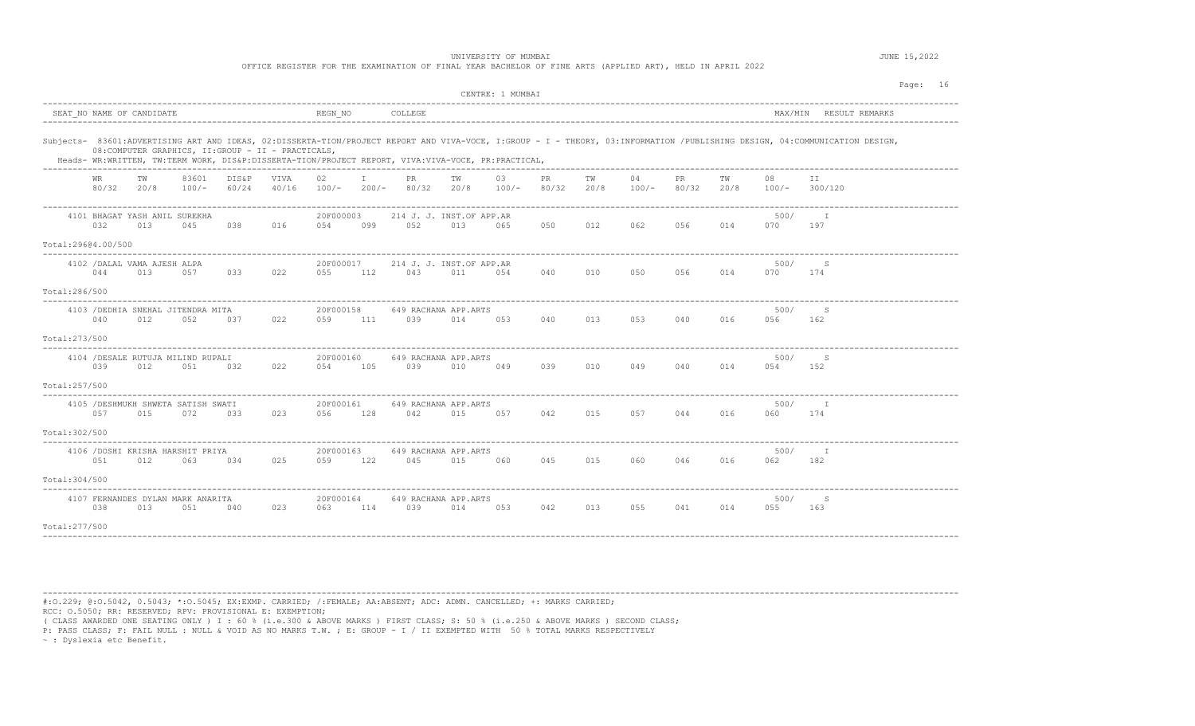UNIVERSITY OF MUMBAI

OFFICE REGISTER FOR THE EXAMINATION OF FINAL YEAR BACHELOR OF FINE ARTS (APPLIED ART), HELD IN APRIL 2022

JUNE 15,2022

CENTRE: 1 MUMBAI

SEAT_NO NAME OF CANDIDATE REGN_NO COLLEGE MAX/MIN RESULT REMARKS

Subjects- 83601:ADVERTISING ART AND IDEAS, 02:DISSERTA-TION/PROJECT REPORT AND VIVA-VOCE, I:GROUP - I - THEORY, 03:INFORMATION /PUBLISHING DESIGN, 04:COMMUNICATION DESIGN, 08:COMPUTER GRAPHICS, II:GROUP - II - PRACTICALS,

Heads- WR:WRITTEN, TW:TERM WORK, DIS&P:DISSERTA-TION/PROJECT REPORT, VIVA:VIVA-VOCE, PR:PRACTICAL,

| WR 80/32 | TW 20/8 | 83601 100/- | DIS&P 60/24 | VIVA 40/16 | 02 100/- | I 200/- | PR 80/32 | TW 20/8 | 03 100/- | PR 80/32 | TW 20/8 | 04 100/- | PR 80/32 | TW 20/8 | 08 100/- | II 300/120 | MAX/MIN | RESULT |
|---|---|---|---|---|---|---|---|---|---|---|---|---|---|---|---|---|---|---|
| **4101 BHAGAT YASH ANIL SUREKHA — 20F000003 — 214 J. J. INST.OF APP.AR** | | | | | | | | | | | | | | | | | | |
| 032 | 013 | 045 | 038 | 016 | 054 | 099 | 052 | 013 | 065 | 050 | 012 | 062 | 056 | 014 | 070 | 197 | 500/ | I |
| Total:296@4.00/500 | | | | | | | | | | | | | | | | | | |
| **4102 /DALAL VAMA AJESH ALPA — 20F000017 — 214 J. J. INST.OF APP.AR** | | | | | | | | | | | | | | | | | | |
| 044 | 013 | 057 | 033 | 022 | 055 | 112 | 043 | 011 | 054 | 040 | 010 | 050 | 056 | 014 | 070 | 174 | 500/ | S |
| Total:286/500 | | | | | | | | | | | | | | | | | | |
| **4103 /DEDHIA SNEHAL JITENDRA MITA — 20F000158 — 649 RACHANA APP.ARTS** | | | | | | | | | | | | | | | | | | |
| 040 | 012 | 052 | 037 | 022 | 059 | 111 | 039 | 014 | 053 | 040 | 013 | 053 | 040 | 016 | 056 | 162 | 500/ | S |
| Total:273/500 | | | | | | | | | | | | | | | | | | |
| **4104 /DESALE RUTUJA MILIND RUPALI — 20F000160 — 649 RACHANA APP.ARTS** | | | | | | | | | | | | | | | | | | |
| 039 | 012 | 051 | 032 | 022 | 054 | 105 | 039 | 010 | 049 | 039 | 010 | 049 | 040 | 014 | 054 | 152 | 500/ | S |
| Total:257/500 | | | | | | | | | | | | | | | | | | |
| **4105 /DESHMUKH SHWETA SATISH SWATI — 20F000161 — 649 RACHANA APP.ARTS** | | | | | | | | | | | | | | | | | | |
| 057 | 015 | 072 | 033 | 023 | 056 | 128 | 042 | 015 | 057 | 042 | 015 | 057 | 044 | 016 | 060 | 174 | 500/ | I |
| Total:302/500 | | | | | | | | | | | | | | | | | | |
| **4106 /DOSHI KRISHA HARSHIT PRIYA — 20F000163 — 649 RACHANA APP.ARTS** | | | | | | | | | | | | | | | | | | |
| 051 | 012 | 063 | 034 | 025 | 059 | 122 | 045 | 015 | 060 | 045 | 015 | 060 | 046 | 016 | 062 | 182 | 500/ | I |
| Total:304/500 | | | | | | | | | | | | | | | | | | |
| **4107 FERNANDES DYLAN MARK ANARITA — 20F000164 — 649 RACHANA APP.ARTS** | | | | | | | | | | | | | | | | | | |
| 038 | 013 | 051 | 040 | 023 | 063 | 114 | 039 | 014 | 053 | 042 | 013 | 055 | 041 | 014 | 055 | 163 | 500/ | S |
| Total:277/500 | | | | | | | | | | | | | | | | | | |

#:O.229; @:O.5042, 0.5043; *:O.5045; EX:EXMP. CARRIED; /:FEMALE; AA:ABSENT; ADC: ADMN. CANCELLED; +: MARKS CARRIED;
RCC: O.5050; RR: RESERVED; RPV: PROVISIONAL E: EXEMPTION;
( CLASS AWARDED ONE SEATING ONLY ) I : 60 % (i.e.300 & ABOVE MARKS ) FIRST CLASS; S: 50 % (i.e.250 & ABOVE MARKS ) SECOND CLASS;
P: PASS CLASS; F: FAIL NULL : NULL & VOID AS NO MARKS T.W. ; E: GROUP - I / II EXEMPTED WITH 50 % TOTAL MARKS RESPECTIVELY
~ : Dyslexia etc Benefit.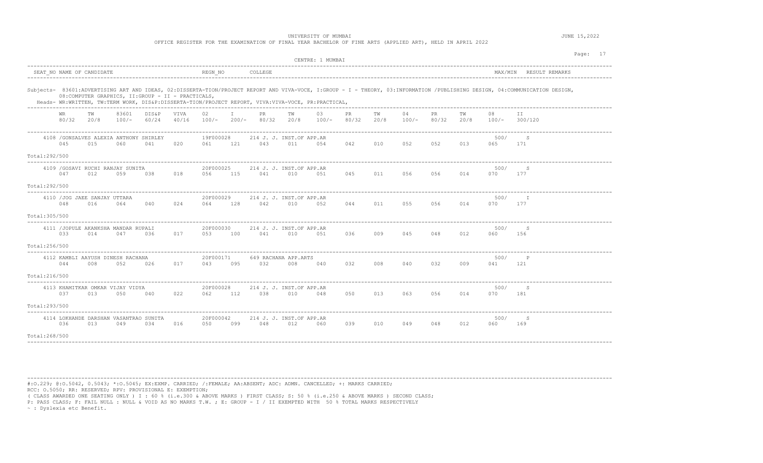UNIVERSITY OF MUMBAI

OFFICE REGISTER FOR THE EXAMINATION OF FINAL YEAR BACHELOR OF FINE ARTS (APPLIED ART), HELD IN APRIL 2022

JUNE 15,2022

CENTRE: 1 MUMBAI

| SEAT_NO | NAME OF CANDIDATE | REGN_NO | COLLEGE | MAX/MIN | RESULT | REMARKS |
|---|---|---|---|---|---|---|

Subjects- 83601:ADVERTISING ART AND IDEAS, 02:DISSERTA-TION/PROJECT REPORT AND VIVA-VOCE, I:GROUP - I - THEORY, 03:INFORMATION /PUBLISHING DESIGN, 04:COMMUNICATION DESIGN, 08:COMPUTER GRAPHICS, II:GROUP - II - PRACTICALS,

Heads- WR:WRITTEN, TW:TERM WORK, DIS&P:DISSERTA-TION/PROJECT REPORT, VIVA:VIVA-VOCE, PR:PRACTICAL,

| WR 80/32 | TW 20/8 | 83601 100/- | DIS&P 60/24 | VIVA 40/16 | 02 100/- | I 200/- | PR 80/32 | TW 20/8 | 03 100/- | PR 80/32 | TW 20/8 | 04 100/- | PR 80/32 | TW 20/8 | 08 100/- | II 300/120 |
|---|---|---|---|---|---|---|---|---|---|---|---|---|---|---|---|---|
| **4108 /GONSALVES ALEXIA ANTHONY SHIRLEY — 19F000028 — 214 J. J. INST.OF APP.AR — 500/ — S** | | | | | | | | | | | | | | | | |
| 045 | 015 | 060 | 041 | 020 | 061 | 121 | 043 | 011 | 054 | 042 | 010 | 052 | 052 | 013 | 065 | 171 |
| Total:292/500 | | | | | | | | | | | | | | | | |
| **4109 /GOSAVI RUCHI RANJAY SUNITA — 20F000025 — 214 J. J. INST.OF APP.AR — 500/ — S** | | | | | | | | | | | | | | | | |
| 047 | 012 | 059 | 038 | 018 | 056 | 115 | 041 | 010 | 051 | 045 | 011 | 056 | 056 | 014 | 070 | 177 |
| Total:292/500 | | | | | | | | | | | | | | | | |
| **4110 /JOG JAEE SANJAY UTTARA — 20F000029 — 214 J. J. INST.OF APP.AR — 500/ — I** | | | | | | | | | | | | | | | | |
| 048 | 016 | 064 | 040 | 024 | 064 | 128 | 042 | 010 | 052 | 044 | 011 | 055 | 056 | 014 | 070 | 177 |
| Total:305/500 | | | | | | | | | | | | | | | | |
| **4111 /JOPULE AKANKSHA MANDAR RUPALI — 20F000030 — 214 J. J. INST.OF APP.AR — 500/ — S** | | | | | | | | | | | | | | | | |
| 033 | 014 | 047 | 036 | 017 | 053 | 100 | 041 | 010 | 051 | 036 | 009 | 045 | 048 | 012 | 060 | 156 |
| Total:256/500 | | | | | | | | | | | | | | | | |
| **4112 KAMBLI AAYUSH DINESH RACHANA — 20F000171 — 649 RACHANA APP.ARTS — 500/ — P** | | | | | | | | | | | | | | | | |
| 044 | 008 | 052 | 026 | 017 | 043 | 095 | 032 | 008 | 040 | 032 | 008 | 040 | 032 | 009 | 041 | 121 |
| Total:216/500 | | | | | | | | | | | | | | | | |
| **4113 KHAMITKAR OMKAR VIJAY VIDYA — 20F000028 — 214 J. J. INST.OF APP.AR — 500/ — S** | | | | | | | | | | | | | | | | |
| 037 | 013 | 050 | 040 | 022 | 062 | 112 | 038 | 010 | 048 | 050 | 013 | 063 | 056 | 014 | 070 | 181 |
| Total:293/500 | | | | | | | | | | | | | | | | |
| **4114 LOKHANDE DARSHAN VASANTRAO SUNITA — 20F000042 — 214 J. J. INST.OF APP.AR — 500/ — S** | | | | | | | | | | | | | | | | |
| 036 | 013 | 049 | 034 | 016 | 050 | 099 | 048 | 012 | 060 | 039 | 010 | 049 | 048 | 012 | 060 | 169 |
| Total:268/500 | | | | | | | | | | | | | | | | |

#:O.229; @:O.5042, 0.5043; *:O.5045; EX:EXMP. CARRIED; /:FEMALE; AA:ABSENT; ADC: ADMN. CANCELLED; +: MARKS CARRIED;
RCC: O.5050; RR: RESERVED; RPV: PROVISIONAL E: EXEMPTION;
( CLASS AWARDED ONE SEATING ONLY ) I : 60 % (i.e.300 & ABOVE MARKS ) FIRST CLASS; S: 50 % (i.e.250 & ABOVE MARKS ) SECOND CLASS;
P: PASS CLASS; F: FAIL NULL : NULL & VOID AS NO MARKS T.W. ; E: GROUP - I / II EXEMPTED WITH 50 % TOTAL MARKS RESPECTIVELY
~ : Dyslexia etc Benefit.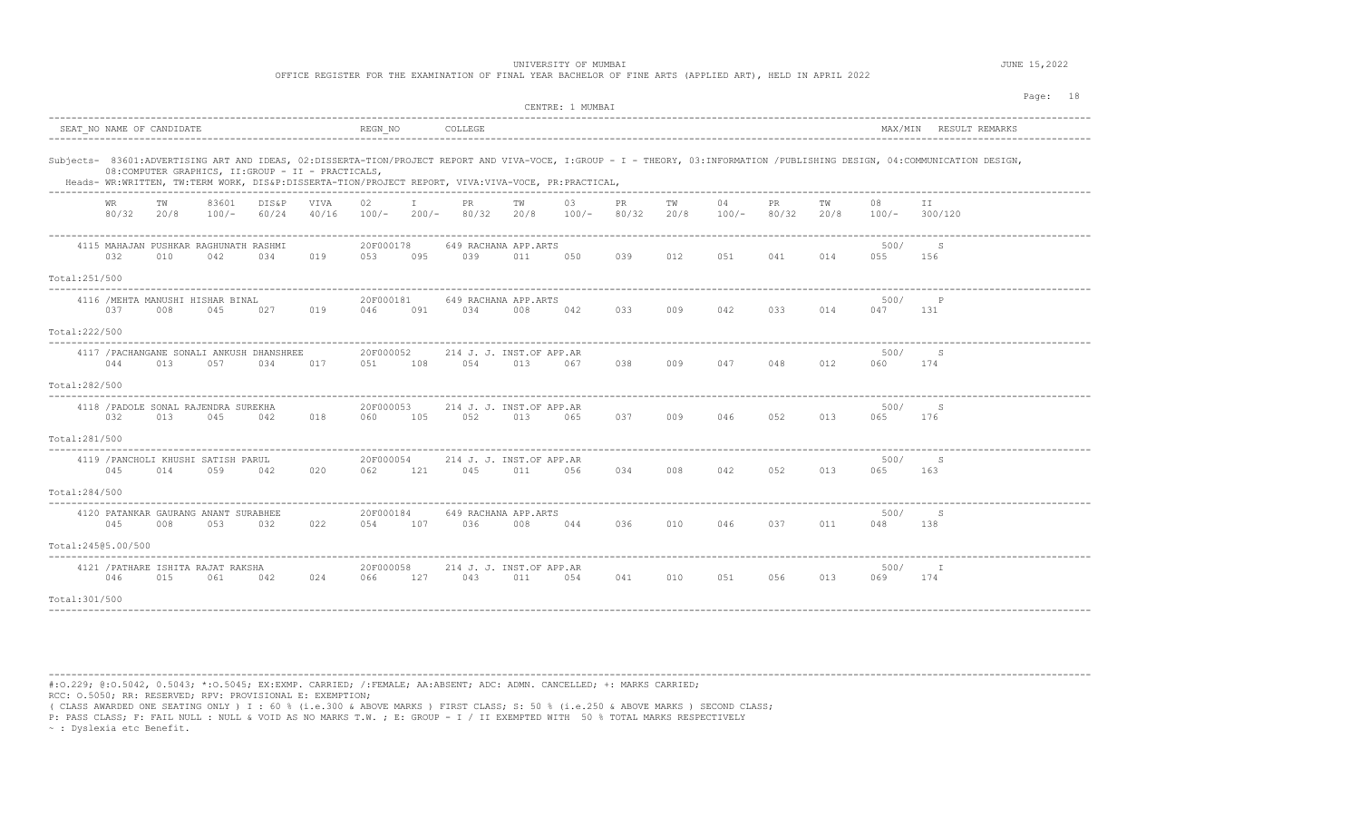UNIVERSITY OF MUMBAI

OFFICE REGISTER FOR THE EXAMINATION OF FINAL YEAR BACHELOR OF FINE ARTS (APPLIED ART), HELD IN APRIL 2022

JUNE 15,2022

CENTRE: 1 MUMBAI

| SEAT_NO | NAME OF CANDIDATE | REGN_NO | COLLEGE | MAX/MIN | RESULT | REMARKS |
|---|---|---|---|---|---|---|

Subjects- 83601:ADVERTISING ART AND IDEAS, 02:DISSERTA-TION/PROJECT REPORT AND VIVA-VOCE, I:GROUP - I - THEORY, 03:INFORMATION /PUBLISHING DESIGN, 04:COMMUNICATION DESIGN, 08:COMPUTER GRAPHICS, II:GROUP - II - PRACTICALS,

Heads- WR:WRITTEN, TW:TERM WORK, DIS&P:DISSERTA-TION/PROJECT REPORT, VIVA:VIVA-VOCE, PR:PRACTICAL,

| Seat No / Name | Regn No | College | WR 80/32 | TW 20/8 | 83601 100/- | DIS&P 60/24 | VIVA 40/16 | 02 100/- | I 200/- | PR 80/32 | TW 20/8 | 03 100/- | PR 80/32 | TW 20/8 | 04 100/- | PR 80/32 | TW 20/8 | 08 100/- | II 300/120 | MAX/MIN | RESULT | Total |
|---|---|---|---|---|---|---|---|---|---|---|---|---|---|---|---|---|---|---|---|---|---|---|
| 4115 MAHAJAN PUSHKAR RAGHUNATH RASHMI | 20F000178 | 649 RACHANA APP.ARTS | 032 | 010 | 042 | 034 | 019 | 053 | 095 | 039 | 011 | 050 | 039 | 012 | 051 | 041 | 014 | 055 | 156 | 500/ | S | 251/500 |
| 4116 /MEHTA MANUSHI HISHAR BINAL | 20F000181 | 649 RACHANA APP.ARTS | 037 | 008 | 045 | 027 | 019 | 046 | 091 | 034 | 008 | 042 | 033 | 009 | 042 | 033 | 014 | 047 | 131 | 500/ | P | 222/500 |
| 4117 /PACHANGANE SONALI ANKUSH DHANSHREE | 20F000052 | 214 J. J. INST.OF APP.AR | 044 | 013 | 057 | 034 | 017 | 051 | 108 | 054 | 013 | 067 | 038 | 009 | 047 | 048 | 012 | 060 | 174 | 500/ | S | 282/500 |
| 4118 /PADOLE SONAL RAJENDRA SUREKHA | 20F000053 | 214 J. J. INST.OF APP.AR | 032 | 013 | 045 | 042 | 018 | 060 | 105 | 052 | 013 | 065 | 037 | 009 | 046 | 052 | 013 | 065 | 176 | 500/ | S | 281/500 |
| 4119 /PANCHOLI KHUSHI SATISH PARUL | 20F000054 | 214 J. J. INST.OF APP.AR | 045 | 014 | 059 | 042 | 020 | 062 | 121 | 045 | 011 | 056 | 034 | 008 | 042 | 052 | 013 | 065 | 163 | 500/ | S | 284/500 |
| 4120 PATANKAR GAURANG ANANT SURABHEE | 20F000184 | 649 RACHANA APP.ARTS | 045 | 008 | 053 | 032 | 022 | 054 | 107 | 036 | 008 | 044 | 036 | 010 | 046 | 037 | 011 | 048 | 138 | 500/ | S | 245@5.00/500 |
| 4121 /PATHARE ISHITA RAJAT RAKSHA | 20F000058 | 214 J. J. INST.OF APP.AR | 046 | 015 | 061 | 042 | 024 | 066 | 127 | 043 | 011 | 054 | 041 | 010 | 051 | 056 | 013 | 069 | 174 | 500/ | I | 301/500 |

#:O.229; @:O.5042, 0.5043; *:O.5045; EX:EXMP. CARRIED; /:FEMALE; AA:ABSENT; ADC: ADMN. CANCELLED; +: MARKS CARRIED;
RCC: O.5050; RR: RESERVED; RPV: PROVISIONAL E: EXEMPTION;
( CLASS AWARDED ONE SEATING ONLY ) I : 60 % (i.e.300 & ABOVE MARKS ) FIRST CLASS; S: 50 % (i.e.250 & ABOVE MARKS ) SECOND CLASS;
P: PASS CLASS; F: FAIL NULL : NULL & VOID AS NO MARKS T.W. ; E: GROUP - I / II EXEMPTED WITH 50 % TOTAL MARKS RESPECTIVELY
~ : Dyslexia etc Benefit.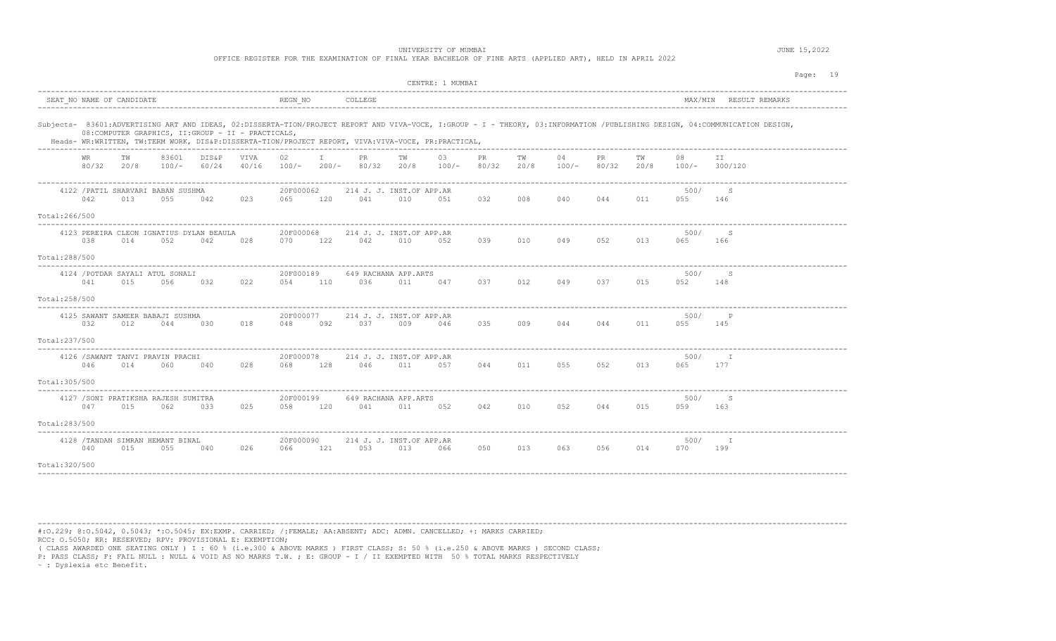UNIVERSITY OF MUMBAI

OFFICE REGISTER FOR THE EXAMINATION OF FINAL YEAR BACHELOR OF FINE ARTS (APPLIED ART), HELD IN APRIL 2022

JUNE 15,2022

CENTRE: 1 MUMBAI

| SEAT_NO | NAME OF CANDIDATE | REGN_NO | COLLEGE | MAX/MIN | RESULT | REMARKS |
|---|---|---|---|---|---|---|

Subjects- 83601:ADVERTISING ART AND IDEAS, 02:DISSERTA-TION/PROJECT REPORT AND VIVA-VOCE, I:GROUP - I - THEORY, 03:INFORMATION /PUBLISHING DESIGN, 04:COMMUNICATION DESIGN, 08:COMPUTER GRAPHICS, II:GROUP - II - PRACTICALS,

Heads- WR:WRITTEN, TW:TERM WORK, DIS&P:DISSERTA-TION/PROJECT REPORT, VIVA:VIVA-VOCE, PR:PRACTICAL,

| SEAT_NO | NAME OF CANDIDATE | REGN_NO | COLLEGE | WR 80/32 | TW 20/8 | 83601 100/- | DIS&P 60/24 | VIVA 40/16 | 02 100/- | I 200/- | PR 80/32 | TW 20/8 | 03 100/- | PR 80/32 | TW 20/8 | 04 100/- | PR 80/32 | TW 20/8 | 08 100/- | II 300/120 | MAX/MIN | RESULT | Total |
|---|---|---|---|---|---|---|---|---|---|---|---|---|---|---|---|---|---|---|---|---|---|---|---|
| 4122 | /PATIL SHARVARI BABAN SUSHMA | 20F000062 | 214 J. J. INST.OF APP.AR | 042 | 013 | 055 | 042 | 023 | 065 | 120 | 041 | 010 | 051 | 032 | 008 | 040 | 044 | 011 | 055 | 146 | 500/ | S | 266/500 |
| 4123 | PEREIRA CLEON IGNATIUS DYLAN BEAULA | 20F000068 | 214 J. J. INST.OF APP.AR | 038 | 014 | 052 | 042 | 028 | 070 | 122 | 042 | 010 | 052 | 039 | 010 | 049 | 052 | 013 | 065 | 166 | 500/ | S | 288/500 |
| 4124 | /POTDAR SAYALI ATUL SONALI | 20F000189 | 649 RACHANA APP.ARTS | 041 | 015 | 056 | 032 | 022 | 054 | 110 | 036 | 011 | 047 | 037 | 012 | 049 | 037 | 015 | 052 | 148 | 500/ | S | 258/500 |
| 4125 | SAWANT SAMEER BABAJI SUSHMA | 20F000077 | 214 J. J. INST.OF APP.AR | 032 | 012 | 044 | 030 | 018 | 048 | 092 | 037 | 009 | 046 | 035 | 009 | 044 | 044 | 011 | 055 | 145 | 500/ | P | 237/500 |
| 4126 | /SAWANT TANVI PRAVIN PRACHI | 20F000078 | 214 J. J. INST.OF APP.AR | 046 | 014 | 060 | 040 | 028 | 068 | 128 | 046 | 011 | 057 | 044 | 011 | 055 | 052 | 013 | 065 | 177 | 500/ | I | 305/500 |
| 4127 | /SONI PRATIKSHA RAJESH SUMITRA | 20F000199 | 649 RACHANA APP.ARTS | 047 | 015 | 062 | 033 | 025 | 058 | 120 | 041 | 011 | 052 | 042 | 010 | 052 | 044 | 015 | 059 | 163 | 500/ | S | 283/500 |
| 4128 | /TANDAN SIMRAN HEMANT BINAL | 20F000090 | 214 J. J. INST.OF APP.AR | 040 | 015 | 055 | 040 | 026 | 066 | 121 | 053 | 013 | 066 | 050 | 013 | 063 | 056 | 014 | 070 | 199 | 500/ | I | 320/500 |

#:O.229; @:O.5042, 0.5043; *:O.5045; EX:EXMP. CARRIED; /:FEMALE; AA:ABSENT; ADC: ADMN. CANCELLED; +: MARKS CARRIED;
RCC: O.5050; RR: RESERVED; RPV: PROVISIONAL E: EXEMPTION;
( CLASS AWARDED ONE SEATING ONLY ) I : 60 % (i.e.300 & ABOVE MARKS ) FIRST CLASS; S: 50 % (i.e.250 & ABOVE MARKS ) SECOND CLASS;
P: PASS CLASS; F: FAIL NULL : NULL & VOID AS NO MARKS T.W. ; E: GROUP - I / II EXEMPTED WITH 50 % TOTAL MARKS RESPECTIVELY
~ : Dyslexia etc Benefit.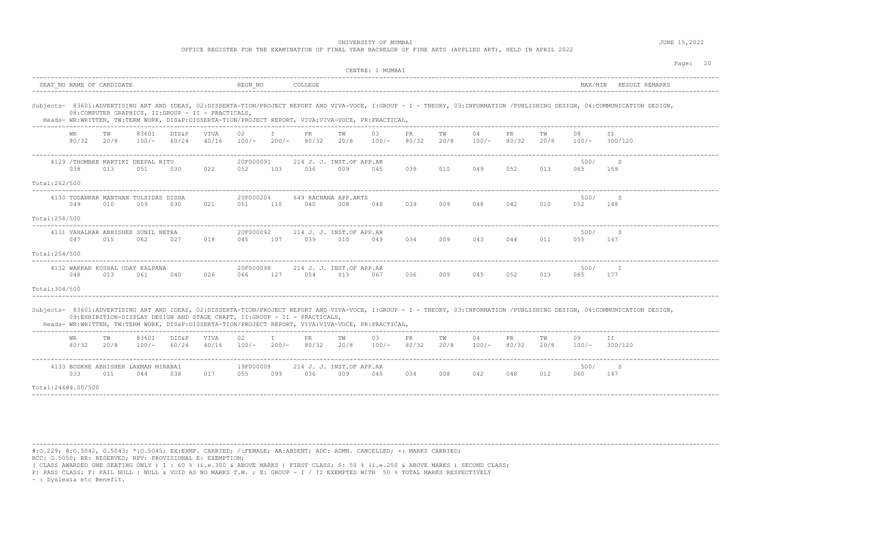UNIVERSITY OF MUMBAI

OFFICE REGISTER FOR THE EXAMINATION OF FINAL YEAR BACHELOR OF FINE ARTS (APPLIED ART), HELD IN APRIL 2022

JUNE 15,2022

CENTRE: 1 MUMBAI

| SEAT_NO | NAME OF CANDIDATE | REGN_NO | COLLEGE | MAX/MIN | RESULT | REMARKS |
|---|---|---|---|---|---|---|

Subjects- 83601:ADVERTISING ART AND IDEAS, 02:DISSERTA-TION/PROJECT REPORT AND VIVA-VOCE, I:GROUP - I - THEORY, 03:INFORMATION /PUBLISHING DESIGN, 04:COMMUNICATION DESIGN, 08:COMPUTER GRAPHICS, II:GROUP - II - PRACTICALS,
Heads- WR:WRITTEN, TW:TERM WORK, DIS&P:DISSERTA-TION/PROJECT REPORT, VIVA:VIVA-VOCE, PR:PRACTICAL,

| | WR | TW | 83601 | DIS&P | VIVA | 02 | I | PR | TW | 03 | PR | TW | 04 | PR | TW | 08 | II |
|---|---|---|---|---|---|---|---|---|---|---|---|---|---|---|---|---|---|
| | 80/32 | 20/8 | 100/- | 60/24 | 40/16 | 100/- | 200/- | 80/32 | 20/8 | 100/- | 80/32 | 20/8 | 100/- | 80/32 | 20/8 | 100/- | 300/120 |
| 4129 /THOMBRE KARTIKI DEEPAL RITU — 20F000091 — 214 J. J. INST.OF APP.AR — 500/ — S | 038 | 013 | 051 | 030 | 022 | 052 | 103 | 036 | 009 | 045 | 039 | 010 | 049 | 052 | 013 | 065 | 159 |
| Total:262/500 | | | | | | | | | | | | | | | | | |
| 4130 TODANKAR MANTHAN TULSIDAS DISHA — 20F000204 — 649 RACHANA APP.ARTS — 500/ — S | 049 | 010 | 059 | 030 | 021 | 051 | 110 | 040 | 008 | 048 | 039 | 009 | 048 | 042 | 010 | 052 | 148 |
| Total:258/500 | | | | | | | | | | | | | | | | | |
| 4131 VAHALKAR ABHISHEK SUNIL NETRA — 20F000092 — 214 J. J. INST.OF APP.AR — 500/ — S | 047 | 015 | 062 | 027 | 018 | 045 | 107 | 039 | 010 | 049 | 034 | 009 | 043 | 044 | 011 | 055 | 147 |
| Total:254/500 | | | | | | | | | | | | | | | | | |
| 4132 WAKKAR KUSHAL UDAY KALPANA — 20F000098 — 214 J. J. INST.OF APP.AR — 500/ — I | 048 | 013 | 061 | 040 | 026 | 066 | 127 | 054 | 013 | 067 | 036 | 009 | 045 | 052 | 013 | 065 | 177 |
| Total:304/500 | | | | | | | | | | | | | | | | | |

Subjects- 83601:ADVERTISING ART AND IDEAS, 02:DISSERTA-TION/PROJECT REPORT AND VIVA-VOCE, I:GROUP - I - THEORY, 03:INFORMATION /PUBLISHING DESIGN, 04:COMMUNICATION DESIGN, 09:EXHIBITION-DISPLAY DESIGN AND STAGE CRAFT, II:GROUP - II - PRACTICALS,
Heads- WR:WRITTEN, TW:TERM WORK, DIS&P:DISSERTA-TION/PROJECT REPORT, VIVA:VIVA-VOCE, PR:PRACTICAL,

| | WR | TW | 83601 | DIS&P | VIVA | 02 | I | PR | TW | 03 | PR | TW | 04 | PR | TW | 09 | II |
|---|---|---|---|---|---|---|---|---|---|---|---|---|---|---|---|---|---|
| | 80/32 | 20/8 | 100/- | 60/24 | 40/16 | 100/- | 200/- | 80/32 | 20/8 | 100/- | 80/32 | 20/8 | 100/- | 80/32 | 20/8 | 100/- | 300/120 |
| 4133 BODKHE ABHISHEK LAXMAN MIRABAI — 19F000008 — 214 J. J. INST.OF APP.AR — 500/ — S | 033 | 011 | 044 | 038 | 017 | 055 | 099 | 036 | 009 | 045 | 034 | 008 | 042 | 048 | 012 | 060 | 147 |
| Total:246@4.00/500 | | | | | | | | | | | | | | | | | |

#:O.229; @:O.5042, 0.5043; *:O.5045; EX:EXMP. CARRIED; /:FEMALE; AA:ABSENT; ADC: ADMN. CANCELLED; +: MARKS CARRIED;
RCC: O.5050; RR: RESERVED; RPV: PROVISIONAL E: EXEMPTION;
( CLASS AWARDED ONE SEATING ONLY ) I : 60 % (i.e.300 & ABOVE MARKS ) FIRST CLASS; S: 50 % (i.e.250 & ABOVE MARKS ) SECOND CLASS;
P: PASS CLASS; F: FAIL NULL : NULL & VOID AS NO MARKS T.W. ; E: GROUP - I / II EXEMPTED WITH 50 % TOTAL MARKS RESPECTIVELY
~ : Dyslexia etc Benefit.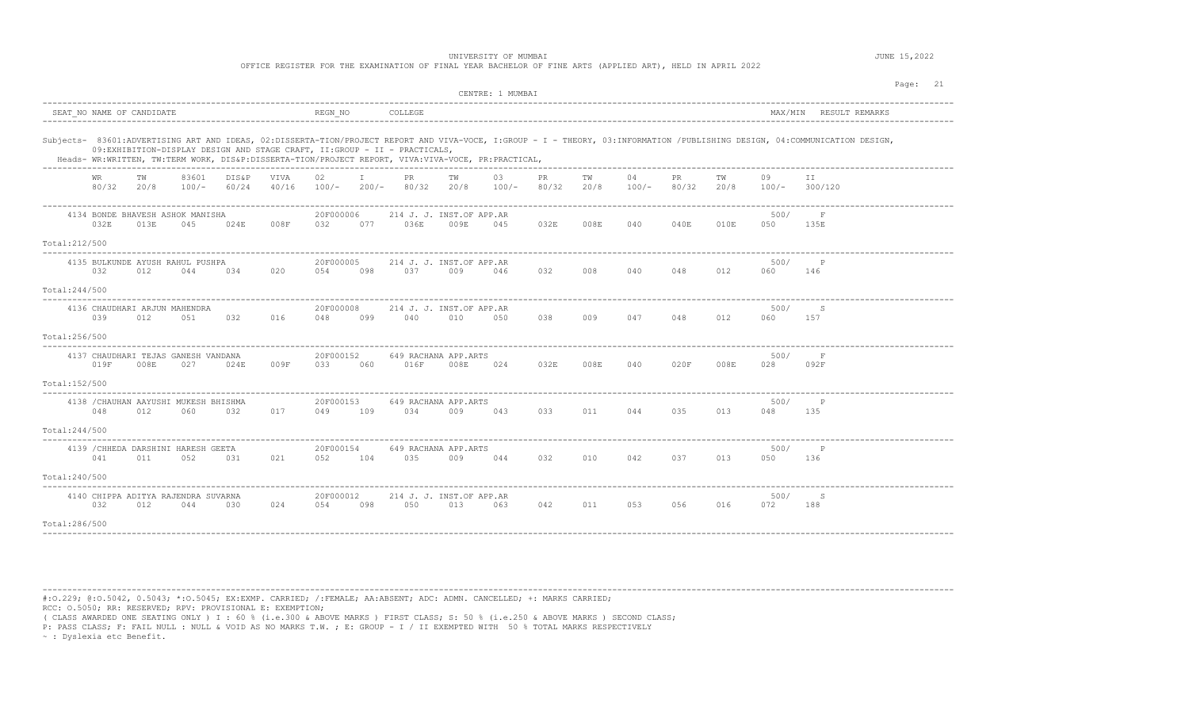UNIVERSITY OF MUMBAI

OFFICE REGISTER FOR THE EXAMINATION OF FINAL YEAR BACHELOR OF FINE ARTS (APPLIED ART), HELD IN APRIL 2022

JUNE 15,2022

CENTRE: 1 MUMBAI

| SEAT_NO | NAME OF CANDIDATE | REGN_NO | COLLEGE | MAX/MIN | RESULT | REMARKS |
|---|---|---|---|---|---|---|

Subjects- 83601:ADVERTISING ART AND IDEAS, 02:DISSERTA-TION/PROJECT REPORT AND VIVA-VOCE, I:GROUP - I - THEORY, 03:INFORMATION /PUBLISHING DESIGN, 04:COMMUNICATION DESIGN, 09:EXHIBITION-DISPLAY DESIGN AND STAGE CRAFT, II:GROUP - II - PRACTICALS,

Heads- WR:WRITTEN, TW:TERM WORK, DIS&P:DISSERTA-TION/PROJECT REPORT, VIVA:VIVA-VOCE, PR:PRACTICAL,

| | WR 80/32 | TW 20/8 | 83601 100/- | DIS&P 60/24 | VIVA 40/16 | 02 100/- | I 200/- | PR 80/32 | TW 20/8 | 03 100/- | PR 80/32 | TW 20/8 | 04 100/- | PR 80/32 | TW 20/8 | 09 100/- | II 300/120 | MAX/MIN | RESULT |
|---|---|---|---|---|---|---|---|---|---|---|---|---|---|---|---|---|---|---|---|
| 4134 BONDE BHAVESH ASHOK MANISHA — 20F000006 — 214 J. J. INST.OF APP.AR | 032E | 013E | 045 | 024E | 008F | 032 | 077 | 036E | 009E | 045 | 032E | 008E | 040 | 040E | 010E | 050 | 135E | 500/ | F |
| Total:212/500 | | | | | | | | | | | | | | | | | | | |
| 4135 BULKUNDE AYUSH RAHUL PUSHPA — 20F000005 — 214 J. J. INST.OF APP.AR | 032 | 012 | 044 | 034 | 020 | 054 | 098 | 037 | 009 | 046 | 032 | 008 | 040 | 048 | 012 | 060 | 146 | 500/ | P |
| Total:244/500 | | | | | | | | | | | | | | | | | | | |
| 4136 CHAUDHARI ARJUN MAHENDRA — 20F000008 — 214 J. J. INST.OF APP.AR | 039 | 012 | 051 | 032 | 016 | 048 | 099 | 040 | 010 | 050 | 038 | 009 | 047 | 048 | 012 | 060 | 157 | 500/ | S |
| Total:256/500 | | | | | | | | | | | | | | | | | | | |
| 4137 CHAUDHARI TEJAS GANESH VANDANA — 20F000152 — 649 RACHANA APP.ARTS | 019F | 008E | 027 | 024E | 009F | 033 | 060 | 016F | 008E | 024 | 032E | 008E | 040 | 020F | 008E | 028 | 092F | 500/ | F |
| Total:152/500 | | | | | | | | | | | | | | | | | | | |
| 4138 /CHAUHAN AAYUSHI MUKESH BHISHMA — 20F000153 — 649 RACHANA APP.ARTS | 048 | 012 | 060 | 032 | 017 | 049 | 109 | 034 | 009 | 043 | 033 | 011 | 044 | 035 | 013 | 048 | 135 | 500/ | P |
| Total:244/500 | | | | | | | | | | | | | | | | | | | |
| 4139 /CHHEDA DARSHINI HARESH GEETA — 20F000154 — 649 RACHANA APP.ARTS | 041 | 011 | 052 | 031 | 021 | 052 | 104 | 035 | 009 | 044 | 032 | 010 | 042 | 037 | 013 | 050 | 136 | 500/ | P |
| Total:240/500 | | | | | | | | | | | | | | | | | | | |
| 4140 CHIPPA ADITYA RAJENDRA SUVARNA — 20F000012 — 214 J. J. INST.OF APP.AR | 032 | 012 | 044 | 030 | 024 | 054 | 098 | 050 | 013 | 063 | 042 | 011 | 053 | 056 | 016 | 072 | 188 | 500/ | S |
| Total:286/500 | | | | | | | | | | | | | | | | | | | |

#:O.229; @:O.5042, 0.5043; *:O.5045; EX:EXMP. CARRIED; /:FEMALE; AA:ABSENT; ADC: ADMN. CANCELLED; +: MARKS CARRIED;
RCC: O.5050; RR: RESERVED; RPV: PROVISIONAL E: EXEMPTION;
( CLASS AWARDED ONE SEATING ONLY ) I : 60 % (i.e.300 & ABOVE MARKS ) FIRST CLASS; S: 50 % (i.e.250 & ABOVE MARKS ) SECOND CLASS;
P: PASS CLASS; F: FAIL NULL : NULL & VOID AS NO MARKS T.W. ; E: GROUP - I / II EXEMPTED WITH 50 % TOTAL MARKS RESPECTIVELY
~ : Dyslexia etc Benefit.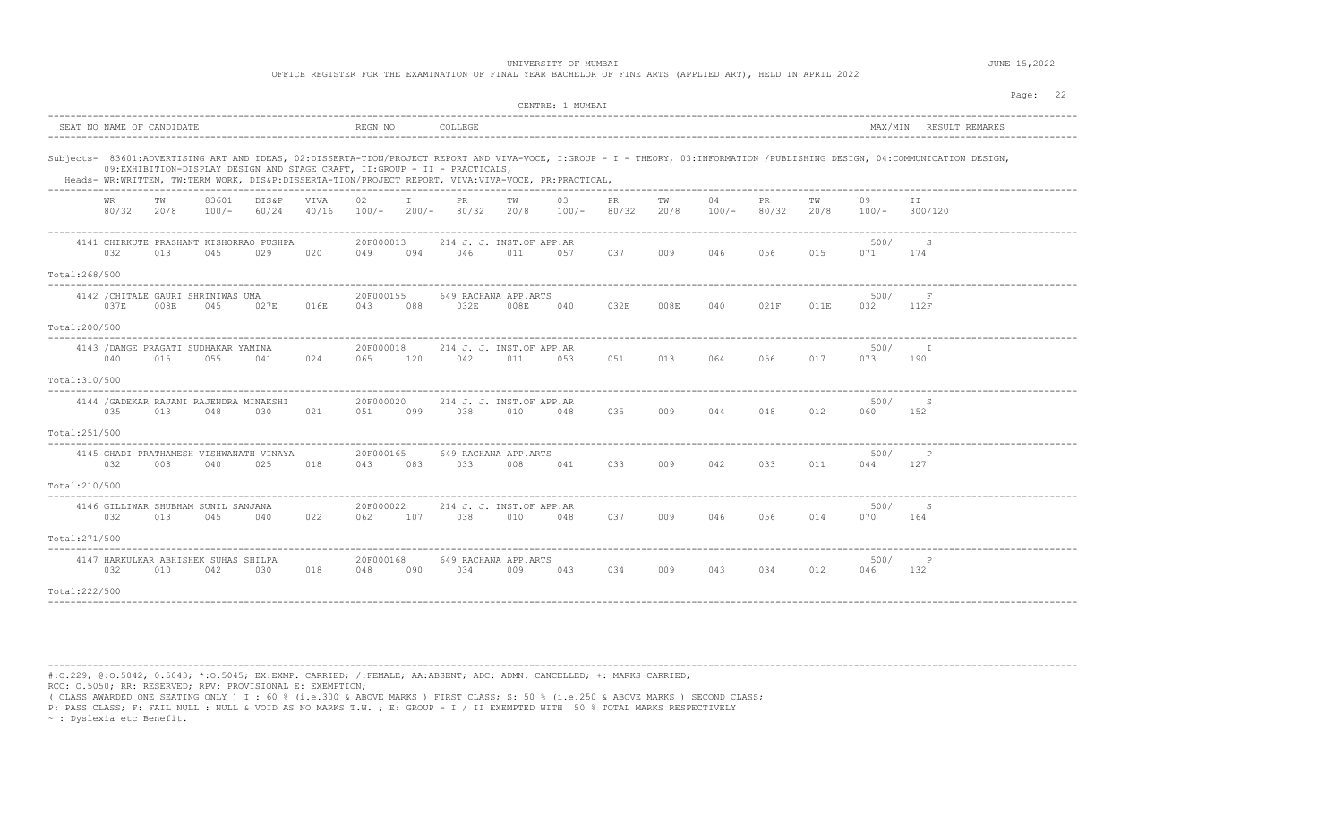UNIVERSITY OF MUMBAI

OFFICE REGISTER FOR THE EXAMINATION OF FINAL YEAR BACHELOR OF FINE ARTS (APPLIED ART), HELD IN APRIL 2022

JUNE 15,2022

CENTRE: 1 MUMBAI

| SEAT_NO | NAME OF CANDIDATE | REGN_NO | COLLEGE | MAX/MIN | RESULT | REMARKS |
|---|---|---|---|---|---|---|

Subjects- 83601:ADVERTISING ART AND IDEAS, 02:DISSERTA-TION/PROJECT REPORT AND VIVA-VOCE, I:GROUP - I - THEORY, 03:INFORMATION /PUBLISHING DESIGN, 04:COMMUNICATION DESIGN, 09:EXHIBITION-DISPLAY DESIGN AND STAGE CRAFT, II:GROUP - II - PRACTICALS,

Heads- WR:WRITTEN, TW:TERM WORK, DIS&P:DISSERTA-TION/PROJECT REPORT, VIVA:VIVA-VOCE, PR:PRACTICAL,

| Candidate | WR 80/32 | TW 20/8 | 83601 100/- | DIS&P 60/24 | VIVA 40/16 | 02 100/- | I 200/- | PR 80/32 | TW 20/8 | 03 100/- | PR 80/32 | TW 20/8 | 04 100/- | PR 80/32 | TW 20/8 | 09 100/- | II 300/120 | MAX/MIN | RESULT | Total |
|---|---|---|---|---|---|---|---|---|---|---|---|---|---|---|---|---|---|---|---|---|
| 4141 CHIRKUTE PRASHANT KISHORRAO PUSHPA, 20F000013, 214 J. J. INST.OF APP.AR | 032 | 013 | 045 | 029 | 020 | 049 | 094 | 046 | 011 | 057 | 037 | 009 | 046 | 056 | 015 | 071 | 174 | 500/ | S | 268/500 |
| 4142 /CHITALE GAURI SHRINIWAS UMA, 20F000155, 649 RACHANA APP.ARTS | 037E | 008E | 045 | 027E | 016E | 043 | 088 | 032E | 008E | 040 | 032E | 008E | 040 | 021F | 011E | 032 | 112F | 500/ | F | 200/500 |
| 4143 /DANGE PRAGATI SUDHAKAR YAMINA, 20F000018, 214 J. J. INST.OF APP.AR | 040 | 015 | 055 | 041 | 024 | 065 | 120 | 042 | 011 | 053 | 051 | 013 | 064 | 056 | 017 | 073 | 190 | 500/ | I | 310/500 |
| 4144 /GADEKAR RAJANI RAJENDRA MINAKSHI, 20F000020, 214 J. J. INST.OF APP.AR | 035 | 013 | 048 | 030 | 021 | 051 | 099 | 038 | 010 | 048 | 035 | 009 | 044 | 048 | 012 | 060 | 152 | 500/ | S | 251/500 |
| 4145 GHADI PRATHAMESH VISHWANATH VINAYA, 20F000165, 649 RACHANA APP.ARTS | 032 | 008 | 040 | 025 | 018 | 043 | 083 | 033 | 008 | 041 | 033 | 009 | 042 | 033 | 011 | 044 | 127 | 500/ | P | 210/500 |
| 4146 GILLIWAR SHUBHAM SUNIL SANJANA, 20F000022, 214 J. J. INST.OF APP.AR | 032 | 013 | 045 | 040 | 022 | 062 | 107 | 038 | 010 | 048 | 037 | 009 | 046 | 056 | 014 | 070 | 164 | 500/ | S | 271/500 |
| 4147 HARKULKAR ABHISHEK SUHAS SHILPA, 20F000168, 649 RACHANA APP.ARTS | 032 | 010 | 042 | 030 | 018 | 048 | 090 | 034 | 009 | 043 | 034 | 009 | 043 | 034 | 012 | 046 | 132 | 500/ | P | 222/500 |

#:O.229; @:O.5042, 0.5043; *:O.5045; EX:EXMP. CARRIED; /:FEMALE; AA:ABSENT; ADC: ADMN. CANCELLED; +: MARKS CARRIED;
RCC: O.5050; RR: RESERVED; RPV: PROVISIONAL E: EXEMPTION;
( CLASS AWARDED ONE SEATING ONLY ) I : 60 % (i.e.300 & ABOVE MARKS ) FIRST CLASS; S: 50 % (i.e.250 & ABOVE MARKS ) SECOND CLASS;
P: PASS CLASS; F: FAIL NULL : NULL & VOID AS NO MARKS T.W. ; E: GROUP - I / II EXEMPTED WITH 50 % TOTAL MARKS RESPECTIVELY
~ : Dyslexia etc Benefit.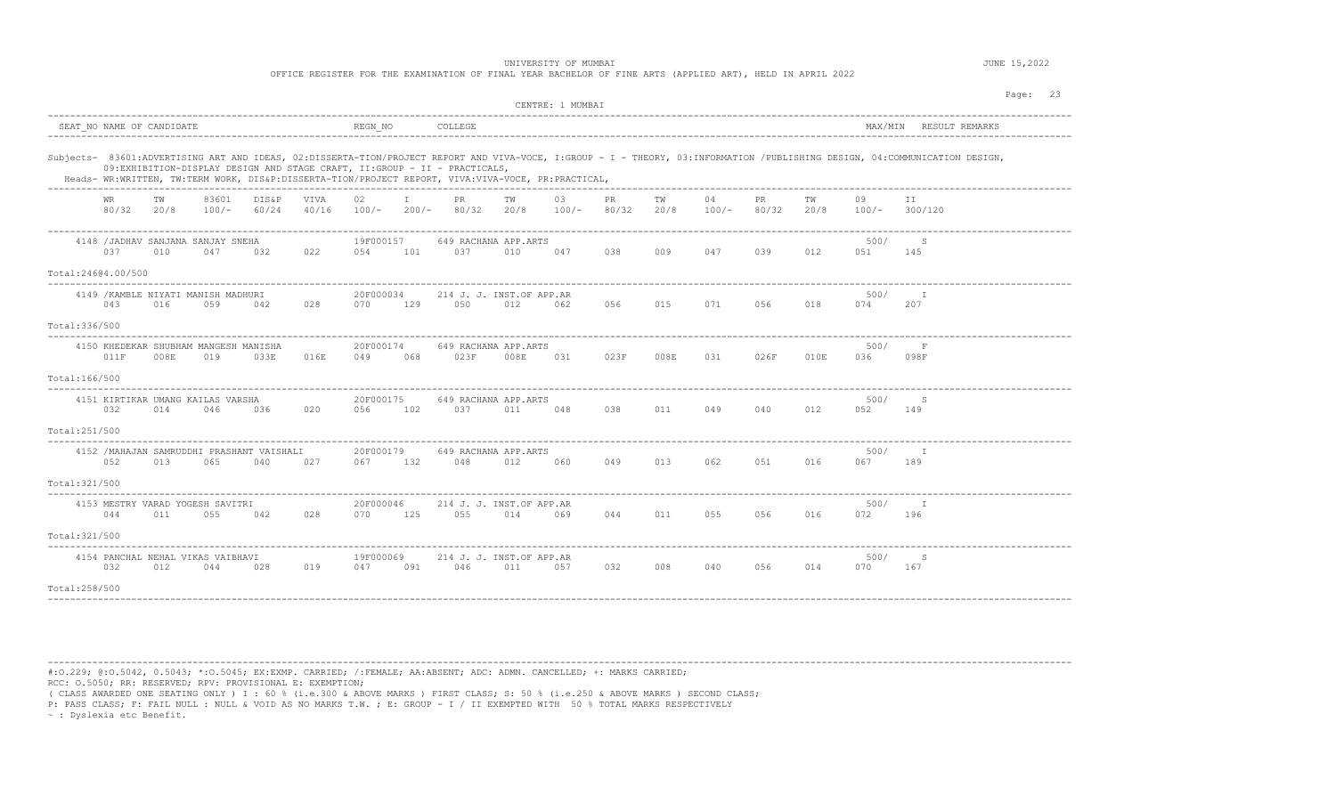UNIVERSITY OF MUMBAI

OFFICE REGISTER FOR THE EXAMINATION OF FINAL YEAR BACHELOR OF FINE ARTS (APPLIED ART), HELD IN APRIL 2022

JUNE 15,2022

CENTRE: 1 MUMBAI

| SEAT_NO | NAME OF CANDIDATE | REGN_NO | COLLEGE | MAX/MIN | RESULT | REMARKS |
|---|---|---|---|---|---|---|

Subjects- 83601:ADVERTISING ART AND IDEAS, 02:DISSERTA-TION/PROJECT REPORT AND VIVA-VOCE, I:GROUP - I - THEORY, 03:INFORMATION /PUBLISHING DESIGN, 04:COMMUNICATION DESIGN, 09:EXHIBITION-DISPLAY DESIGN AND STAGE CRAFT, II:GROUP - II - PRACTICALS,

Heads- WR:WRITTEN, TW:TERM WORK, DIS&P:DISSERTA-TION/PROJECT REPORT, VIVA:VIVA-VOCE, PR:PRACTICAL,

| WR 80/32 | TW 20/8 | 83601 100/- | DIS&P 60/24 | VIVA 40/16 | 02 100/- | I 200/- | PR 80/32 | TW 20/8 | 03 100/- | PR 80/32 | TW 20/8 | 04 100/- | PR 80/32 | TW 20/8 | 09 100/- | II 300/120 |
|---|---|---|---|---|---|---|---|---|---|---|---|---|---|---|---|---|

| Seat No / Name | Regn No | College | Max | Result |
|---|---|---|---|---|
| 4148 /JADHAV SANJANA SANJAY SNEHA | 19F000157 | 649 RACHANA APP.ARTS | 500/ | S |
| 4149 /KAMBLE NIYATI MANISH MADHURI | 20F000034 | 214 J. J. INST.OF APP.AR | 500/ | I |
| 4150 KHEDEKAR SHUBHAM MANGESH MANISHA | 20F000174 | 649 RACHANA APP.ARTS | 500/ | F |
| 4151 KIRTIKAR UMANG KAILAS VARSHA | 20F000175 | 649 RACHANA APP.ARTS | 500/ | S |
| 4152 /MAHAJAN SAMRUDDHI PRASHANT VAISHALI | 20F000179 | 649 RACHANA APP.ARTS | 500/ | I |
| 4153 MESTRY VARAD YOGESH SAVITRI | 20F000046 | 214 J. J. INST.OF APP.AR | 500/ | I |
| 4154 PANCHAL NEHAL VIKAS VAIBHAVI | 19F000069 | 214 J. J. INST.OF APP.AR | 500/ | S |

| Seat No | WR | TW | 83601 | DIS&P | VIVA | 02 | I | PR | TW | 03 | PR | TW | 04 | PR | TW | 09 | II | Total |
|---|---|---|---|---|---|---|---|---|---|---|---|---|---|---|---|---|---|---|
| 4148 | 037 | 010 | 047 | 032 | 022 | 054 | 101 | 037 | 010 | 047 | 038 | 009 | 047 | 039 | 012 | 051 | 145 | 246@4.00/500 |
| 4149 | 043 | 016 | 059 | 042 | 028 | 070 | 129 | 050 | 012 | 062 | 056 | 015 | 071 | 056 | 018 | 074 | 207 | 336/500 |
| 4150 | 011F | 008E | 019 | 033E | 016E | 049 | 068 | 023F | 008E | 031 | 023F | 008E | 031 | 026F | 010E | 036 | 098F | 166/500 |
| 4151 | 032 | 014 | 046 | 036 | 020 | 056 | 102 | 037 | 011 | 048 | 038 | 011 | 049 | 040 | 012 | 052 | 149 | 251/500 |
| 4152 | 052 | 013 | 065 | 040 | 027 | 067 | 132 | 048 | 012 | 060 | 049 | 013 | 062 | 051 | 016 | 067 | 189 | 321/500 |
| 4153 | 044 | 011 | 055 | 042 | 028 | 070 | 125 | 055 | 014 | 069 | 044 | 011 | 055 | 056 | 016 | 072 | 196 | 321/500 |
| 4154 | 032 | 012 | 044 | 028 | 019 | 047 | 091 | 046 | 011 | 057 | 032 | 008 | 040 | 056 | 014 | 070 | 167 | 258/500 |

#:O.229; @:O.5042, 0.5043; *:O.5045; EX:EXMP. CARRIED; /:FEMALE; AA:ABSENT; ADC: ADMN. CANCELLED; +: MARKS CARRIED;
RCC: O.5050; RR: RESERVED; RPV: PROVISIONAL E: EXEMPTION;
( CLASS AWARDED ONE SEATING ONLY ) I : 60 % (i.e.300 & ABOVE MARKS ) FIRST CLASS; S: 50 % (i.e.250 & ABOVE MARKS ) SECOND CLASS;
P: PASS CLASS; F: FAIL NULL : NULL & VOID AS NO MARKS T.W. ; E: GROUP - I / II EXEMPTED WITH 50 % TOTAL MARKS RESPECTIVELY
~ : Dyslexia etc Benefit.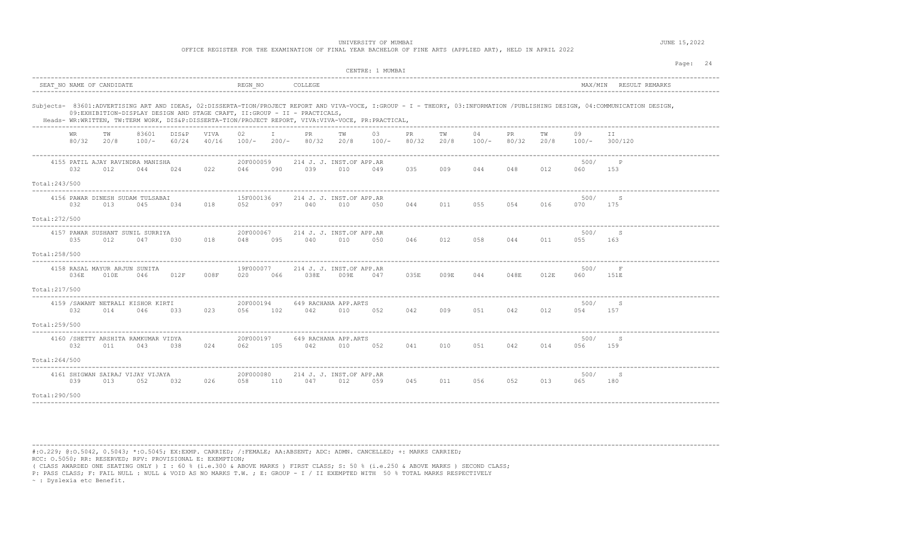UNIVERSITY OF MUMBAI

OFFICE REGISTER FOR THE EXAMINATION OF FINAL YEAR BACHELOR OF FINE ARTS (APPLIED ART), HELD IN APRIL 2022

JUNE 15,2022

CENTRE: 1 MUMBAI

| SEAT_NO NAME OF CANDIDATE | REGN_NO | COLLEGE | MAX/MIN | RESULT REMARKS |
|---|---|---|---|---|

Subjects- 83601:ADVERTISING ART AND IDEAS, 02:DISSERTA-TION/PROJECT REPORT AND VIVA-VOCE, I:GROUP - I - THEORY, 03:INFORMATION /PUBLISHING DESIGN, 04:COMMUNICATION DESIGN, 09:EXHIBITION-DISPLAY DESIGN AND STAGE CRAFT, II:GROUP - II - PRACTICALS,

Heads- WR:WRITTEN, TW:TERM WORK, DIS&P:DISSERTA-TION/PROJECT REPORT, VIVA:VIVA-VOCE, PR:PRACTICAL,

| WR 80/32 | TW 20/8 | 83601 100/- | DIS&P 60/24 | VIVA 40/16 | 02 100/- | I 200/- | PR 80/32 | TW 20/8 | 03 100/- | PR 80/32 | TW 20/8 | 04 100/- | PR 80/32 | TW 20/8 | 09 100/- | II 300/120 |
|---|---|---|---|---|---|---|---|---|---|---|---|---|---|---|---|---|
| **4155 PATIL AJAY RAVINDRA MANISHA — 20F000059 — 214 J. J. INST.OF APP.AR — 500/ P** | | | | | | | | | | | | | | | | |
| 032 | 012 | 044 | 024 | 022 | 046 | 090 | 039 | 010 | 049 | 035 | 009 | 044 | 048 | 012 | 060 | 153 |
| Total:243/500 | | | | | | | | | | | | | | | | |
| **4156 PAWAR DINESH SUDAM TULSABAI — 15F000136 — 214 J. J. INST.OF APP.AR — 500/ S** | | | | | | | | | | | | | | | | |
| 032 | 013 | 045 | 034 | 018 | 052 | 097 | 040 | 010 | 050 | 044 | 011 | 055 | 054 | 016 | 070 | 175 |
| Total:272/500 | | | | | | | | | | | | | | | | |
| **4157 PAWAR SUSHANT SUNIL SURRIYA — 20F000067 — 214 J. J. INST.OF APP.AR — 500/ S** | | | | | | | | | | | | | | | | |
| 035 | 012 | 047 | 030 | 018 | 048 | 095 | 040 | 010 | 050 | 046 | 012 | 058 | 044 | 011 | 055 | 163 |
| Total:258/500 | | | | | | | | | | | | | | | | |
| **4158 RASAL MAYUR ARJUN SUNITA — 19F000077 — 214 J. J. INST.OF APP.AR — 500/ F** | | | | | | | | | | | | | | | | |
| 036E | 010E | 046 | 012F | 008F | 020 | 066 | 038E | 009E | 047 | 035E | 009E | 044 | 048E | 012E | 060 | 151E |
| Total:217/500 | | | | | | | | | | | | | | | | |
| **4159 /SAWANT NETRALI KISHOR KIRTI — 20F000194 — 649 RACHANA APP.ARTS — 500/ S** | | | | | | | | | | | | | | | | |
| 032 | 014 | 046 | 033 | 023 | 056 | 102 | 042 | 010 | 052 | 042 | 009 | 051 | 042 | 012 | 054 | 157 |
| Total:259/500 | | | | | | | | | | | | | | | | |
| **4160 /SHETTY ARSHITA RAMKUMAR VIDYA — 20F000197 — 649 RACHANA APP.ARTS — 500/ S** | | | | | | | | | | | | | | | | |
| 032 | 011 | 043 | 038 | 024 | 062 | 105 | 042 | 010 | 052 | 041 | 010 | 051 | 042 | 014 | 056 | 159 |
| Total:264/500 | | | | | | | | | | | | | | | | |
| **4161 SHIGWAN SAIRAJ VIJAY VIJAYA — 20F000080 — 214 J. J. INST.OF APP.AR — 500/ S** | | | | | | | | | | | | | | | | |
| 039 | 013 | 052 | 032 | 026 | 058 | 110 | 047 | 012 | 059 | 045 | 011 | 056 | 052 | 013 | 065 | 180 |
| Total:290/500 | | | | | | | | | | | | | | | | |

#:O.229; @:O.5042, 0.5043; *:O.5045; EX:EXMP. CARRIED; /:FEMALE; AA:ABSENT; ADC: ADMN. CANCELLED; +: MARKS CARRIED;
RCC: O.5050; RR: RESERVED; RPV: PROVISIONAL E: EXEMPTION;
( CLASS AWARDED ONE SEATING ONLY ) I : 60 % (i.e.300 & ABOVE MARKS ) FIRST CLASS; S: 50 % (i.e.250 & ABOVE MARKS ) SECOND CLASS;
P: PASS CLASS; F: FAIL NULL : NULL & VOID AS NO MARKS T.W. ; E: GROUP - I / II EXEMPTED WITH 50 % TOTAL MARKS RESPECTIVELY
~ : Dyslexia etc Benefit.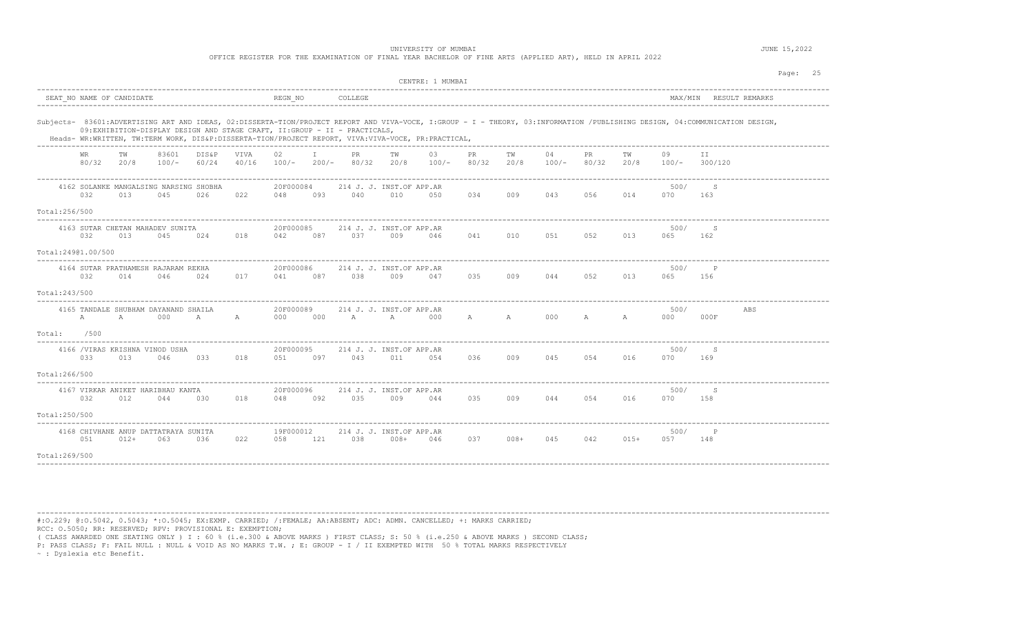UNIVERSITY OF MUMBAI

OFFICE REGISTER FOR THE EXAMINATION OF FINAL YEAR BACHELOR OF FINE ARTS (APPLIED ART), HELD IN APRIL 2022

JUNE 15,2022

CENTRE: 1 MUMBAI

| SEAT_NO | NAME OF CANDIDATE | REGN_NO | COLLEGE | MAX/MIN | RESULT | REMARKS |
|---|---|---|---|---|---|---|

Subjects- 83601:ADVERTISING ART AND IDEAS, 02:DISSERTA-TION/PROJECT REPORT AND VIVA-VOCE, I:GROUP - I - THEORY, 03:INFORMATION /PUBLISHING DESIGN, 04:COMMUNICATION DESIGN, 09:EXHIBITION-DISPLAY DESIGN AND STAGE CRAFT, II:GROUP - II - PRACTICALS,
Heads- WR:WRITTEN, TW:TERM WORK, DIS&P:DISSERTA-TION/PROJECT REPORT, VIVA:VIVA-VOCE, PR:PRACTICAL,

| Seat No / Name | WR 80/32 | TW 20/8 | 83601 100/- | DIS&P 60/24 | VIVA 40/16 | 02 100/- | I 200/- | PR 80/32 | TW 20/8 | 03 100/- | PR 80/32 | TW 20/8 | 04 100/- | PR 80/32 | TW 20/8 | 09 100/- | II 300/120 | MAX/MIN | RESULT | REMARKS |
|---|---|---|---|---|---|---|---|---|---|---|---|---|---|---|---|---|---|---|---|---|
| 4162 SOLANKE MANGALSING NARSING SHOBHA, 20F000084, 214 J. J. INST.OF APP.AR | 032 | 013 | 045 | 026 | 022 | 048 | 093 | 040 | 010 | 050 | 034 | 009 | 043 | 056 | 014 | 070 | 163 | 500/ | S | |
| Total:256/500 | | | | | | | | | | | | | | | | | | | | |
| 4163 SUTAR CHETAN MAHADEV SUNITA, 20F000085, 214 J. J. INST.OF APP.AR | 032 | 013 | 045 | 024 | 018 | 042 | 087 | 037 | 009 | 046 | 041 | 010 | 051 | 052 | 013 | 065 | 162 | 500/ | S | |
| Total:249@1.00/500 | | | | | | | | | | | | | | | | | | | | |
| 4164 SUTAR PRATHAMESH RAJARAM REKHA, 20F000086, 214 J. J. INST.OF APP.AR | 032 | 014 | 046 | 024 | 017 | 041 | 087 | 038 | 009 | 047 | 035 | 009 | 044 | 052 | 013 | 065 | 156 | 500/ | P | |
| Total:243/500 | | | | | | | | | | | | | | | | | | | | |
| 4165 TANDALE SHUBHAM DAYANAND SHAILA, 20F000089, 214 J. J. INST.OF APP.AR | A | A | 000 | A | A | 000 | 000 | A | A | 000 | A | A | 000 | A | A | 000 | 000F | 500/ | | ABS |
| Total: /500 | | | | | | | | | | | | | | | | | | | | |
| 4166 /VIRAS KRISHNA VINOD USHA, 20F000095, 214 J. J. INST.OF APP.AR | 033 | 013 | 046 | 033 | 018 | 051 | 097 | 043 | 011 | 054 | 036 | 009 | 045 | 054 | 016 | 070 | 169 | 500/ | S | |
| Total:266/500 | | | | | | | | | | | | | | | | | | | | |
| 4167 VIRKAR ANIKET HARIBHAU KANTA, 20F000096, 214 J. J. INST.OF APP.AR | 032 | 012 | 044 | 030 | 018 | 048 | 092 | 035 | 009 | 044 | 035 | 009 | 044 | 054 | 016 | 070 | 158 | 500/ | S | |
| Total:250/500 | | | | | | | | | | | | | | | | | | | | |
| 4168 CHIVHANE ANUP DATTATRAYA SUNITA, 19F000012, 214 J. J. INST.OF APP.AR | 051 | 012+ | 063 | 036 | 022 | 058 | 121 | 038 | 008+ | 046 | 037 | 008+ | 045 | 042 | 015+ | 057 | 148 | 500/ | P | |
| Total:269/500 | | | | | | | | | | | | | | | | | | | | |

#:O.229; @:O.5042, 0.5043; *:O.5045; EX:EXMP. CARRIED; /:FEMALE; AA:ABSENT; ADC: ADMN. CANCELLED; +: MARKS CARRIED;
RCC: O.5050; RR: RESERVED; RPV: PROVISIONAL E: EXEMPTION;
( CLASS AWARDED ONE SEATING ONLY ) I : 60 % (i.e.300 & ABOVE MARKS ) FIRST CLASS; S: 50 % (i.e.250 & ABOVE MARKS ) SECOND CLASS;
P: PASS CLASS; F: FAIL NULL : NULL & VOID AS NO MARKS T.W. ; E: GROUP - I / II EXEMPTED WITH 50 % TOTAL MARKS RESPECTIVELY
~ : Dyslexia etc Benefit.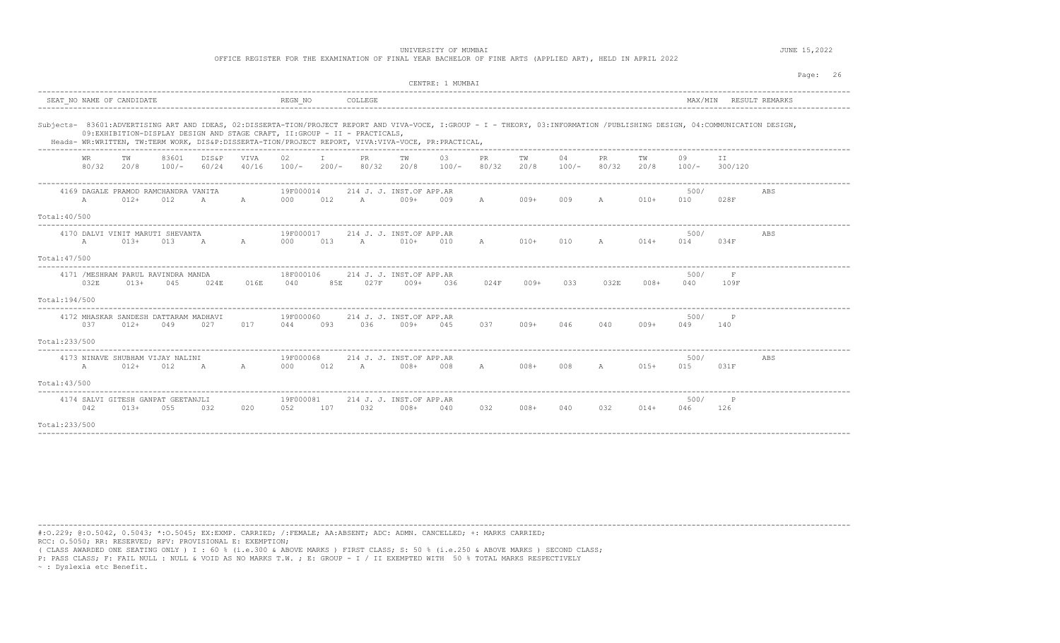UNIVERSITY OF MUMBAI

OFFICE REGISTER FOR THE EXAMINATION OF FINAL YEAR BACHELOR OF FINE ARTS (APPLIED ART), HELD IN APRIL 2022

JUNE 15,2022

CENTRE: 1 MUMBAI

| SEAT_NO | NAME OF CANDIDATE | REGN_NO | COLLEGE | MAX/MIN | RESULT | REMARKS |
|---|---|---|---|---|---|---|

Subjects- 83601:ADVERTISING ART AND IDEAS, 02:DISSERTA-TION/PROJECT REPORT AND VIVA-VOCE, I:GROUP - I - THEORY, 03:INFORMATION /PUBLISHING DESIGN, 04:COMMUNICATION DESIGN, 09:EXHIBITION-DISPLAY DESIGN AND STAGE CRAFT, II:GROUP - II - PRACTICALS,

Heads- WR:WRITTEN, TW:TERM WORK, DIS&P:DISSERTA-TION/PROJECT REPORT, VIVA:VIVA-VOCE, PR:PRACTICAL,

| WR 80/32 | TW 20/8 | 83601 100/- | DIS&P 60/24 | VIVA 40/16 | 02 100/- | I 200/- | PR 80/32 | TW 20/8 | 03 100/- | PR 80/32 | TW 20/8 | 04 100/- | PR 80/32 | TW 20/8 | 09 100/- | II 300/120 |
|---|---|---|---|---|---|---|---|---|---|---|---|---|---|---|---|---|

| SEAT_NO | NAME OF CANDIDATE | REGN_NO | COLLEGE | MAX/MIN | RESULT | REMARKS |
|---|---|---|---|---|---|---|
| 4169 | DAGALE PRAMOD RAMCHANDRA VANITA | 19F000014 | 214 J. J. INST.OF APP.AR | 500/ | | ABS |
| 4170 | DALVI VINIT MARUTI SHEVANTA | 19F000017 | 214 J. J. INST.OF APP.AR | 500/ | | ABS |
| 4171 | /MESHRAM PARUL RAVINDRA MANDA | 18F000106 | 214 J. J. INST.OF APP.AR | 500/ | F | |
| 4172 | MHASKAR SANDESH DATTARAM MADHAVI | 19F000060 | 214 J. J. INST.OF APP.AR | 500/ | P | |
| 4173 | NINAVE SHUBHAM VIJAY NALINI | 19F000068 | 214 J. J. INST.OF APP.AR | 500/ | | ABS |
| 4174 | SALVI GITESH GANPAT GEETANJLI | 19F000081 | 214 J. J. INST.OF APP.AR | 500/ | P | |

| SEAT_NO | WR | TW | 83601 | DIS&P | VIVA | 02 | I | PR | TW | 03 | PR | TW | 04 | PR | TW | 09 | II | Total |
|---|---|---|---|---|---|---|---|---|---|---|---|---|---|---|---|---|---|---|
| 4169 | A | 012+ | 012 | A | A | 000 | 012 | A | 009+ | 009 | A | 009+ | 009 | A | 010+ | 010 | 028F | 40/500 |
| 4170 | A | 013+ | 013 | A | A | 000 | 013 | A | 010+ | 010 | A | 010+ | 010 | A | 014+ | 014 | 034F | 47/500 |
| 4171 | 032E | 013+ | 045 | 024E | 016E | 040 | 85E | 027F | 009+ | 036 | 024F | 009+ | 033 | 032E | 008+ | 040 | 109F | 194/500 |
| 4172 | 037 | 012+ | 049 | 027 | 017 | 044 | 093 | 036 | 009+ | 045 | 037 | 009+ | 046 | 040 | 009+ | 049 | 140 | 233/500 |
| 4173 | A | 012+ | 012 | A | A | 000 | 012 | A | 008+ | 008 | A | 008+ | 008 | A | 015+ | 015 | 031F | 43/500 |
| 4174 | 042 | 013+ | 055 | 032 | 020 | 052 | 107 | 032 | 008+ | 040 | 032 | 008+ | 040 | 032 | 014+ | 046 | 126 | 233/500 |

#:O.229; @:O.5042, 0.5043; *:O.5045; EX:EXMP. CARRIED; /:FEMALE; AA:ABSENT; ADC: ADMN. CANCELLED; +: MARKS CARRIED;
RCC: O.5050; RR: RESERVED; RPV: PROVISIONAL E: EXEMPTION;
( CLASS AWARDED ONE SEATING ONLY ) I : 60 % (i.e.300 & ABOVE MARKS ) FIRST CLASS; S: 50 % (i.e.250 & ABOVE MARKS ) SECOND CLASS;
P: PASS CLASS; F: FAIL NULL : NULL & VOID AS NO MARKS T.W. ; E: GROUP - I / II EXEMPTED WITH 50 % TOTAL MARKS RESPECTIVELY
~ : Dyslexia etc Benefit.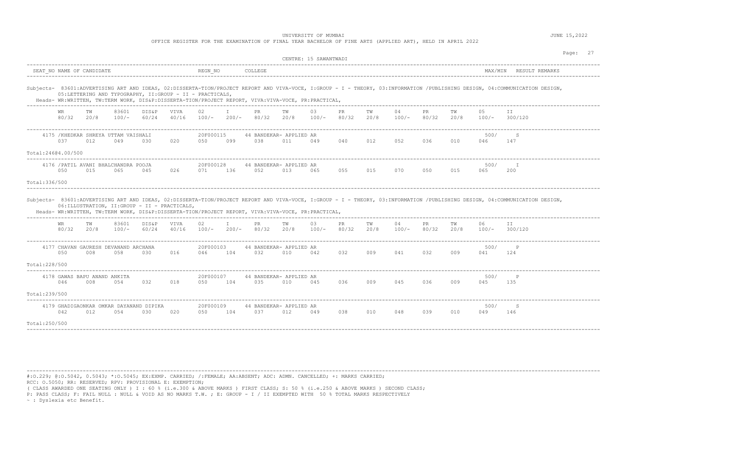UNIVERSITY OF MUMBAI

OFFICE REGISTER FOR THE EXAMINATION OF FINAL YEAR BACHELOR OF FINE ARTS (APPLIED ART), HELD IN APRIL 2022

JUNE 15,2022

CENTRE: 15 SAWANTWADI

| SEAT_NO | NAME OF CANDIDATE | REGN_NO | COLLEGE | MAX/MIN | RESULT | REMARKS |
|---|---|---|---|---|---|---|

Subjects- 83601:ADVERTISING ART AND IDEAS, 02:DISSERTA-TION/PROJECT REPORT AND VIVA-VOCE, I:GROUP - I - THEORY, 03:INFORMATION /PUBLISHING DESIGN, 04:COMMUNICATION DESIGN, 05:LETTERING AND TYPOGRAPHY, II:GROUP - II - PRACTICALS,
Heads- WR:WRITTEN, TW:TERM WORK, DIS&P:DISSERTA-TION/PROJECT REPORT, VIVA:VIVA-VOCE, PR:PRACTICAL,

| WR 80/32 | TW 20/8 | 83601 100/- | DIS&P 60/24 | VIVA 40/16 | 02 100/- | I 200/- | PR 80/32 | TW 20/8 | 03 100/- | PR 80/32 | TW 20/8 | 04 100/- | PR 80/32 | TW 20/8 | 05 100/- | II 300/120 |
|---|---|---|---|---|---|---|---|---|---|---|---|---|---|---|---|---|
| 4175 /KHEDKAR SHREYA UTTAM VAISHALI | | | | | 20F000115 | | 44 BANDEKAR- APPLIED AR | | | | | | | | 500/ | S |
| 037 | 012 | 049 | 030 | 020 | 050 | 099 | 038 | 011 | 049 | 040 | 012 | 052 | 036 | 010 | 046 | 147 |
| Total:246@4.00/500 | | | | | | | | | | | | | | | | |
| 4176 /PATIL AVANI BHALCHANDRA POOJA | | | | | 20F000128 | | 44 BANDEKAR- APPLIED AR | | | | | | | | 500/ | I |
| 050 | 015 | 065 | 045 | 026 | 071 | 136 | 052 | 013 | 065 | 055 | 015 | 070 | 050 | 015 | 065 | 200 |
| Total:336/500 | | | | | | | | | | | | | | | | |

Subjects- 83601:ADVERTISING ART AND IDEAS, 02:DISSERTA-TION/PROJECT REPORT AND VIVA-VOCE, I:GROUP - I - THEORY, 03:INFORMATION /PUBLISHING DESIGN, 04:COMMUNICATION DESIGN, 06:ILLUSTRATION, II:GROUP - II - PRACTICALS,
Heads- WR:WRITTEN, TW:TERM WORK, DIS&P:DISSERTA-TION/PROJECT REPORT, VIVA:VIVA-VOCE, PR:PRACTICAL,

| WR 80/32 | TW 20/8 | 83601 100/- | DIS&P 60/24 | VIVA 40/16 | 02 100/- | I 200/- | PR 80/32 | TW 20/8 | 03 100/- | PR 80/32 | TW 20/8 | 04 100/- | PR 80/32 | TW 20/8 | 06 100/- | II 300/120 |
|---|---|---|---|---|---|---|---|---|---|---|---|---|---|---|---|---|
| 4177 CHAVAN GAURESH DEVANAND ARCHANA | | | | | 20F000103 | | 44 BANDEKAR- APPLIED AR | | | | | | | | 500/ | P |
| 050 | 008 | 058 | 030 | 016 | 046 | 104 | 032 | 010 | 042 | 032 | 009 | 041 | 032 | 009 | 041 | 124 |
| Total:228/500 | | | | | | | | | | | | | | | | |
| 4178 GAWAS BAPU ANAND ANKITA | | | | | 20F000107 | | 44 BANDEKAR- APPLIED AR | | | | | | | | 500/ | P |
| 046 | 008 | 054 | 032 | 018 | 050 | 104 | 035 | 010 | 045 | 036 | 009 | 045 | 036 | 009 | 045 | 135 |
| Total:239/500 | | | | | | | | | | | | | | | | |
| 4179 GHADIGAONKAR OMKAR DAYANAND DIPIKA | | | | | 20F000109 | | 44 BANDEKAR- APPLIED AR | | | | | | | | 500/ | S |
| 042 | 012 | 054 | 030 | 020 | 050 | 104 | 037 | 012 | 049 | 038 | 010 | 048 | 039 | 010 | 049 | 146 |
| Total:250/500 | | | | | | | | | | | | | | | | |

#:O.229; @:O.5042, 0.5043; *:O.5045; EX:EXMP. CARRIED; /:FEMALE; AA:ABSENT; ADC: ADMN. CANCELLED; +: MARKS CARRIED;
RCC: O.5050; RR: RESERVED; RPV: PROVISIONAL E: EXEMPTION;
( CLASS AWARDED ONE SEATING ONLY ) I : 60 % (i.e.300 & ABOVE MARKS ) FIRST CLASS; S: 50 % (i.e.250 & ABOVE MARKS ) SECOND CLASS;
P: PASS CLASS; F: FAIL NULL : NULL & VOID AS NO MARKS T.W. ; E: GROUP - I / II EXEMPTED WITH 50 % TOTAL MARKS RESPECTIVELY
~ : Dyslexia etc Benefit.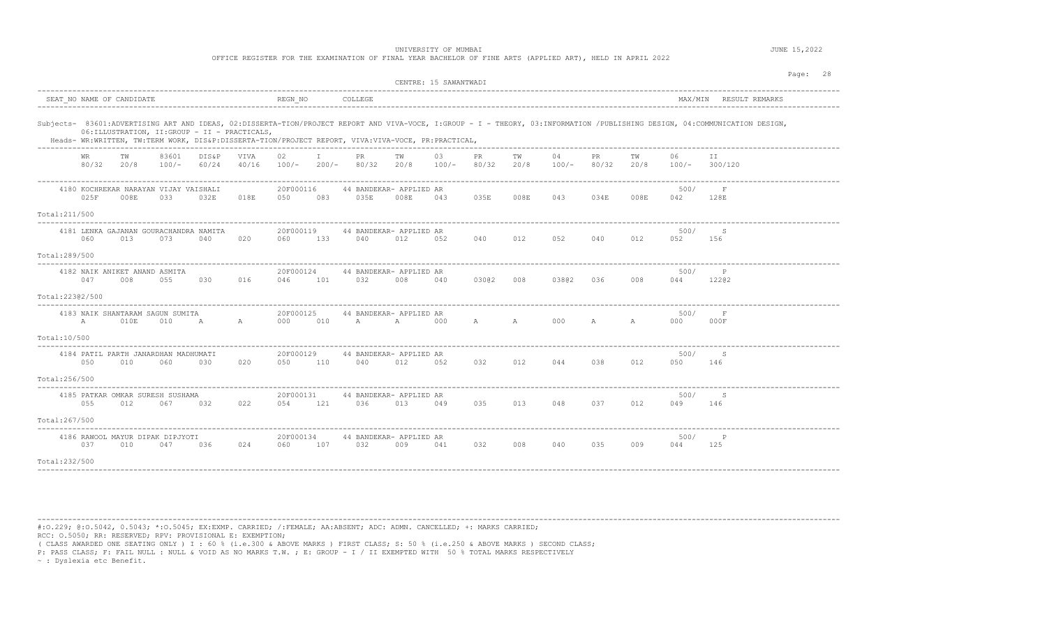UNIVERSITY OF MUMBAI

OFFICE REGISTER FOR THE EXAMINATION OF FINAL YEAR BACHELOR OF FINE ARTS (APPLIED ART), HELD IN APRIL 2022

JUNE 15,2022

CENTRE: 15 SAWANTWADI

| SEAT_NO | NAME OF CANDIDATE | REGN_NO | COLLEGE | MAX/MIN | RESULT | REMARKS |
|---|---|---|---|---|---|---|

Subjects- 83601:ADVERTISING ART AND IDEAS, 02:DISSERTA-TION/PROJECT REPORT AND VIVA-VOCE, I:GROUP - I - THEORY, 03:INFORMATION /PUBLISHING DESIGN, 04:COMMUNICATION DESIGN, 06:ILLUSTRATION, II:GROUP - II - PRACTICALS,

Heads- WR:WRITTEN, TW:TERM WORK, DIS&P:DISSERTA-TION/PROJECT REPORT, VIVA:VIVA-VOCE, PR:PRACTICAL,

| | WR 80/32 | TW 20/8 | 83601 100/- | DIS&P 60/24 | VIVA 40/16 | 02 100/- | I 200/- | PR 80/32 | TW 20/8 | 03 100/- | PR 80/32 | TW 20/8 | 04 100/- | PR 80/32 | TW 20/8 | 06 100/- | II 300/120 | MAX/MIN | RESULT |
|---|---|---|---|---|---|---|---|---|---|---|---|---|---|---|---|---|---|---|---|
| 4180 KOCHREKAR NARAYAN VIJAY VAISHALI, 20F000116, 44 BANDEKAR- APPLIED AR | 025F | 008E | 033 | 032E | 018E | 050 | 083 | 035E | 008E | 043 | 035E | 008E | 043 | 034E | 008E | 042 | 128E | 500/ | F |
| Total:211/500 | | | | | | | | | | | | | | | | | | | |
| 4181 LENKA GAJANAN GOURACHANDRA NAMITA, 20F000119, 44 BANDEKAR- APPLIED AR | 060 | 013 | 073 | 040 | 020 | 060 | 133 | 040 | 012 | 052 | 040 | 012 | 052 | 040 | 012 | 052 | 156 | 500/ | S |
| Total:289/500 | | | | | | | | | | | | | | | | | | | |
| 4182 NAIK ANIKET ANAND ASMITA, 20F000124, 44 BANDEKAR- APPLIED AR | 047 | 008 | 055 | 030 | 016 | 046 | 101 | 032 | 008 | 040 | 030@2 | 008 | 038@2 | 036 | 008 | 044 | 122@2 | 500/ | P |
| Total:223@2/500 | | | | | | | | | | | | | | | | | | | |
| 4183 NAIK SHANTARAM SAGUN SUMITA, 20F000125, 44 BANDEKAR- APPLIED AR | A | 010E | 010 | A | A | 000 | 010 | A | A | 000 | A | A | 000 | A | A | 000 | 000F | 500/ | F |
| Total:10/500 | | | | | | | | | | | | | | | | | | | |
| 4184 PATIL PARTH JANARDHAN MADHUMATI, 20F000129, 44 BANDEKAR- APPLIED AR | 050 | 010 | 060 | 030 | 020 | 050 | 110 | 040 | 012 | 052 | 032 | 012 | 044 | 038 | 012 | 050 | 146 | 500/ | S |
| Total:256/500 | | | | | | | | | | | | | | | | | | | |
| 4185 PATKAR OMKAR SURESH SUSHAMA, 20F000131, 44 BANDEKAR- APPLIED AR | 055 | 012 | 067 | 032 | 022 | 054 | 121 | 036 | 013 | 049 | 035 | 013 | 048 | 037 | 012 | 049 | 146 | 500/ | S |
| Total:267/500 | | | | | | | | | | | | | | | | | | | |
| 4186 RAWOOL MAYUR DIPAK DIPJYOTI, 20F000134, 44 BANDEKAR- APPLIED AR | 037 | 010 | 047 | 036 | 024 | 060 | 107 | 032 | 009 | 041 | 032 | 008 | 040 | 035 | 009 | 044 | 125 | 500/ | P |
| Total:232/500 | | | | | | | | | | | | | | | | | | | |

#:O.229; @:O.5042, 0.5043; *:O.5045; EX:EXMP. CARRIED; /:FEMALE; AA:ABSENT; ADC: ADMN. CANCELLED; +: MARKS CARRIED;
RCC: O.5050; RR: RESERVED; RPV: PROVISIONAL E: EXEMPTION;
( CLASS AWARDED ONE SEATING ONLY ) I : 60 % (i.e.300 & ABOVE MARKS ) FIRST CLASS; S: 50 % (i.e.250 & ABOVE MARKS ) SECOND CLASS;
P: PASS CLASS; F: FAIL NULL : NULL & VOID AS NO MARKS T.W. ; E: GROUP - I / II EXEMPTED WITH 50 % TOTAL MARKS RESPECTIVELY
~ : Dyslexia etc Benefit.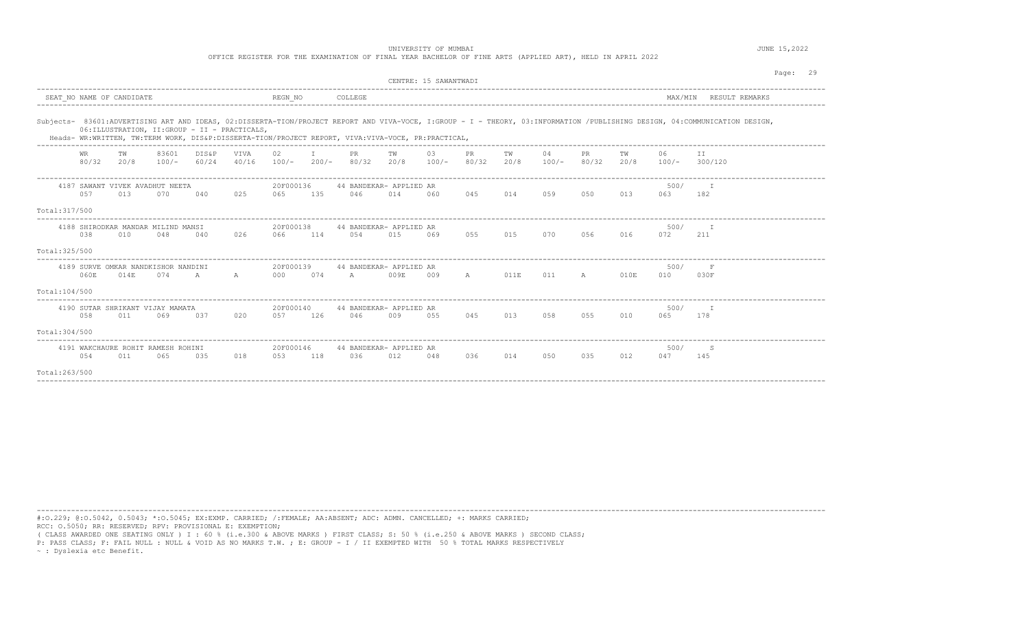UNIVERSITY OF MUMBAI

OFFICE REGISTER FOR THE EXAMINATION OF FINAL YEAR BACHELOR OF FINE ARTS (APPLIED ART), HELD IN APRIL 2022

JUNE 15,2022

CENTRE: 15 SAWANTWADI

| SEAT_NO | NAME OF CANDIDATE | REGN_NO | COLLEGE | MAX/MIN | RESULT | REMARKS |
|---|---|---|---|---|---|---|

Subjects- 83601:ADVERTISING ART AND IDEAS, 02:DISSERTA-TION/PROJECT REPORT AND VIVA-VOCE, I:GROUP - I - THEORY, 03:INFORMATION /PUBLISHING DESIGN, 04:COMMUNICATION DESIGN, 06:ILLUSTRATION, II:GROUP - II - PRACTICALS,

Heads- WR:WRITTEN, TW:TERM WORK, DIS&P:DISSERTA-TION/PROJECT REPORT, VIVA:VIVA-VOCE, PR:PRACTICAL,

| | WR 80/32 | TW 20/8 | 83601 100/- | DIS&P 60/24 | VIVA 40/16 | 02 100/- | I 200/- | PR 80/32 | TW 20/8 | 03 100/- | PR 80/32 | TW 20/8 | 04 100/- | PR 80/32 | TW 20/8 | 06 100/- | II 300/120 | MAX/MIN | RESULT |
|---|---|---|---|---|---|---|---|---|---|---|---|---|---|---|---|---|---|---|---|
| 4187 SAWANT VIVEK AVADHUT NEETA, 20F000136, 44 BANDEKAR- APPLIED AR | 057 | 013 | 070 | 040 | 025 | 065 | 135 | 046 | 014 | 060 | 045 | 014 | 059 | 050 | 013 | 063 | 182 | 500/ | I |
| Total:317/500 | | | | | | | | | | | | | | | | | | | |
| 4188 SHIRODKAR MANDAR MILIND MANSI, 20F000138, 44 BANDEKAR- APPLIED AR | 038 | 010 | 048 | 040 | 026 | 066 | 114 | 054 | 015 | 069 | 055 | 015 | 070 | 056 | 016 | 072 | 211 | 500/ | I |
| Total:325/500 | | | | | | | | | | | | | | | | | | | |
| 4189 SURVE OMKAR NANDKISHOR NANDINI, 20F000139, 44 BANDEKAR- APPLIED AR | 060E | 014E | 074 | A | A | 000 | 074 | A | 009E | 009 | A | 011E | 011 | A | 010E | 010 | 030F | 500/ | F |
| Total:104/500 | | | | | | | | | | | | | | | | | | | |
| 4190 SUTAR SHRIKANT VIJAY MAMATA, 20F000140, 44 BANDEKAR- APPLIED AR | 058 | 011 | 069 | 037 | 020 | 057 | 126 | 046 | 009 | 055 | 045 | 013 | 058 | 055 | 010 | 065 | 178 | 500/ | I |
| Total:304/500 | | | | | | | | | | | | | | | | | | | |
| 4191 WAKCHAURE ROHIT RAMESH ROHINI, 20F000146, 44 BANDEKAR- APPLIED AR | 054 | 011 | 065 | 035 | 018 | 053 | 118 | 036 | 012 | 048 | 036 | 014 | 050 | 035 | 012 | 047 | 145 | 500/ | S |
| Total:263/500 | | | | | | | | | | | | | | | | | | | |

#:O.229; @:O.5042, 0.5043; *:O.5045; EX:EXMP. CARRIED; /:FEMALE; AA:ABSENT; ADC: ADMN. CANCELLED; +: MARKS CARRIED;
RCC: O.5050; RR: RESERVED; RPV: PROVISIONAL E: EXEMPTION;
( CLASS AWARDED ONE SEATING ONLY ) I : 60 % (i.e.300 & ABOVE MARKS ) FIRST CLASS; S: 50 % (i.e.250 & ABOVE MARKS ) SECOND CLASS;
P: PASS CLASS; F: FAIL NULL : NULL & VOID AS NO MARKS T.W. ; E: GROUP - I / II EXEMPTED WITH 50 % TOTAL MARKS RESPECTIVELY
~ : Dyslexia etc Benefit.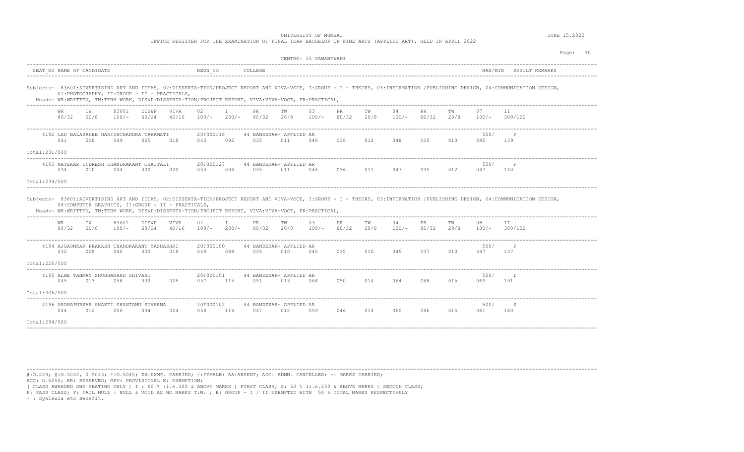UNIVERSITY OF MUMBAI

OFFICE REGISTER FOR THE EXAMINATION OF FINAL YEAR BACHELOR OF FINE ARTS (APPLIED ART), HELD IN APRIL 2022

JUNE 15,2022

CENTRE: 15 SAWANTWADI

| SEAT_NO | NAME OF CANDIDATE | REGN_NO | COLLEGE | MAX/MIN | RESULT | REMARKS |
|---|---|---|---|---|---|---|

Subjects- 83601:ADVERTISING ART AND IDEAS, 02:DISSERTA-TION/PROJECT REPORT AND VIVA-VOCE, I:GROUP - I - THEORY, 03:INFORMATION /PUBLISHING DESIGN, 04:COMMUNICATION DESIGN, 07:PHOTOGRAPHY, II:GROUP - II - PRACTICALS,

Heads- WR:WRITTEN, TW:TERM WORK, DIS&P:DISSERTA-TION/PROJECT REPORT, VIVA:VIVA-VOCE, PR:PRACTICAL,

| WR | TW | 83601 | DIS&P | VIVA | 02 | I | PR | TW | 03 | PR | TW | 04 | PR | TW | 07 | II |
|---|---|---|---|---|---|---|---|---|---|---|---|---|---|---|---|---|
| 80/32 | 20/8 | 100/- | 60/24 | 40/16 | 100/- | 200/- | 80/32 | 20/8 | 100/- | 80/32 | 20/8 | 100/- | 80/32 | 20/8 | 100/- | 300/120 |

4192 LAD BALASAHEB HARISHCHANDRA TARAMATI — 20F000118 — 44 BANDEKAR- APPLIED AR — 500/ — P

| 041 | 008 | 049 | 025 | 018 | 043 | 092 | 035 | 011 | 046 | 036 | 012 | 048 | 035 | 010 | 045 | 139 |
|---|---|---|---|---|---|---|---|---|---|---|---|---|---|---|---|---|

Total:231/500

4193 NATEKAR INDRESH CHANDRAKANT CHAITALI — 20F000127 — 44 BANDEKAR- APPLIED AR — 500/ — P

| 034 | 010 | 044 | 030 | 020 | 050 | 094 | 035 | 011 | 046 | 036 | 011 | 047 | 035 | 012 | 047 | 140 |
|---|---|---|---|---|---|---|---|---|---|---|---|---|---|---|---|---|

Total:234/500

Subjects- 83601:ADVERTISING ART AND IDEAS, 02:DISSERTA-TION/PROJECT REPORT AND VIVA-VOCE, I:GROUP - I - THEORY, 03:INFORMATION /PUBLISHING DESIGN, 04:COMMUNICATION DESIGN, 08:COMPUTER GRAPHICS, II:GROUP - II - PRACTICALS,

Heads- WR:WRITTEN, TW:TERM WORK, DIS&P:DISSERTA-TION/PROJECT REPORT, VIVA:VIVA-VOCE, PR:PRACTICAL,

| WR | TW | 83601 | DIS&P | VIVA | 02 | I | PR | TW | 03 | PR | TW | 04 | PR | TW | 08 | II |
|---|---|---|---|---|---|---|---|---|---|---|---|---|---|---|---|---|
| 80/32 | 20/8 | 100/- | 60/24 | 40/16 | 100/- | 200/- | 80/32 | 20/8 | 100/- | 80/32 | 20/8 | 100/- | 80/32 | 20/8 | 100/- | 300/120 |

4194 AJGAONKAR PRAKASH CHANDRAKANT YASHASHRI — 20F000100 — 44 BANDEKAR- APPLIED AR — 500/ — P

| 032 | 008 | 040 | 030 | 018 | 048 | 088 | 035 | 010 | 045 | 035 | 010 | 045 | 037 | 010 | 047 | 137 |
|---|---|---|---|---|---|---|---|---|---|---|---|---|---|---|---|---|

Total:225/500

4195 ALWE TANMAY SHUBHANAND SHIVANI — 20F000101 — 44 BANDEKAR- APPLIED AR — 500/ — I

| 045 | 013 | 058 | 032 | 025 | 057 | 115 | 051 | 013 | 064 | 050 | 014 | 064 | 048 | 015 | 063 | 191 |
|---|---|---|---|---|---|---|---|---|---|---|---|---|---|---|---|---|

Total:306/500

4196 ARDHAPURKAR SHAKTI SHANTANU SUVARNA — 20F000102 — 44 BANDEKAR- APPLIED AR — 500/ — S

| 044 | 012 | 056 | 034 | 024 | 058 | 114 | 047 | 012 | 059 | 046 | 014 | 060 | 046 | 015 | 061 | 180 |
|---|---|---|---|---|---|---|---|---|---|---|---|---|---|---|---|---|

Total:294/500

#:O.229; @:O.5042, 0.5043; *:O.5045; EX:EXMP. CARRIED; /:FEMALE; AA:ABSENT; ADC: ADMN. CANCELLED; +: MARKS CARRIED;
RCC: O.5050; RR: RESERVED; RPV: PROVISIONAL E: EXEMPTION;
( CLASS AWARDED ONE SEATING ONLY ) I : 60 % (i.e.300 & ABOVE MARKS ) FIRST CLASS; S: 50 % (i.e.250 & ABOVE MARKS ) SECOND CLASS;
P: PASS CLASS; F: FAIL NULL : NULL & VOID AS NO MARKS T.W. ; E: GROUP - I / II EXEMPTED WITH 50 % TOTAL MARKS RESPECTIVELY
~ : Dyslexia etc Benefit.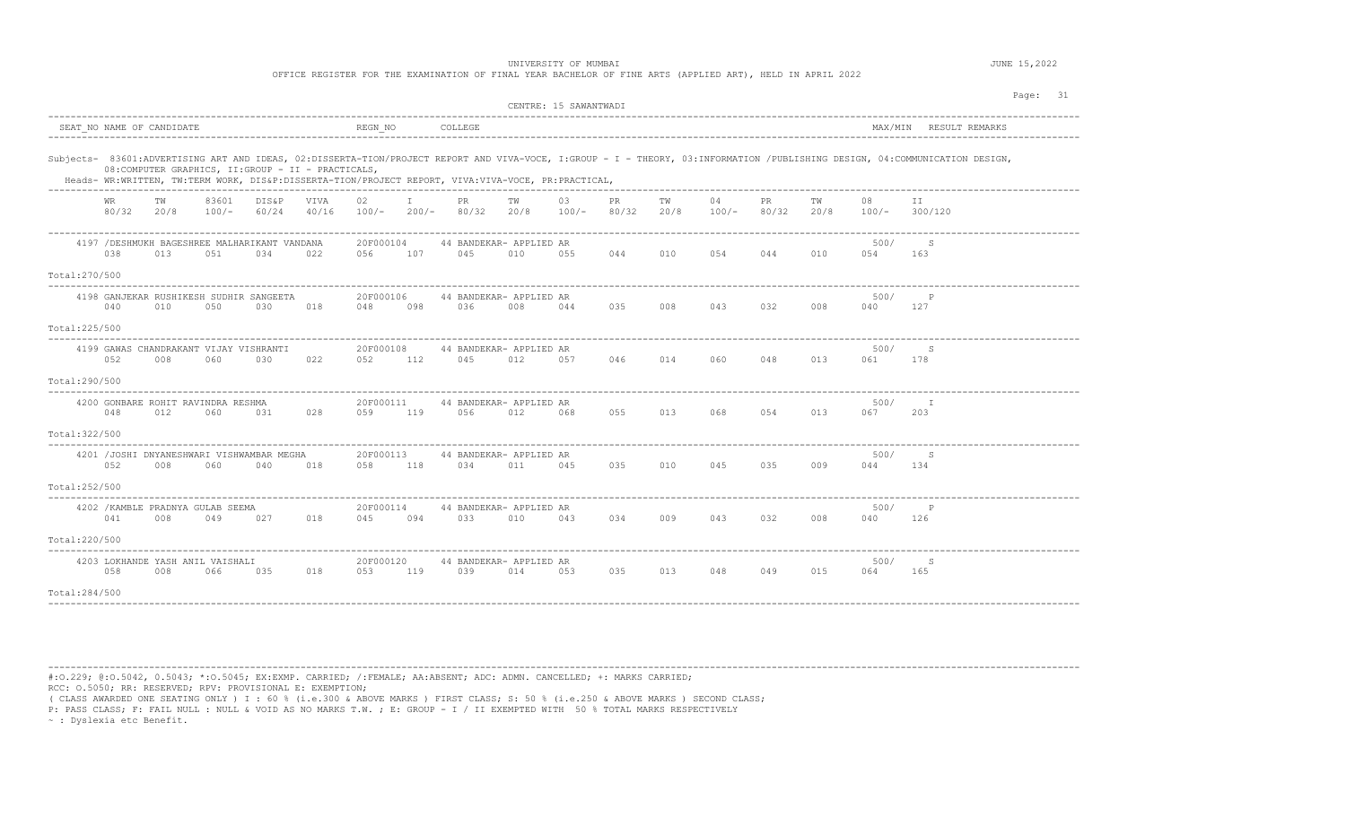UNIVERSITY OF MUMBAI

OFFICE REGISTER FOR THE EXAMINATION OF FINAL YEAR BACHELOR OF FINE ARTS (APPLIED ART), HELD IN APRIL 2022

JUNE 15,2022

CENTRE: 15 SAWANTWADI

| SEAT_NO | NAME OF CANDIDATE | REGN_NO | COLLEGE | MAX/MIN | RESULT | REMARKS |
|---|---|---|---|---|---|---|

Subjects- 83601:ADVERTISING ART AND IDEAS, 02:DISSERTA-TION/PROJECT REPORT AND VIVA-VOCE, I:GROUP - I - THEORY, 03:INFORMATION /PUBLISHING DESIGN, 04:COMMUNICATION DESIGN, 08:COMPUTER GRAPHICS, II:GROUP - II - PRACTICALS,

Heads- WR:WRITTEN, TW:TERM WORK, DIS&P:DISSERTA-TION/PROJECT REPORT, VIVA:VIVA-VOCE, PR:PRACTICAL,

| Seat No / Name | WR 80/32 | TW 20/8 | 83601 100/- | DIS&P 60/24 | VIVA 40/16 | 02 100/- | I 200/- | PR 80/32 | TW 20/8 | 03 100/- | PR 80/32 | TW 20/8 | 04 100/- | PR 80/32 | TW 20/8 | 08 100/- | II 300/120 | Regn No | College | Max/Min | Result | Total |
|---|---|---|---|---|---|---|---|---|---|---|---|---|---|---|---|---|---|---|---|---|---|---|
| 4197 /DESHMUKH BAGESHREE MALHARIKANT VANDANA | 038 | 013 | 051 | 034 | 022 | 056 | 107 | 045 | 010 | 055 | 044 | 010 | 054 | 044 | 010 | 054 | 163 | 20F000104 | 44 BANDEKAR- APPLIED AR | 500/ | S | 270/500 |
| 4198 GANJEKAR RUSHIKESH SUDHIR SANGEETA | 040 | 010 | 050 | 030 | 018 | 048 | 098 | 036 | 008 | 044 | 035 | 008 | 043 | 032 | 008 | 040 | 127 | 20F000106 | 44 BANDEKAR- APPLIED AR | 500/ | P | 225/500 |
| 4199 GAWAS CHANDRAKANT VIJAY VISHRANTI | 052 | 008 | 060 | 030 | 022 | 052 | 112 | 045 | 012 | 057 | 046 | 014 | 060 | 048 | 013 | 061 | 178 | 20F000108 | 44 BANDEKAR- APPLIED AR | 500/ | S | 290/500 |
| 4200 GONBARE ROHIT RAVINDRA RESHMA | 048 | 012 | 060 | 031 | 028 | 059 | 119 | 056 | 012 | 068 | 055 | 013 | 068 | 054 | 013 | 067 | 203 | 20F000111 | 44 BANDEKAR- APPLIED AR | 500/ | I | 322/500 |
| 4201 /JOSHI DNYANESHWARI VISHWAMBAR MEGHA | 052 | 008 | 060 | 040 | 018 | 058 | 118 | 034 | 011 | 045 | 035 | 010 | 045 | 035 | 009 | 044 | 134 | 20F000113 | 44 BANDEKAR- APPLIED AR | 500/ | S | 252/500 |
| 4202 /KAMBLE PRADNYA GULAB SEEMA | 041 | 008 | 049 | 027 | 018 | 045 | 094 | 033 | 010 | 043 | 034 | 009 | 043 | 032 | 008 | 040 | 126 | 20F000114 | 44 BANDEKAR- APPLIED AR | 500/ | P | 220/500 |
| 4203 LOKHANDE YASH ANIL VAISHALI | 058 | 008 | 066 | 035 | 018 | 053 | 119 | 039 | 014 | 053 | 035 | 013 | 048 | 049 | 015 | 064 | 165 | 20F000120 | 44 BANDEKAR- APPLIED AR | 500/ | S | 284/500 |

#:O.229; @:O.5042, 0.5043; *:O.5045; EX:EXMP. CARRIED; /:FEMALE; AA:ABSENT; ADC: ADMN. CANCELLED; +: MARKS CARRIED;
RCC: O.5050; RR: RESERVED; RPV: PROVISIONAL E: EXEMPTION;
( CLASS AWARDED ONE SEATING ONLY ) I : 60 % (i.e.300 & ABOVE MARKS ) FIRST CLASS; S: 50 % (i.e.250 & ABOVE MARKS ) SECOND CLASS;
P: PASS CLASS; F: FAIL NULL : NULL & VOID AS NO MARKS T.W. ; E: GROUP - I / II EXEMPTED WITH 50 % TOTAL MARKS RESPECTIVELY
~ : Dyslexia etc Benefit.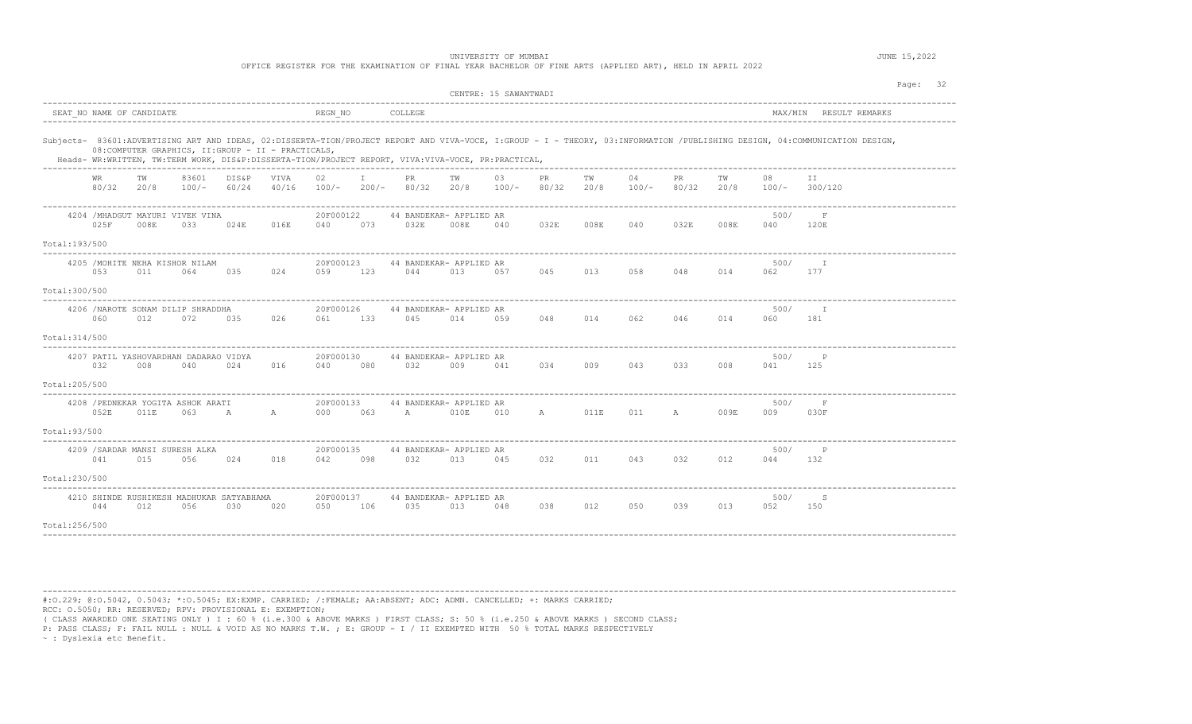UNIVERSITY OF MUMBAI

OFFICE REGISTER FOR THE EXAMINATION OF FINAL YEAR BACHELOR OF FINE ARTS (APPLIED ART), HELD IN APRIL 2022

JUNE 15,2022

CENTRE: 15 SAWANTWADI

| SEAT_NO | NAME OF CANDIDATE | REGN_NO | COLLEGE | MAX/MIN | RESULT | REMARKS |
|---|---|---|---|---|---|---|

Subjects- 83601:ADVERTISING ART AND IDEAS, 02:DISSERTA-TION/PROJECT REPORT AND VIVA-VOCE, I:GROUP - I - THEORY, 03:INFORMATION /PUBLISHING DESIGN, 04:COMMUNICATION DESIGN, 08:COMPUTER GRAPHICS, II:GROUP - II - PRACTICALS,

Heads- WR:WRITTEN, TW:TERM WORK, DIS&P:DISSERTA-TION/PROJECT REPORT, VIVA:VIVA-VOCE, PR:PRACTICAL,

| | WR 80/32 | TW 20/8 | 83601 100/- | DIS&P 60/24 | VIVA 40/16 | 02 100/- | I 200/- | PR 80/32 | TW 20/8 | 03 100/- | PR 80/32 | TW 20/8 | 04 100/- | PR 80/32 | TW 20/8 | 08 100/- | II 300/120 | MAX/MIN | RESULT |
|---|---|---|---|---|---|---|---|---|---|---|---|---|---|---|---|---|---|---|---|
| 4204 /MHADGUT MAYURI VIVEK VINA, 20F000122, 44 BANDEKAR- APPLIED AR | 025F | 008E | 033 | 024E | 016E | 040 | 073 | 032E | 008E | 040 | 032E | 008E | 040 | 032E | 008E | 040 | 120E | 500/ | F |
| Total:193/500 | | | | | | | | | | | | | | | | | | | |
| 4205 /MOHITE NEHA KISHOR NILAM, 20F000123, 44 BANDEKAR- APPLIED AR | 053 | 011 | 064 | 035 | 024 | 059 | 123 | 044 | 013 | 057 | 045 | 013 | 058 | 048 | 014 | 062 | 177 | 500/ | I |
| Total:300/500 | | | | | | | | | | | | | | | | | | | |
| 4206 /NAROTE SONAM DILIP SHRADDHA, 20F000126, 44 BANDEKAR- APPLIED AR | 060 | 012 | 072 | 035 | 026 | 061 | 133 | 045 | 014 | 059 | 048 | 014 | 062 | 046 | 014 | 060 | 181 | 500/ | I |
| Total:314/500 | | | | | | | | | | | | | | | | | | | |
| 4207 PATIL YASHOVARDHAN DADARAO VIDYA, 20F000130, 44 BANDEKAR- APPLIED AR | 032 | 008 | 040 | 024 | 016 | 040 | 080 | 032 | 009 | 041 | 034 | 009 | 043 | 033 | 008 | 041 | 125 | 500/ | P |
| Total:205/500 | | | | | | | | | | | | | | | | | | | |
| 4208 /PEDNEKAR YOGITA ASHOK ARATI, 20F000133, 44 BANDEKAR- APPLIED AR | 052E | 011E | 063 | A | A | 000 | 063 | A | 010E | 010 | A | 011E | 011 | A | 009E | 009 | 030F | 500/ | F |
| Total:93/500 | | | | | | | | | | | | | | | | | | | |
| 4209 /SARDAR MANSI SURESH ALKA, 20F000135, 44 BANDEKAR- APPLIED AR | 041 | 015 | 056 | 024 | 018 | 042 | 098 | 032 | 013 | 045 | 032 | 011 | 043 | 032 | 012 | 044 | 132 | 500/ | P |
| Total:230/500 | | | | | | | | | | | | | | | | | | | |
| 4210 SHINDE RUSHIKESH MADHUKAR SATYABHAMA, 20F000137, 44 BANDEKAR- APPLIED AR | 044 | 012 | 056 | 030 | 020 | 050 | 106 | 035 | 013 | 048 | 038 | 012 | 050 | 039 | 013 | 052 | 150 | 500/ | S |
| Total:256/500 | | | | | | | | | | | | | | | | | | | |

#:O.229; @:O.5042, 0.5043; *:O.5045; EX:EXMP. CARRIED; /:FEMALE; AA:ABSENT; ADC: ADMN. CANCELLED; +: MARKS CARRIED;
RCC: O.5050; RR: RESERVED; RPV: PROVISIONAL E: EXEMPTION;
( CLASS AWARDED ONE SEATING ONLY ) I : 60 % (i.e.300 & ABOVE MARKS ) FIRST CLASS; S: 50 % (i.e.250 & ABOVE MARKS ) SECOND CLASS;
P: PASS CLASS; F: FAIL NULL : NULL & VOID AS NO MARKS T.W. ; E: GROUP - I / II EXEMPTED WITH 50 % TOTAL MARKS RESPECTIVELY
~ : Dyslexia etc Benefit.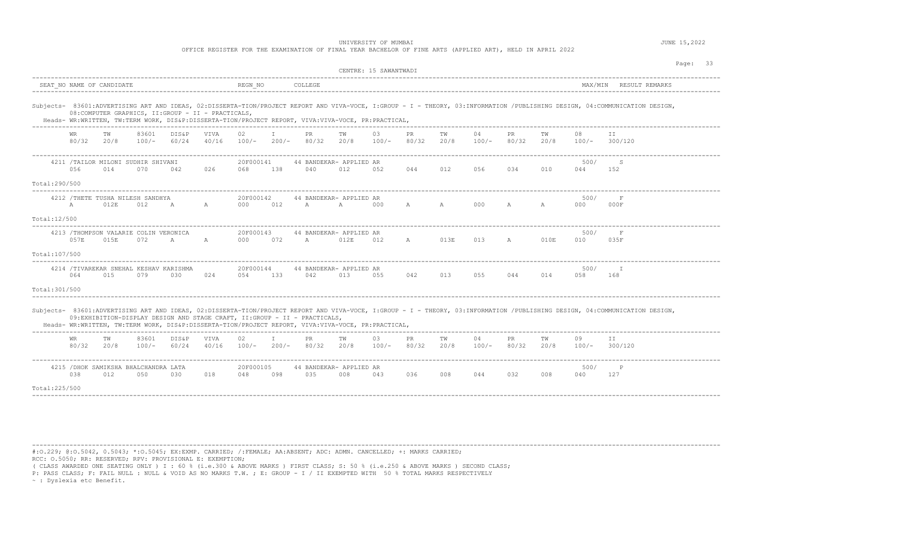UNIVERSITY OF MUMBAI

OFFICE REGISTER FOR THE EXAMINATION OF FINAL YEAR BACHELOR OF FINE ARTS (APPLIED ART), HELD IN APRIL 2022

JUNE 15,2022

CENTRE: 15 SAWANTWADI

SEAT_NO NAME OF CANDIDATE | REGN_NO | COLLEGE | MAX/MIN RESULT REMARKS

Subjects- 83601:ADVERTISING ART AND IDEAS, 02:DISSERTA-TION/PROJECT REPORT AND VIVA-VOCE, I:GROUP - I - THEORY, 03:INFORMATION /PUBLISHING DESIGN, 04:COMMUNICATION DESIGN, 08:COMPUTER GRAPHICS, II:GROUP - II - PRACTICALS,

Heads- WR:WRITTEN, TW:TERM WORK, DIS&P:DISSERTA-TION/PROJECT REPORT, VIVA:VIVA-VOCE, PR:PRACTICAL,

| WR 80/32 | TW 20/8 | 83601 100/- | DIS&P 60/24 | VIVA 40/16 | 02 100/- | I 200/- | PR 80/32 | TW 20/8 | 03 100/- | PR 80/32 | TW 20/8 | 04 100/- | PR 80/32 | TW 20/8 | 08 100/- | II 300/120 |
|---|---|---|---|---|---|---|---|---|---|---|---|---|---|---|---|---|

4211 /TAILOR MILONI SUDHIR SHIVANI — 20F000141 — 44 BANDEKAR- APPLIED AR — 500/ S

| 056 | 014 | 070 | 042 | 026 | 068 | 138 | 040 | 012 | 052 | 044 | 012 | 056 | 034 | 010 | 044 | 152 |
|---|---|---|---|---|---|---|---|---|---|---|---|---|---|---|---|---|

Total:290/500

4212 /THETE TUSHA NILESH SANDHYA — 20F000142 — 44 BANDEKAR- APPLIED AR — 500/ F

| A | 012E | 012 | A | A | 000 | 012 | A | A | 000 | A | A | 000 | A | A | 000 | 000F |
|---|---|---|---|---|---|---|---|---|---|---|---|---|---|---|---|---|

Total:12/500

4213 /THOMPSON VALARIE COLIN VERONICA — 20F000143 — 44 BANDEKAR- APPLIED AR — 500/ F

| 057E | 015E | 072 | A | A | 000 | 072 | A | 012E | 012 | A | 013E | 013 | A | 010E | 010 | 035F |
|---|---|---|---|---|---|---|---|---|---|---|---|---|---|---|---|---|

Total:107/500

4214 /TIVAREKAR SNEHAL KESHAV KARISHMA — 20F000144 — 44 BANDEKAR- APPLIED AR — 500/ I

| 064 | 015 | 079 | 030 | 024 | 054 | 133 | 042 | 013 | 055 | 042 | 013 | 055 | 044 | 014 | 058 | 168 |
|---|---|---|---|---|---|---|---|---|---|---|---|---|---|---|---|---|

Total:301/500

Subjects- 83601:ADVERTISING ART AND IDEAS, 02:DISSERTA-TION/PROJECT REPORT AND VIVA-VOCE, I:GROUP - I - THEORY, 03:INFORMATION /PUBLISHING DESIGN, 04:COMMUNICATION DESIGN, 09:EXHIBITION-DISPLAY DESIGN AND STAGE CRAFT, II:GROUP - II - PRACTICALS,

Heads- WR:WRITTEN, TW:TERM WORK, DIS&P:DISSERTA-TION/PROJECT REPORT, VIVA:VIVA-VOCE, PR:PRACTICAL,

| WR 80/32 | TW 20/8 | 83601 100/- | DIS&P 60/24 | VIVA 40/16 | 02 100/- | I 200/- | PR 80/32 | TW 20/8 | 03 100/- | PR 80/32 | TW 20/8 | 04 100/- | PR 80/32 | TW 20/8 | 09 100/- | II 300/120 |
|---|---|---|---|---|---|---|---|---|---|---|---|---|---|---|---|---|

4215 /DHOK SAMIKSHA BHALCHANDRA LATA — 20F000105 — 44 BANDEKAR- APPLIED AR — 500/ P

| 038 | 012 | 050 | 030 | 018 | 048 | 098 | 035 | 008 | 043 | 036 | 008 | 044 | 032 | 008 | 040 | 127 |
|---|---|---|---|---|---|---|---|---|---|---|---|---|---|---|---|---|

Total:225/500

#:O.229; @:O.5042, 0.5043; *:O.5045; EX:EXMP. CARRIED; /:FEMALE; AA:ABSENT; ADC: ADMN. CANCELLED; +: MARKS CARRIED;
RCC: O.5050; RR: RESERVED; RPV: PROVISIONAL E: EXEMPTION;
( CLASS AWARDED ONE SEATING ONLY ) I : 60 % (i.e.300 & ABOVE MARKS ) FIRST CLASS; S: 50 % (i.e.250 & ABOVE MARKS ) SECOND CLASS;
P: PASS CLASS; F: FAIL NULL : NULL & VOID AS NO MARKS T.W. ; E: GROUP - I / II EXEMPTED WITH 50 % TOTAL MARKS RESPECTIVELY
~ : Dyslexia etc Benefit.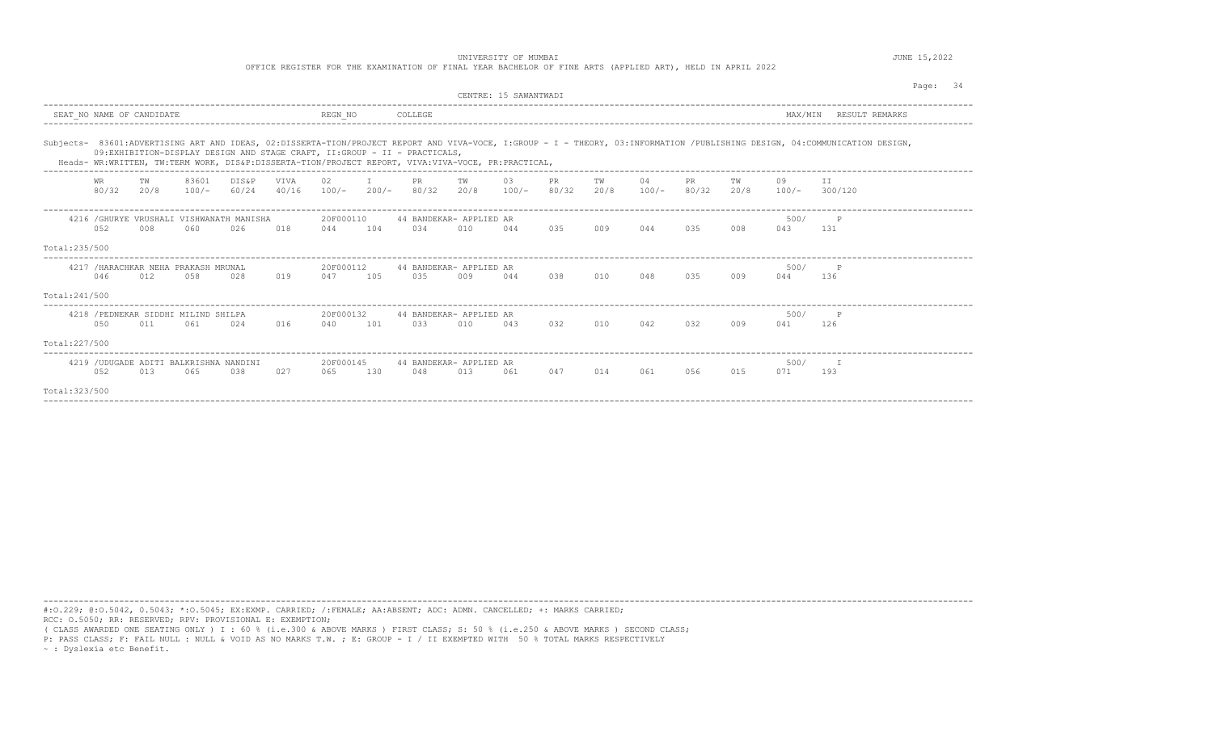UNIVERSITY OF MUMBAI

OFFICE REGISTER FOR THE EXAMINATION OF FINAL YEAR BACHELOR OF FINE ARTS (APPLIED ART), HELD IN APRIL 2022

JUNE 15,2022

CENTRE: 15 SAWANTWADI

| SEAT_NO | NAME OF CANDIDATE | REGN_NO | COLLEGE | MAX/MIN | RESULT | REMARKS |
|---|---|---|---|---|---|---|

Subjects- 83601:ADVERTISING ART AND IDEAS, 02:DISSERTA-TION/PROJECT REPORT AND VIVA-VOCE, I:GROUP - I - THEORY, 03:INFORMATION /PUBLISHING DESIGN, 04:COMMUNICATION DESIGN, 09:EXHIBITION-DISPLAY DESIGN AND STAGE CRAFT, II:GROUP - II - PRACTICALS,

Heads- WR:WRITTEN, TW:TERM WORK, DIS&P:DISSERTA-TION/PROJECT REPORT, VIVA:VIVA-VOCE, PR:PRACTICAL,

| WR 80/32 | TW 20/8 | 83601 100/- | DIS&P 60/24 | VIVA 40/16 | 02 100/- | I 200/- | PR 80/32 | TW 20/8 | 03 100/- | PR 80/32 | TW 20/8 | 04 100/- | PR 80/32 | TW 20/8 | 09 100/- | II 300/120 |
|---|---|---|---|---|---|---|---|---|---|---|---|---|---|---|---|---|

| SEAT_NO | NAME OF CANDIDATE | REGN_NO | COLLEGE | MAX/MIN | RESULT |
|---|---|---|---|---|---|
| 4216 | /GHURYE VRUSHALI VISHWANATH MANISHA | 20F000110 | 44 BANDEKAR- APPLIED AR | 500/ | P |
| 4217 | /HARACHKAR NEHA PRAKASH MRUNAL | 20F000112 | 44 BANDEKAR- APPLIED AR | 500/ | P |
| 4218 | /PEDNEKAR SIDDHI MILIND SHILPA | 20F000132 | 44 BANDEKAR- APPLIED AR | 500/ | P |
| 4219 | /UDUGADE ADITI BALKRISHNA NANDINI | 20F000145 | 44 BANDEKAR- APPLIED AR | 500/ | I |

| SEAT_NO | WR | TW | 83601 | DIS&P | VIVA | 02 | I | PR | TW | 03 | PR | TW | 04 | PR | TW | 09 | II | Total |
|---|---|---|---|---|---|---|---|---|---|---|---|---|---|---|---|---|---|---|
| 4216 | 052 | 008 | 060 | 026 | 018 | 044 | 104 | 034 | 010 | 044 | 035 | 009 | 044 | 035 | 008 | 043 | 131 | 235/500 |
| 4217 | 046 | 012 | 058 | 028 | 019 | 047 | 105 | 035 | 009 | 044 | 038 | 010 | 048 | 035 | 009 | 044 | 136 | 241/500 |
| 4218 | 050 | 011 | 061 | 024 | 016 | 040 | 101 | 033 | 010 | 043 | 032 | 010 | 042 | 032 | 009 | 041 | 126 | 227/500 |
| 4219 | 052 | 013 | 065 | 038 | 027 | 065 | 130 | 048 | 013 | 061 | 047 | 014 | 061 | 056 | 015 | 071 | 193 | 323/500 |

#:O.229; @:O.5042, 0.5043; *:O.5045; EX:EXMP. CARRIED; /:FEMALE; AA:ABSENT; ADC: ADMN. CANCELLED; +: MARKS CARRIED;
RCC: O.5050; RR: RESERVED; RPV: PROVISIONAL E: EXEMPTION;
( CLASS AWARDED ONE SEATING ONLY ) I : 60 % (i.e.300 & ABOVE MARKS ) FIRST CLASS; S: 50 % (i.e.250 & ABOVE MARKS ) SECOND CLASS;
P: PASS CLASS; F: FAIL NULL : NULL & VOID AS NO MARKS T.W. ; E: GROUP - I / II EXEMPTED WITH 50 % TOTAL MARKS RESPECTIVELY
~ : Dyslexia etc Benefit.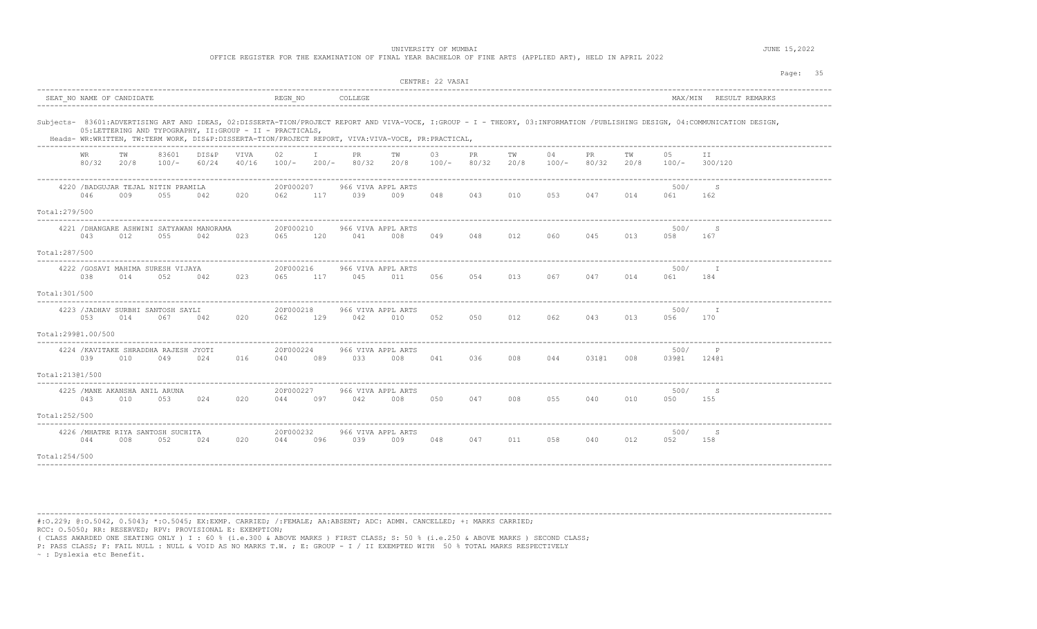UNIVERSITY OF MUMBAI

OFFICE REGISTER FOR THE EXAMINATION OF FINAL YEAR BACHELOR OF FINE ARTS (APPLIED ART), HELD IN APRIL 2022

JUNE 15,2022

CENTRE: 22 VASAI

SEAT_NO NAME OF CANDIDATE | REGN_NO | COLLEGE | MAX/MIN RESULT REMARKS

Subjects- 83601:ADVERTISING ART AND IDEAS, 02:DISSERTA-TION/PROJECT REPORT AND VIVA-VOCE, I:GROUP - I - THEORY, 03:INFORMATION /PUBLISHING DESIGN, 04:COMMUNICATION DESIGN, 05:LETTERING AND TYPOGRAPHY, II:GROUP - II - PRACTICALS,

Heads- WR:WRITTEN, TW:TERM WORK, DIS&P:DISSERTA-TION/PROJECT REPORT, VIVA:VIVA-VOCE, PR:PRACTICAL,

| WR 80/32 | TW 20/8 | 83601 100/- | DIS&P 60/24 | VIVA 40/16 | 02 100/- | I 200/- | PR 80/32 | TW 20/8 | 03 100/- | PR 80/32 | TW 20/8 | 04 100/- | PR 80/32 | TW 20/8 | 05 100/- | II 300/120 |
|---|---|---|---|---|---|---|---|---|---|---|---|---|---|---|---|---|
| **4220 /BADGUJAR TEJAL NITIN PRAMILA — 20F000207 — 966 VIVA APPL ARTS — 500/ S** | | | | | | | | | | | | | | | | |
| 046 | 009 | 055 | 042 | 020 | 062 | 117 | 039 | 009 | 048 | 043 | 010 | 053 | 047 | 014 | 061 | 162 |
| Total:279/500 | | | | | | | | | | | | | | | | |
| **4221 /DHANGARE ASHWINI SATYAWAN MANORAMA — 20F000210 — 966 VIVA APPL ARTS — 500/ S** | | | | | | | | | | | | | | | | |
| 043 | 012 | 055 | 042 | 023 | 065 | 120 | 041 | 008 | 049 | 048 | 012 | 060 | 045 | 013 | 058 | 167 |
| Total:287/500 | | | | | | | | | | | | | | | | |
| **4222 /GOSAVI MAHIMA SURESH VIJAYA — 20F000216 — 966 VIVA APPL ARTS — 500/ I** | | | | | | | | | | | | | | | | |
| 038 | 014 | 052 | 042 | 023 | 065 | 117 | 045 | 011 | 056 | 054 | 013 | 067 | 047 | 014 | 061 | 184 |
| Total:301/500 | | | | | | | | | | | | | | | | |
| **4223 /JADHAV SURBHI SANTOSH SAYLI — 20F000218 — 966 VIVA APPL ARTS — 500/ I** | | | | | | | | | | | | | | | | |
| 053 | 014 | 067 | 042 | 020 | 062 | 129 | 042 | 010 | 052 | 050 | 012 | 062 | 043 | 013 | 056 | 170 |
| Total:299@1.00/500 | | | | | | | | | | | | | | | | |
| **4224 /KAVITAKE SHRADDHA RAJESH JYOTI — 20F000224 — 966 VIVA APPL ARTS — 500/ P** | | | | | | | | | | | | | | | | |
| 039 | 010 | 049 | 024 | 016 | 040 | 089 | 033 | 008 | 041 | 036 | 008 | 044 | 031@1 | 008 | 039@1 | 124@1 |
| Total:213@1/500 | | | | | | | | | | | | | | | | |
| **4225 /MANE AKANSHA ANIL ARUNA — 20F000227 — 966 VIVA APPL ARTS — 500/ S** | | | | | | | | | | | | | | | | |
| 043 | 010 | 053 | 024 | 020 | 044 | 097 | 042 | 008 | 050 | 047 | 008 | 055 | 040 | 010 | 050 | 155 |
| Total:252/500 | | | | | | | | | | | | | | | | |
| **4226 /MHATRE RIYA SANTOSH SUCHITA — 20F000232 — 966 VIVA APPL ARTS — 500/ S** | | | | | | | | | | | | | | | | |
| 044 | 008 | 052 | 024 | 020 | 044 | 096 | 039 | 009 | 048 | 047 | 011 | 058 | 040 | 012 | 052 | 158 |
| Total:254/500 | | | | | | | | | | | | | | | | |

#:O.229; @:O.5042, 0.5043; *:O.5045; EX:EXMP. CARRIED; /:FEMALE; AA:ABSENT; ADC: ADMN. CANCELLED; +: MARKS CARRIED;
RCC: O.5050; RR: RESERVED; RPV: PROVISIONAL E: EXEMPTION;
( CLASS AWARDED ONE SEATING ONLY ) I : 60 % (i.e.300 & ABOVE MARKS ) FIRST CLASS; S: 50 % (i.e.250 & ABOVE MARKS ) SECOND CLASS;
P: PASS CLASS; F: FAIL NULL : NULL & VOID AS NO MARKS T.W. ; E: GROUP - I / II EXEMPTED WITH 50 % TOTAL MARKS RESPECTIVELY
~ : Dyslexia etc Benefit.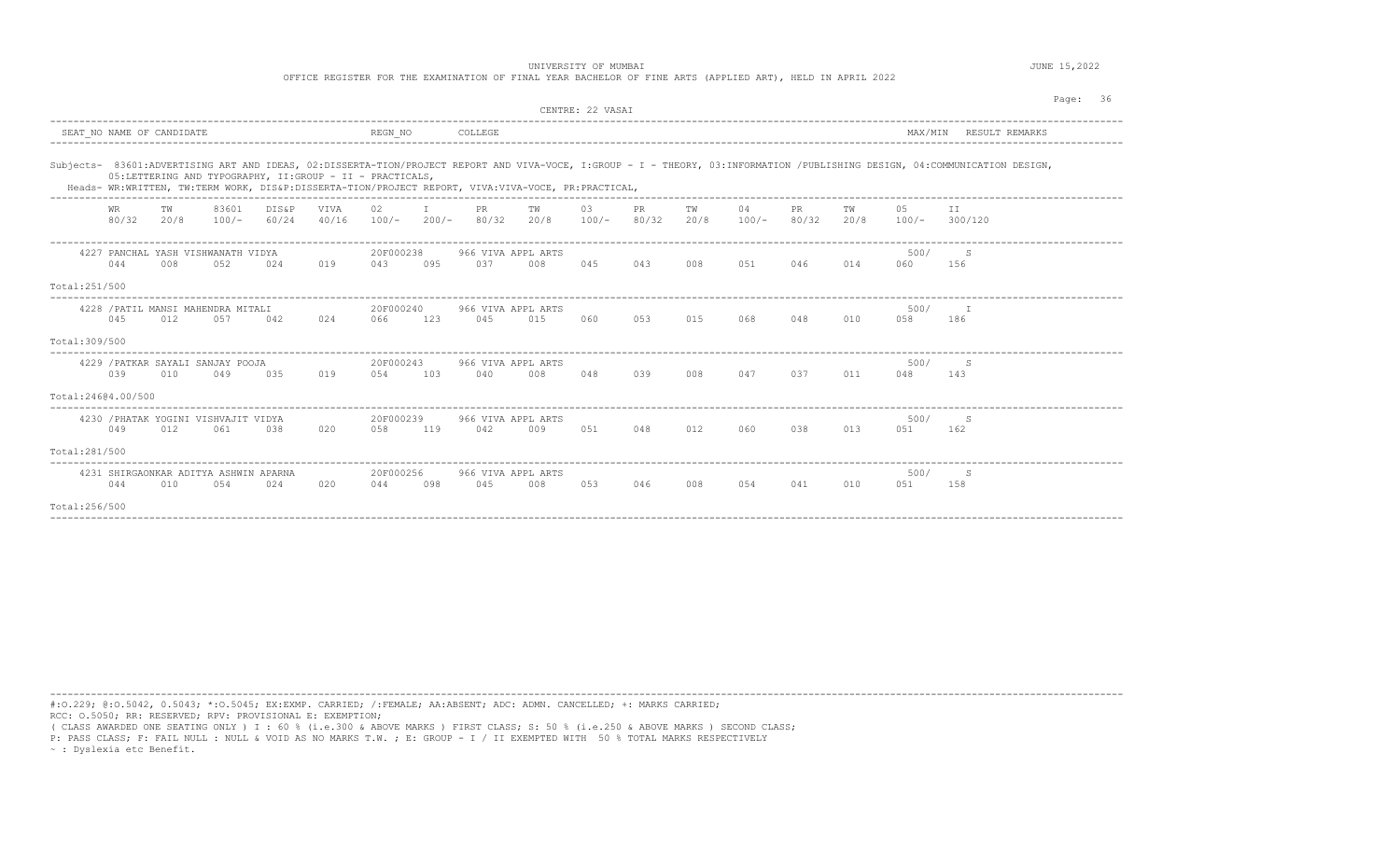UNIVERSITY OF MUMBAI

OFFICE REGISTER FOR THE EXAMINATION OF FINAL YEAR BACHELOR OF FINE ARTS (APPLIED ART), HELD IN APRIL 2022

JUNE 15,2022

CENTRE: 22 VASAI

Subjects- 83601:ADVERTISING ART AND IDEAS, 02:DISSERTA-TION/PROJECT REPORT AND VIVA-VOCE, I:GROUP - I - THEORY, 03:INFORMATION /PUBLISHING DESIGN, 04:COMMUNICATION DESIGN, 05:LETTERING AND TYPOGRAPHY, II:GROUP - II - PRACTICALS,

Heads- WR:WRITTEN, TW:TERM WORK, DIS&P:DISSERTA-TION/PROJECT REPORT, VIVA:VIVA-VOCE, PR:PRACTICAL,

| SEAT_NO | NAME OF CANDIDATE | REGN_NO | COLLEGE | MAX/MIN | RESULT | REMARKS |
|---|---|---|---|---|---|---|
| 4227 | PANCHAL YASH VISHWANATH VIDYA | 20F000238 | 966 VIVA APPL ARTS | 500/ | S | |
| 4228 | /PATIL MANSI MAHENDRA MITALI | 20F000240 | 966 VIVA APPL ARTS | 500/ | I | |
| 4229 | /PATKAR SAYALI SANJAY POOJA | 20F000243 | 966 VIVA APPL ARTS | 500/ | S | |
| 4230 | /PHATAK YOGINI VISHVAJIT VIDYA | 20F000239 | 966 VIVA APPL ARTS | 500/ | S | |
| 4231 | SHIRGAONKAR ADITYA ASHWIN APARNA | 20F000256 | 966 VIVA APPL ARTS | 500/ | S | |

| SEAT_NO | WR 80/32 | TW 20/8 | 83601 100/- | DIS&P 60/24 | VIVA 40/16 | 02 100/- | I 200/- | PR 80/32 | TW 20/8 | 03 100/- | PR 80/32 | TW 20/8 | 04 100/- | PR 80/32 | TW 20/8 | 05 100/- | II 300/120 | Total |
|---|---|---|---|---|---|---|---|---|---|---|---|---|---|---|---|---|---|---|
| 4227 | 044 | 008 | 052 | 024 | 019 | 043 | 095 | 037 | 008 | 045 | 043 | 008 | 051 | 046 | 014 | 060 | 156 | 251/500 |
| 4228 | 045 | 012 | 057 | 042 | 024 | 066 | 123 | 045 | 015 | 060 | 053 | 015 | 068 | 048 | 010 | 058 | 186 | 309/500 |
| 4229 | 039 | 010 | 049 | 035 | 019 | 054 | 103 | 040 | 008 | 048 | 039 | 008 | 047 | 037 | 011 | 048 | 143 | 246@4.00/500 |
| 4230 | 049 | 012 | 061 | 038 | 020 | 058 | 119 | 042 | 009 | 051 | 048 | 012 | 060 | 038 | 013 | 051 | 162 | 281/500 |
| 4231 | 044 | 010 | 054 | 024 | 020 | 044 | 098 | 045 | 008 | 053 | 046 | 008 | 054 | 041 | 010 | 051 | 158 | 256/500 |

#:O.229; @:O.5042, 0.5043; *:O.5045; EX:EXMP. CARRIED; /:FEMALE; AA:ABSENT; ADC: ADMN. CANCELLED; +: MARKS CARRIED;
RCC: O.5050; RR: RESERVED; RPV: PROVISIONAL E: EXEMPTION;
( CLASS AWARDED ONE SEATING ONLY ) I : 60 % (i.e.300 & ABOVE MARKS ) FIRST CLASS; S: 50 % (i.e.250 & ABOVE MARKS ) SECOND CLASS;
P: PASS CLASS; F: FAIL NULL : NULL & VOID AS NO MARKS T.W. ; E: GROUP - I / II EXEMPTED WITH 50 % TOTAL MARKS RESPECTIVELY
~ : Dyslexia etc Benefit.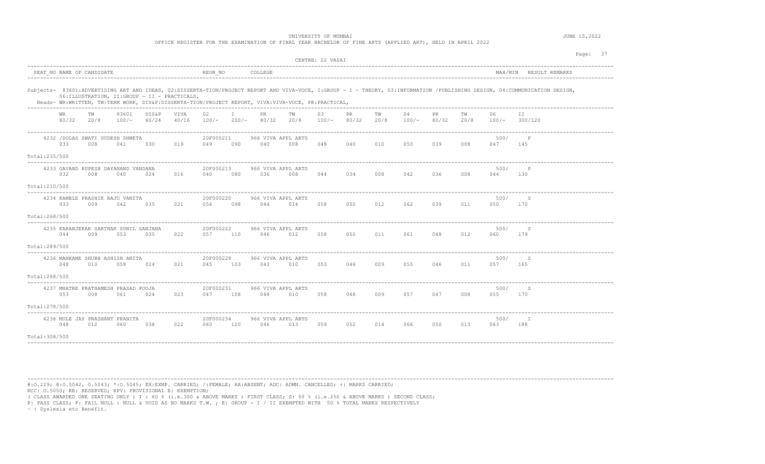UNIVERSITY OF MUMBAI

OFFICE REGISTER FOR THE EXAMINATION OF FINAL YEAR BACHELOR OF FINE ARTS (APPLIED ART), HELD IN APRIL 2022

JUNE 15,2022

CENTRE: 22 VASAI

| SEAT_NO | NAME OF CANDIDATE | REGN_NO | COLLEGE | MAX/MIN | RESULT | REMARKS |
|---|---|---|---|---|---|---|

Subjects- 83601:ADVERTISING ART AND IDEAS, 02:DISSERTA-TION/PROJECT REPORT AND VIVA-VOCE, I:GROUP - I - THEORY, 03:INFORMATION /PUBLISHING DESIGN, 04:COMMUNICATION DESIGN, 06:ILLUSTRATION, II:GROUP - II - PRACTICALS,

Heads- WR:WRITTEN, TW:TERM WORK, DIS&P:DISSERTA-TION/PROJECT REPORT, VIVA:VIVA-VOCE, PR:PRACTICAL,

| Seat No / Name | WR 80/32 | TW 20/8 | 83601 100/- | DIS&P 60/24 | VIVA 40/16 | 02 100/- | I 200/- | PR 80/32 | TW 20/8 | 03 100/- | PR 80/32 | TW 20/8 | 04 100/- | PR 80/32 | TW 20/8 | 06 100/- | II 300/120 | MAX/MIN | RESULT |
|---|---|---|---|---|---|---|---|---|---|---|---|---|---|---|---|---|---|---|---|
| 4232 /DOLAS SWATI SUDESH SHWETA (20F000211, 966 VIVA APPL ARTS) | 033 | 008 | 041 | 030 | 019 | 049 | 090 | 040 | 008 | 048 | 040 | 010 | 050 | 039 | 008 | 047 | 145 | 500/ | P |
| Total:235/500 | | | | | | | | | | | | | | | | | | | |
| 4233 GAVAND RUPESH DAYANAND VANDANA (20F000213, 966 VIVA APPL ARTS) | 032 | 008 | 040 | 024 | 016 | 040 | 080 | 036 | 008 | 044 | 034 | 008 | 042 | 036 | 008 | 044 | 130 | 500/ | P |
| Total:210/500 | | | | | | | | | | | | | | | | | | | |
| 4234 KAMBLE PRASHIK RAJU VANITA (20F000220, 966 VIVA APPL ARTS) | 033 | 009 | 042 | 035 | 021 | 056 | 098 | 044 | 014 | 058 | 050 | 012 | 062 | 039 | 011 | 050 | 170 | 500/ | S |
| Total:268/500 | | | | | | | | | | | | | | | | | | | |
| 4235 KARANJEKAR SARTHAK SUNIL SANJANA (20F000222, 966 VIVA APPL ARTS) | 044 | 009 | 053 | 035 | 022 | 057 | 110 | 046 | 012 | 058 | 050 | 011 | 061 | 048 | 012 | 060 | 179 | 500/ | S |
| Total:289/500 | | | | | | | | | | | | | | | | | | | |
| 4236 MANKAME SHUBH ASHISH ANITA (20F000228, 966 VIVA APPL ARTS) | 048 | 010 | 058 | 024 | 021 | 045 | 103 | 043 | 010 | 053 | 046 | 009 | 055 | 046 | 011 | 057 | 165 | 500/ | S |
| Total:268/500 | | | | | | | | | | | | | | | | | | | |
| 4237 MHATRE PRATHAMESH PRASAD POOJA (20F000231, 966 VIVA APPL ARTS) | 053 | 008 | 061 | 024 | 023 | 047 | 108 | 048 | 010 | 058 | 048 | 009 | 057 | 047 | 008 | 055 | 170 | 500/ | S |
| Total:278/500 | | | | | | | | | | | | | | | | | | | |
| 4238 MULE JAY PRASHANT PRANITA (20F000234, 966 VIVA APPL ARTS) | 048 | 012 | 060 | 038 | 022 | 060 | 120 | 046 | 013 | 059 | 052 | 014 | 066 | 050 | 013 | 063 | 188 | 500/ | I |
| Total:308/500 | | | | | | | | | | | | | | | | | | | |

#:O.229; @:O.5042, 0.5043; *:O.5045; EX:EXMP. CARRIED; /:FEMALE; AA:ABSENT; ADC: ADMN. CANCELLED; +: MARKS CARRIED;
RCC: O.5050; RR: RESERVED; RPV: PROVISIONAL E: EXEMPTION;
( CLASS AWARDED ONE SEATING ONLY ) I : 60 % (i.e.300 & ABOVE MARKS ) FIRST CLASS; S: 50 % (i.e.250 & ABOVE MARKS ) SECOND CLASS;
P: PASS CLASS; F: FAIL NULL : NULL & VOID AS NO MARKS T.W. ; E: GROUP - I / II EXEMPTED WITH 50 % TOTAL MARKS RESPECTIVELY
~ : Dyslexia etc Benefit.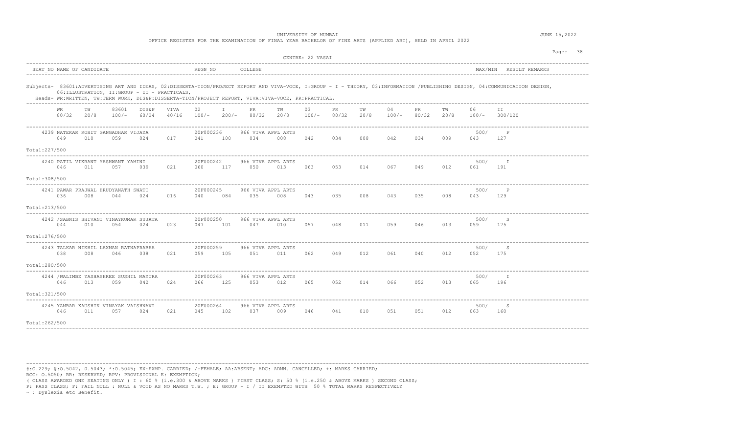UNIVERSITY OF MUMBAI

OFFICE REGISTER FOR THE EXAMINATION OF FINAL YEAR BACHELOR OF FINE ARTS (APPLIED ART), HELD IN APRIL 2022

JUNE 15,2022

CENTRE: 22 VASAI

SEAT_NO NAME OF CANDIDATE | REGN_NO | COLLEGE | MAX/MIN | RESULT REMARKS

Subjects- 83601:ADVERTISING ART AND IDEAS, 02:DISSERTA-TION/PROJECT REPORT AND VIVA-VOCE, I:GROUP - I - THEORY, 03:INFORMATION /PUBLISHING DESIGN, 04:COMMUNICATION DESIGN, 06:ILLUSTRATION, II:GROUP - II - PRACTICALS,

Heads- WR:WRITTEN, TW:TERM WORK, DIS&P:DISSERTA-TION/PROJECT REPORT, VIVA:VIVA-VOCE, PR:PRACTICAL,

| Seat No / Name | Regn No | College | WR 80/32 | TW 20/8 | 83601 100/- | DIS&P 60/24 | VIVA 40/16 | 02 100/- | I 200/- | PR 80/32 | TW 20/8 | 03 100/- | PR 80/32 | TW 20/8 | 04 100/- | PR 80/32 | TW 20/8 | 06 100/- | II 300/120 | MAX/MIN | Result | Total |
|---|---|---|---|---|---|---|---|---|---|---|---|---|---|---|---|---|---|---|---|---|---|---|
| 4239 NATEKAR ROHIT GANGADHAR VIJAYA | 20F000236 | 966 VIVA APPL ARTS | 049 | 010 | 059 | 024 | 017 | 041 | 100 | 034 | 008 | 042 | 034 | 008 | 042 | 034 | 009 | 043 | 127 | 500/ | P | 227/500 |
| 4240 PATIL VIKRANT YASHWANT YAMINI | 20F000242 | 966 VIVA APPL ARTS | 046 | 011 | 057 | 039 | 021 | 060 | 117 | 050 | 013 | 063 | 053 | 014 | 067 | 049 | 012 | 061 | 191 | 500/ | I | 308/500 |
| 4241 PAWAR PRAJWAL HRUDYANATH SWATI | 20F000245 | 966 VIVA APPL ARTS | 036 | 008 | 044 | 024 | 016 | 040 | 084 | 035 | 008 | 043 | 035 | 008 | 043 | 035 | 008 | 043 | 129 | 500/ | P | 213/500 |
| 4242 /SABNIS SHIVANI VINAYKUMAR SUJATA | 20F000250 | 966 VIVA APPL ARTS | 044 | 010 | 054 | 024 | 023 | 047 | 101 | 047 | 010 | 057 | 048 | 011 | 059 | 046 | 013 | 059 | 175 | 500/ | S | 276/500 |
| 4243 TALKAR NIKHIL LAXMAN RATNAPRABHA | 20F000259 | 966 VIVA APPL ARTS | 038 | 008 | 046 | 038 | 021 | 059 | 105 | 051 | 011 | 062 | 049 | 012 | 061 | 040 | 012 | 052 | 175 | 500/ | S | 280/500 |
| 4244 /WALIMBE YASHASHREE SUSHIL MAYURA | 20F000263 | 966 VIVA APPL ARTS | 046 | 013 | 059 | 042 | 024 | 066 | 125 | 053 | 012 | 065 | 052 | 014 | 066 | 052 | 013 | 065 | 196 | 500/ | I | 321/500 |
| 4245 YAMBAR KAUSHIK VINAYAK VAISHNAVI | 20F000264 | 966 VIVA APPL ARTS | 046 | 011 | 057 | 024 | 021 | 045 | 102 | 037 | 009 | 046 | 041 | 010 | 051 | 051 | 012 | 063 | 160 | 500/ | S | 262/500 |

#:O.229; @:O.5042, 0.5043; *:O.5045; EX:EXMP. CARRIED; /:FEMALE; AA:ABSENT; ADC: ADMN. CANCELLED; +: MARKS CARRIED;
RCC: O.5050; RR: RESERVED; RPV: PROVISIONAL E: EXEMPTION;
( CLASS AWARDED ONE SEATING ONLY ) I : 60 % (i.e.300 & ABOVE MARKS ) FIRST CLASS; S: 50 % (i.e.250 & ABOVE MARKS ) SECOND CLASS;
P: PASS CLASS; F: FAIL NULL : NULL & VOID AS NO MARKS T.W. ; E: GROUP - I / II EXEMPTED WITH 50 % TOTAL MARKS RESPECTIVELY
~ : Dyslexia etc Benefit.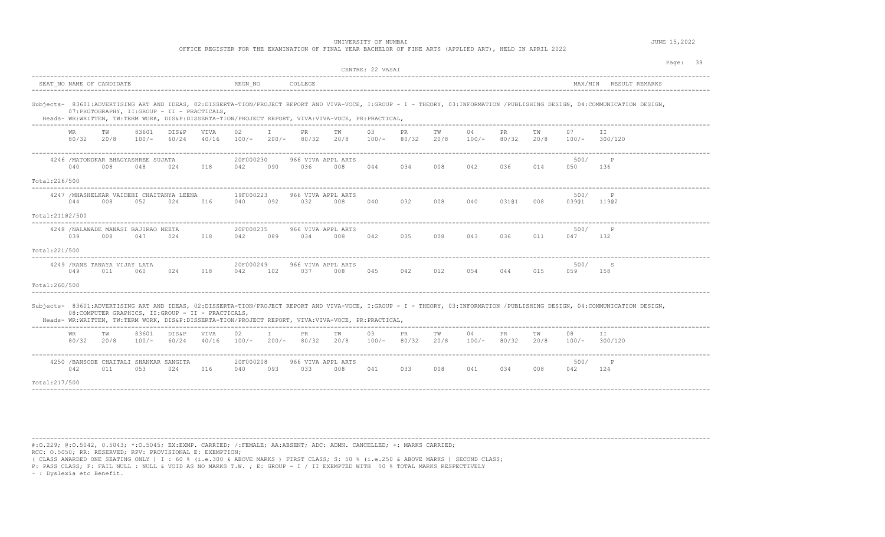UNIVERSITY OF MUMBAI

OFFICE REGISTER FOR THE EXAMINATION OF FINAL YEAR BACHELOR OF FINE ARTS (APPLIED ART), HELD IN APRIL 2022

JUNE 15,2022

CENTRE: 22 VASAI

| SEAT_NO | NAME OF CANDIDATE | REGN_NO | COLLEGE | MAX/MIN | RESULT | REMARKS |
|---|---|---|---|---|---|---|

Subjects- 83601:ADVERTISING ART AND IDEAS, 02:DISSERTA-TION/PROJECT REPORT AND VIVA-VOCE, I:GROUP - I - THEORY, 03:INFORMATION /PUBLISHING DESIGN, 04:COMMUNICATION DESIGN, 07:PHOTOGRAPHY, II:GROUP - II - PRACTICALS,

Heads- WR:WRITTEN, TW:TERM WORK, DIS&P:DISSERTA-TION/PROJECT REPORT, VIVA:VIVA-VOCE, PR:PRACTICAL,

| WR 80/32 | TW 20/8 | 83601 100/- | DIS&P 60/24 | VIVA 40/16 | 02 100/- | I 200/- | PR 80/32 | TW 20/8 | 03 100/- | PR 80/32 | TW 20/8 | 04 100/- | PR 80/32 | TW 20/8 | 07 100/- | II 300/120 |
|---|---|---|---|---|---|---|---|---|---|---|---|---|---|---|---|---|
| 4246 /MATONDKAR BHAGYASHREE SUJATA | | | | | 20F000230 | | 966 VIVA APPL ARTS | | | | | | | | 500/ | P |
| 040 | 008 | 048 | 024 | 018 | 042 | 090 | 036 | 008 | 044 | 034 | 008 | 042 | 036 | 014 | 050 | 136 |
| Total:226/500 | | | | | | | | | | | | | | | | |
| 4247 /MHASHELKAR VAIDEHI CHAITANYA LEENA | | | | | 19F000223 | | 966 VIVA APPL ARTS | | | | | | | | 500/ | P |
| 044 | 008 | 052 | 024 | 016 | 040 | 092 | 032 | 008 | 040 | 032 | 008 | 040 | 031@1 | 008 | 039@1 | 119@2 |
| Total:211@2/500 | | | | | | | | | | | | | | | | |
| 4248 /NALAWADE MANASI BAJIRAO NEETA | | | | | 20F000235 | | 966 VIVA APPL ARTS | | | | | | | | 500/ | P |
| 039 | 008 | 047 | 024 | 018 | 042 | 089 | 034 | 008 | 042 | 035 | 008 | 043 | 036 | 011 | 047 | 132 |
| Total:221/500 | | | | | | | | | | | | | | | | |
| 4249 /RANE TANAYA VIJAY LATA | | | | | 20F000249 | | 966 VIVA APPL ARTS | | | | | | | | 500/ | S |
| 049 | 011 | 060 | 024 | 018 | 042 | 102 | 037 | 008 | 045 | 042 | 012 | 054 | 044 | 015 | 059 | 158 |
| Total:260/500 | | | | | | | | | | | | | | | | |

Subjects- 83601:ADVERTISING ART AND IDEAS, 02:DISSERTA-TION/PROJECT REPORT AND VIVA-VOCE, I:GROUP - I - THEORY, 03:INFORMATION /PUBLISHING DESIGN, 04:COMMUNICATION DESIGN, 08:COMPUTER GRAPHICS, II:GROUP - II - PRACTICALS,

Heads- WR:WRITTEN, TW:TERM WORK, DIS&P:DISSERTA-TION/PROJECT REPORT, VIVA:VIVA-VOCE, PR:PRACTICAL,

| WR 80/32 | TW 20/8 | 83601 100/- | DIS&P 60/24 | VIVA 40/16 | 02 100/- | I 200/- | PR 80/32 | TW 20/8 | 03 100/- | PR 80/32 | TW 20/8 | 04 100/- | PR 80/32 | TW 20/8 | 08 100/- | II 300/120 |
|---|---|---|---|---|---|---|---|---|---|---|---|---|---|---|---|---|
| 4250 /BANSODE CHAITALI SHANKAR SANGITA | | | | | 20F000208 | | 966 VIVA APPL ARTS | | | | | | | | 500/ | P |
| 042 | 011 | 053 | 024 | 016 | 040 | 093 | 033 | 008 | 041 | 033 | 008 | 041 | 034 | 008 | 042 | 124 |
| Total:217/500 | | | | | | | | | | | | | | | | |

#:O.229; @:O.5042, 0.5043; *:O.5045; EX:EXMP. CARRIED; /:FEMALE; AA:ABSENT; ADC: ADMN. CANCELLED; +: MARKS CARRIED;
RCC: O.5050; RR: RESERVED; RPV: PROVISIONAL E: EXEMPTION;
( CLASS AWARDED ONE SEATING ONLY ) I : 60 % (i.e.300 & ABOVE MARKS ) FIRST CLASS; S: 50 % (i.e.250 & ABOVE MARKS ) SECOND CLASS;
P: PASS CLASS; F: FAIL NULL : NULL & VOID AS NO MARKS T.W. ; E: GROUP - I / II EXEMPTED WITH 50 % TOTAL MARKS RESPECTIVELY
~ : Dyslexia etc Benefit.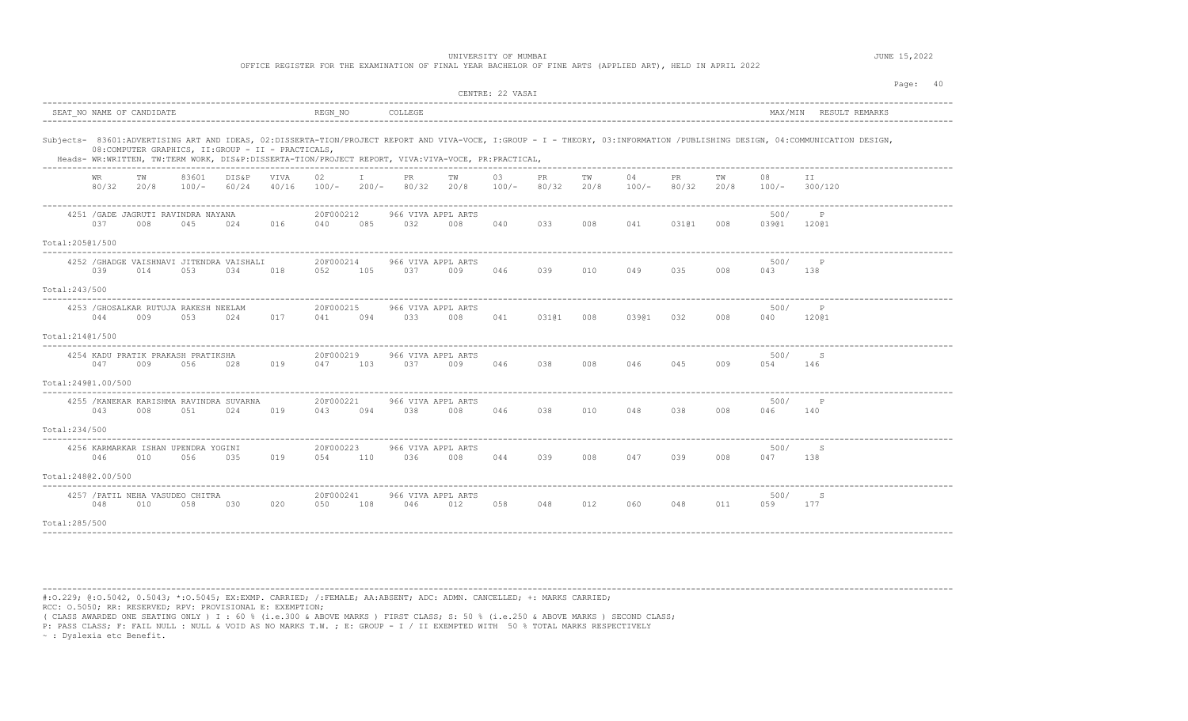UNIVERSITY OF MUMBAI

OFFICE REGISTER FOR THE EXAMINATION OF FINAL YEAR BACHELOR OF FINE ARTS (APPLIED ART), HELD IN APRIL 2022

JUNE 15,2022

CENTRE: 22 VASAI

| SEAT_NO NAME OF CANDIDATE | REGN_NO | COLLEGE | MAX/MIN | RESULT REMARKS |
|---|---|---|---|---|

Subjects- 83601:ADVERTISING ART AND IDEAS, 02:DISSERTA-TION/PROJECT REPORT AND VIVA-VOCE, I:GROUP - I - THEORY, 03:INFORMATION /PUBLISHING DESIGN, 04:COMMUNICATION DESIGN, 08:COMPUTER GRAPHICS, II:GROUP - II - PRACTICALS,

Heads- WR:WRITTEN, TW:TERM WORK, DIS&P:DISSERTA-TION/PROJECT REPORT, VIVA:VIVA-VOCE, PR:PRACTICAL,

| WR 80/32 | TW 20/8 | 83601 100/- | DIS&P 60/24 | VIVA 40/16 | 02 100/- | I 200/- | PR 80/32 | TW 20/8 | 03 100/- | PR 80/32 | TW 20/8 | 04 100/- | PR 80/32 | TW 20/8 | 08 100/- | II 300/120 |
|---|---|---|---|---|---|---|---|---|---|---|---|---|---|---|---|---|
| 4251 /GADE JAGRUTI RAVINDRA NAYANA | | | | | 20F000212 | | 966 VIVA APPL ARTS | | | | | | | | 500/ | P |
| 037 | 008 | 045 | 024 | 016 | 040 | 085 | 032 | 008 | 040 | 033 | 008 | 041 | 031@1 | 008 | 039@1 | 120@1 |
| Total:205@1/500 | | | | | | | | | | | | | | | | |
| 4252 /GHADGE VAISHNAVI JITENDRA VAISHALI | | | | | 20F000214 | | 966 VIVA APPL ARTS | | | | | | | | 500/ | P |
| 039 | 014 | 053 | 034 | 018 | 052 | 105 | 037 | 009 | 046 | 039 | 010 | 049 | 035 | 008 | 043 | 138 |
| Total:243/500 | | | | | | | | | | | | | | | | |
| 4253 /GHOSALKAR RUTUJA RAKESH NEELAM | | | | | 20F000215 | | 966 VIVA APPL ARTS | | | | | | | | 500/ | P |
| 044 | 009 | 053 | 024 | 017 | 041 | 094 | 033 | 008 | 041 | 031@1 | 008 | 039@1 | 032 | 008 | 040 | 120@1 |
| Total:214@1/500 | | | | | | | | | | | | | | | | |
| 4254 KADU PRATIK PRAKASH PRATIKSHA | | | | | 20F000219 | | 966 VIVA APPL ARTS | | | | | | | | 500/ | S |
| 047 | 009 | 056 | 028 | 019 | 047 | 103 | 037 | 009 | 046 | 038 | 008 | 046 | 045 | 009 | 054 | 146 |
| Total:249@1.00/500 | | | | | | | | | | | | | | | | |
| 4255 /KANEKAR KARISHMA RAVINDRA SUVARNA | | | | | 20F000221 | | 966 VIVA APPL ARTS | | | | | | | | 500/ | P |
| 043 | 008 | 051 | 024 | 019 | 043 | 094 | 038 | 008 | 046 | 038 | 010 | 048 | 038 | 008 | 046 | 140 |
| Total:234/500 | | | | | | | | | | | | | | | | |
| 4256 KARMARKAR ISHAN UPENDRA YOGINI | | | | | 20F000223 | | 966 VIVA APPL ARTS | | | | | | | | 500/ | S |
| 046 | 010 | 056 | 035 | 019 | 054 | 110 | 036 | 008 | 044 | 039 | 008 | 047 | 039 | 008 | 047 | 138 |
| Total:248@2.00/500 | | | | | | | | | | | | | | | | |
| 4257 /PATIL NEHA VASUDEO CHITRA | | | | | 20F000241 | | 966 VIVA APPL ARTS | | | | | | | | 500/ | S |
| 048 | 010 | 058 | 030 | 020 | 050 | 108 | 046 | 012 | 058 | 048 | 012 | 060 | 048 | 011 | 059 | 177 |
| Total:285/500 | | | | | | | | | | | | | | | | |

#:O.229; @:O.5042, 0.5043; *:O.5045; EX:EXMP. CARRIED; /:FEMALE; AA:ABSENT; ADC: ADMN. CANCELLED; +: MARKS CARRIED;
RCC: O.5050; RR: RESERVED; RPV: PROVISIONAL E: EXEMPTION;
( CLASS AWARDED ONE SEATING ONLY ) I : 60 % (i.e.300 & ABOVE MARKS ) FIRST CLASS; S: 50 % (i.e.250 & ABOVE MARKS ) SECOND CLASS;
P: PASS CLASS; F: FAIL NULL : NULL & VOID AS NO MARKS T.W. ; E: GROUP - I / II EXEMPTED WITH 50 % TOTAL MARKS RESPECTIVELY
~ : Dyslexia etc Benefit.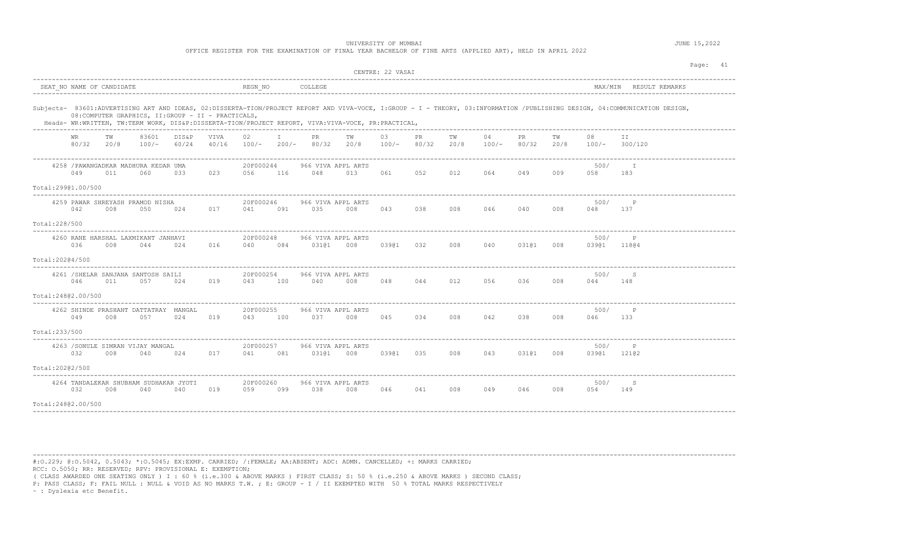UNIVERSITY OF MUMBAI

OFFICE REGISTER FOR THE EXAMINATION OF FINAL YEAR BACHELOR OF FINE ARTS (APPLIED ART), HELD IN APRIL 2022

JUNE 15,2022

CENTRE: 22 VASAI

| SEAT_NO | NAME OF CANDIDATE | REGN_NO | COLLEGE | MAX/MIN | RESULT | REMARKS |
|---|---|---|---|---|---|---|

Subjects- 83601:ADVERTISING ART AND IDEAS, 02:DISSERTA-TION/PROJECT REPORT AND VIVA-VOCE, I:GROUP - I - THEORY, 03:INFORMATION /PUBLISHING DESIGN, 04:COMMUNICATION DESIGN, 08:COMPUTER GRAPHICS, II:GROUP - II - PRACTICALS,

Heads- WR:WRITTEN, TW:TERM WORK, DIS&P:DISSERTA-TION/PROJECT REPORT, VIVA:VIVA-VOCE, PR:PRACTICAL,

| | WR 80/32 | TW 20/8 | 83601 100/- | DIS&P 60/24 | VIVA 40/16 | 02 100/- | I 200/- | PR 80/32 | TW 20/8 | 03 100/- | PR 80/32 | TW 20/8 | 04 100/- | PR 80/32 | TW 20/8 | 08 100/- | II 300/120 | MAX/MIN | RESULT |
|---|---|---|---|---|---|---|---|---|---|---|---|---|---|---|---|---|---|---|---|
| 4258 /PAWANGADKAR MADHURA KEDAR UMA, 20F000244, 966 VIVA APPL ARTS | 049 | 011 | 060 | 033 | 023 | 056 | 116 | 048 | 013 | 061 | 052 | 012 | 064 | 049 | 009 | 058 | 183 | 500/ | I |
| Total:299@1.00/500 | | | | | | | | | | | | | | | | | | | |
| 4259 PAWAR SHREYASH PRAMOD NISHA, 20F000246, 966 VIVA APPL ARTS | 042 | 008 | 050 | 024 | 017 | 041 | 091 | 035 | 008 | 043 | 038 | 008 | 046 | 040 | 008 | 048 | 137 | 500/ | P |
| Total:228/500 | | | | | | | | | | | | | | | | | | | |
| 4260 RANE HARSHAL LAXMIKANT JANHAVI, 20F000248, 966 VIVA APPL ARTS | 036 | 008 | 044 | 024 | 016 | 040 | 084 | 031@1 | 008 | 039@1 | 032 | 008 | 040 | 031@1 | 008 | 039@1 | 118@4 | 500/ | P |
| Total:202@4/500 | | | | | | | | | | | | | | | | | | | |
| 4261 /SHELAR SANJANA SANTOSH SAILI, 20F000254, 966 VIVA APPL ARTS | 046 | 011 | 057 | 024 | 019 | 043 | 100 | 040 | 008 | 048 | 044 | 012 | 056 | 036 | 008 | 044 | 148 | 500/ | S |
| Total:248@2.00/500 | | | | | | | | | | | | | | | | | | | |
| 4262 SHINDE PRASHANT DATTATRAY MANGAL, 20F000255, 966 VIVA APPL ARTS | 049 | 008 | 057 | 024 | 019 | 043 | 100 | 037 | 008 | 045 | 034 | 008 | 042 | 038 | 008 | 046 | 133 | 500/ | P |
| Total:233/500 | | | | | | | | | | | | | | | | | | | |
| 4263 /SONULE SIMRAN VIJAY MANGAL, 20F000257, 966 VIVA APPL ARTS | 032 | 008 | 040 | 024 | 017 | 041 | 081 | 031@1 | 008 | 039@1 | 035 | 008 | 043 | 031@1 | 008 | 039@1 | 121@2 | 500/ | P |
| Total:202@2/500 | | | | | | | | | | | | | | | | | | | |
| 4264 TANDALEKAR SHUBHAM SUDHAKAR JYOTI, 20F000260, 966 VIVA APPL ARTS | 032 | 008 | 040 | 040 | 019 | 059 | 099 | 038 | 008 | 046 | 041 | 008 | 049 | 046 | 008 | 054 | 149 | 500/ | S |
| Total:248@2.00/500 | | | | | | | | | | | | | | | | | | | |

#:O.229; @:O.5042, 0.5043; *:O.5045; EX:EXMP. CARRIED; /:FEMALE; AA:ABSENT; ADC: ADMN. CANCELLED; +: MARKS CARRIED;
RCC: O.5050; RR: RESERVED; RPV: PROVISIONAL E: EXEMPTION;
( CLASS AWARDED ONE SEATING ONLY ) I : 60 % (i.e.300 & ABOVE MARKS ) FIRST CLASS; S: 50 % (i.e.250 & ABOVE MARKS ) SECOND CLASS;
P: PASS CLASS; F: FAIL NULL : NULL & VOID AS NO MARKS T.W. ; E: GROUP - I / II EXEMPTED WITH 50 % TOTAL MARKS RESPECTIVELY
~ : Dyslexia etc Benefit.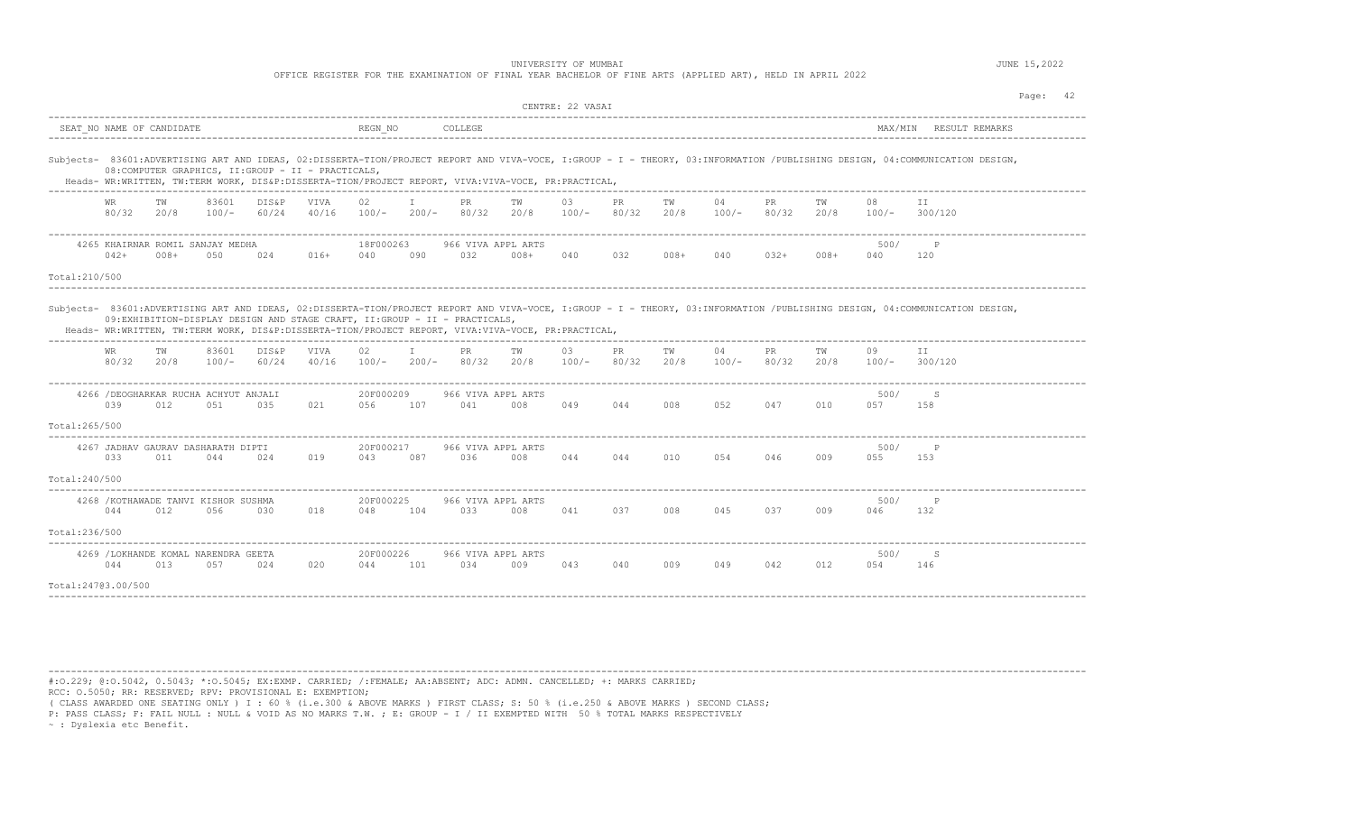UNIVERSITY OF MUMBAI

OFFICE REGISTER FOR THE EXAMINATION OF FINAL YEAR BACHELOR OF FINE ARTS (APPLIED ART), HELD IN APRIL 2022

JUNE 15,2022

CENTRE: 22 VASAI

| SEAT_NO | NAME OF CANDIDATE | REGN_NO | COLLEGE | MAX/MIN | RESULT | REMARKS |
|---|---|---|---|---|---|---|

Subjects- 83601:ADVERTISING ART AND IDEAS, 02:DISSERTA-TION/PROJECT REPORT AND VIVA-VOCE, I:GROUP - I - THEORY, 03:INFORMATION /PUBLISHING DESIGN, 04:COMMUNICATION DESIGN, 08:COMPUTER GRAPHICS, II:GROUP - II - PRACTICALS,

Heads- WR:WRITTEN, TW:TERM WORK, DIS&P:DISSERTA-TION/PROJECT REPORT, VIVA:VIVA-VOCE, PR:PRACTICAL,

| WR | TW | 83601 | DIS&P | VIVA | 02 | I | PR | TW | 03 | PR | TW | 04 | PR | TW | 08 | II |
|---|---|---|---|---|---|---|---|---|---|---|---|---|---|---|---|---|
| 80/32 | 20/8 | 100/- | 60/24 | 40/16 | 100/- | 200/- | 80/32 | 20/8 | 100/- | 80/32 | 20/8 | 100/- | 80/32 | 20/8 | 100/- | 300/120 |

4265 KHAIRNAR ROMIL SANJAY MEDHA — 18F000263 — 966 VIVA APPL ARTS — 500/ — P

| 042+ | 008+ | 050 | 024 | 016+ | 040 | 090 | 032 | 008+ | 040 | 032 | 008+ | 040 | 032+ | 008+ | 040 | 120 |
|---|---|---|---|---|---|---|---|---|---|---|---|---|---|---|---|---|

Total:210/500

Subjects- 83601:ADVERTISING ART AND IDEAS, 02:DISSERTA-TION/PROJECT REPORT AND VIVA-VOCE, I:GROUP - I - THEORY, 03:INFORMATION /PUBLISHING DESIGN, 04:COMMUNICATION DESIGN, 09:EXHIBITION-DISPLAY DESIGN AND STAGE CRAFT, II:GROUP - II - PRACTICALS,

Heads- WR:WRITTEN, TW:TERM WORK, DIS&P:DISSERTA-TION/PROJECT REPORT, VIVA:VIVA-VOCE, PR:PRACTICAL,

| WR | TW | 83601 | DIS&P | VIVA | 02 | I | PR | TW | 03 | PR | TW | 04 | PR | TW | 09 | II |
|---|---|---|---|---|---|---|---|---|---|---|---|---|---|---|---|---|
| 80/32 | 20/8 | 100/- | 60/24 | 40/16 | 100/- | 200/- | 80/32 | 20/8 | 100/- | 80/32 | 20/8 | 100/- | 80/32 | 20/8 | 100/- | 300/120 |

4266 /DEOGHARKAR RUCHA ACHYUT ANJALI — 20F000209 — 966 VIVA APPL ARTS — 500/ — S

| 039 | 012 | 051 | 035 | 021 | 056 | 107 | 041 | 008 | 049 | 044 | 008 | 052 | 047 | 010 | 057 | 158 |
|---|---|---|---|---|---|---|---|---|---|---|---|---|---|---|---|---|

Total:265/500

4267 JADHAV GAURAV DASHARATH DIPTI — 20F000217 — 966 VIVA APPL ARTS — 500/ — P

| 033 | 011 | 044 | 024 | 019 | 043 | 087 | 036 | 008 | 044 | 044 | 010 | 054 | 046 | 009 | 055 | 153 |
|---|---|---|---|---|---|---|---|---|---|---|---|---|---|---|---|---|

Total:240/500

4268 /KOTHAWADE TANVI KISHOR SUSHMA — 20F000225 — 966 VIVA APPL ARTS — 500/ — P

| 044 | 012 | 056 | 030 | 018 | 048 | 104 | 033 | 008 | 041 | 037 | 008 | 045 | 037 | 009 | 046 | 132 |
|---|---|---|---|---|---|---|---|---|---|---|---|---|---|---|---|---|

Total:236/500

4269 /LOKHANDE KOMAL NARENDRA GEETA — 20F000226 — 966 VIVA APPL ARTS — 500/ — S

| 044 | 013 | 057 | 024 | 020 | 044 | 101 | 034 | 009 | 043 | 040 | 009 | 049 | 042 | 012 | 054 | 146 |
|---|---|---|---|---|---|---|---|---|---|---|---|---|---|---|---|---|

Total:247@3.00/500

#:O.229; @:O.5042, 0.5043; *:O.5045; EX:EXMP. CARRIED; /:FEMALE; AA:ABSENT; ADC: ADMN. CANCELLED; +: MARKS CARRIED;
RCC: O.5050; RR: RESERVED; RPV: PROVISIONAL E: EXEMPTION;
( CLASS AWARDED ONE SEATING ONLY ) I : 60 % (i.e.300 & ABOVE MARKS ) FIRST CLASS; S: 50 % (i.e.250 & ABOVE MARKS ) SECOND CLASS;
P: PASS CLASS; F: FAIL NULL : NULL & VOID AS NO MARKS T.W. ; E: GROUP - I / II EXEMPTED WITH 50 % TOTAL MARKS RESPECTIVELY
~ : Dyslexia etc Benefit.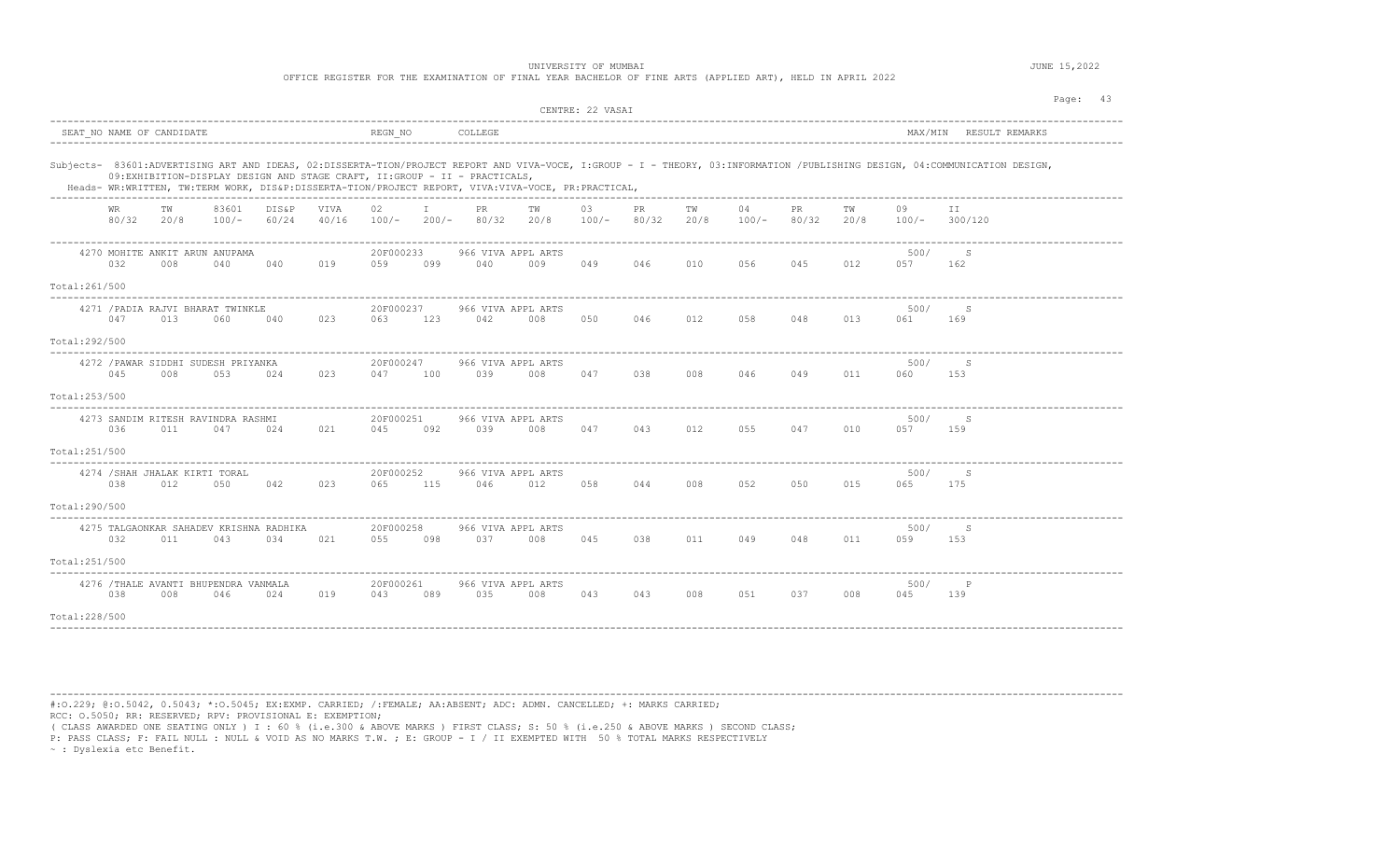UNIVERSITY OF MUMBAI

OFFICE REGISTER FOR THE EXAMINATION OF FINAL YEAR BACHELOR OF FINE ARTS (APPLIED ART), HELD IN APRIL 2022

JUNE 15,2022

CENTRE: 22 VASAI

| SEAT_NO | NAME OF CANDIDATE | REGN_NO | COLLEGE | MAX/MIN | RESULT | REMARKS |
|---|---|---|---|---|---|---|

Subjects- 83601:ADVERTISING ART AND IDEAS, 02:DISSERTA-TION/PROJECT REPORT AND VIVA-VOCE, I:GROUP - I - THEORY, 03:INFORMATION /PUBLISHING DESIGN, 04:COMMUNICATION DESIGN, 09:EXHIBITION-DISPLAY DESIGN AND STAGE CRAFT, II:GROUP - II - PRACTICALS,

Heads- WR:WRITTEN, TW:TERM WORK, DIS&P:DISSERTA-TION/PROJECT REPORT, VIVA:VIVA-VOCE, PR:PRACTICAL,

| WR 80/32 | TW 20/8 | 83601 100/- | DIS&P 60/24 | VIVA 40/16 | 02 100/- | I 200/- | PR 80/32 | TW 20/8 | 03 100/- | PR 80/32 | TW 20/8 | 04 100/- | PR 80/32 | TW 20/8 | 09 100/- | II 300/120 |
|---|---|---|---|---|---|---|---|---|---|---|---|---|---|---|---|---|

| Seat No | Name of Candidate | Regn No | College | WR | TW | 83601 | DIS&P | VIVA | 02 | I | PR | TW | 03 | PR | TW | 04 | PR | TW | 09 | II | Max/Min | Result | Total |
|---|---|---|---|---|---|---|---|---|---|---|---|---|---|---|---|---|---|---|---|---|---|---|---|
| 4270 | MOHITE ANKIT ARUN ANUPAMA | 20F000233 | 966 VIVA APPL ARTS | 032 | 008 | 040 | 040 | 019 | 059 | 099 | 040 | 009 | 049 | 046 | 010 | 056 | 045 | 012 | 057 | 162 | 500/ | S | 261/500 |
| 4271 | /PADIA RAJVI BHARAT TWINKLE | 20F000237 | 966 VIVA APPL ARTS | 047 | 013 | 060 | 040 | 023 | 063 | 123 | 042 | 008 | 050 | 046 | 012 | 058 | 048 | 013 | 061 | 169 | 500/ | S | 292/500 |
| 4272 | /PAWAR SIDDHI SUDESH PRIYANKA | 20F000247 | 966 VIVA APPL ARTS | 045 | 008 | 053 | 024 | 023 | 047 | 100 | 039 | 008 | 047 | 038 | 008 | 046 | 049 | 011 | 060 | 153 | 500/ | S | 253/500 |
| 4273 | SANDIM RITESH RAVINDRA RASHMI | 20F000251 | 966 VIVA APPL ARTS | 036 | 011 | 047 | 024 | 021 | 045 | 092 | 039 | 008 | 047 | 043 | 012 | 055 | 047 | 010 | 057 | 159 | 500/ | S | 251/500 |
| 4274 | /SHAH JHALAK KIRTI TORAL | 20F000252 | 966 VIVA APPL ARTS | 038 | 012 | 050 | 042 | 023 | 065 | 115 | 046 | 012 | 058 | 044 | 008 | 052 | 050 | 015 | 065 | 175 | 500/ | S | 290/500 |
| 4275 | TALGAONKAR SAHADEV KRISHNA RADHIKA | 20F000258 | 966 VIVA APPL ARTS | 032 | 011 | 043 | 034 | 021 | 055 | 098 | 037 | 008 | 045 | 038 | 011 | 049 | 048 | 011 | 059 | 153 | 500/ | S | 251/500 |
| 4276 | /THALE AVANTI BHUPENDRA VANMALA | 20F000261 | 966 VIVA APPL ARTS | 038 | 008 | 046 | 024 | 019 | 043 | 089 | 035 | 008 | 043 | 043 | 008 | 051 | 037 | 008 | 045 | 139 | 500/ | P | 228/500 |

#:O.229; @:O.5042, 0.5043; *:O.5045; EX:EXMP. CARRIED; /:FEMALE; AA:ABSENT; ADC: ADMN. CANCELLED; +: MARKS CARRIED;
RCC: O.5050; RR: RESERVED; RPV: PROVISIONAL E: EXEMPTION;
( CLASS AWARDED ONE SEATING ONLY ) I : 60 % (i.e.300 & ABOVE MARKS ) FIRST CLASS; S: 50 % (i.e.250 & ABOVE MARKS ) SECOND CLASS;
P: PASS CLASS; F: FAIL NULL : NULL & VOID AS NO MARKS T.W. ; E: GROUP - I / II EXEMPTED WITH 50 % TOTAL MARKS RESPECTIVELY
~ : Dyslexia etc Benefit.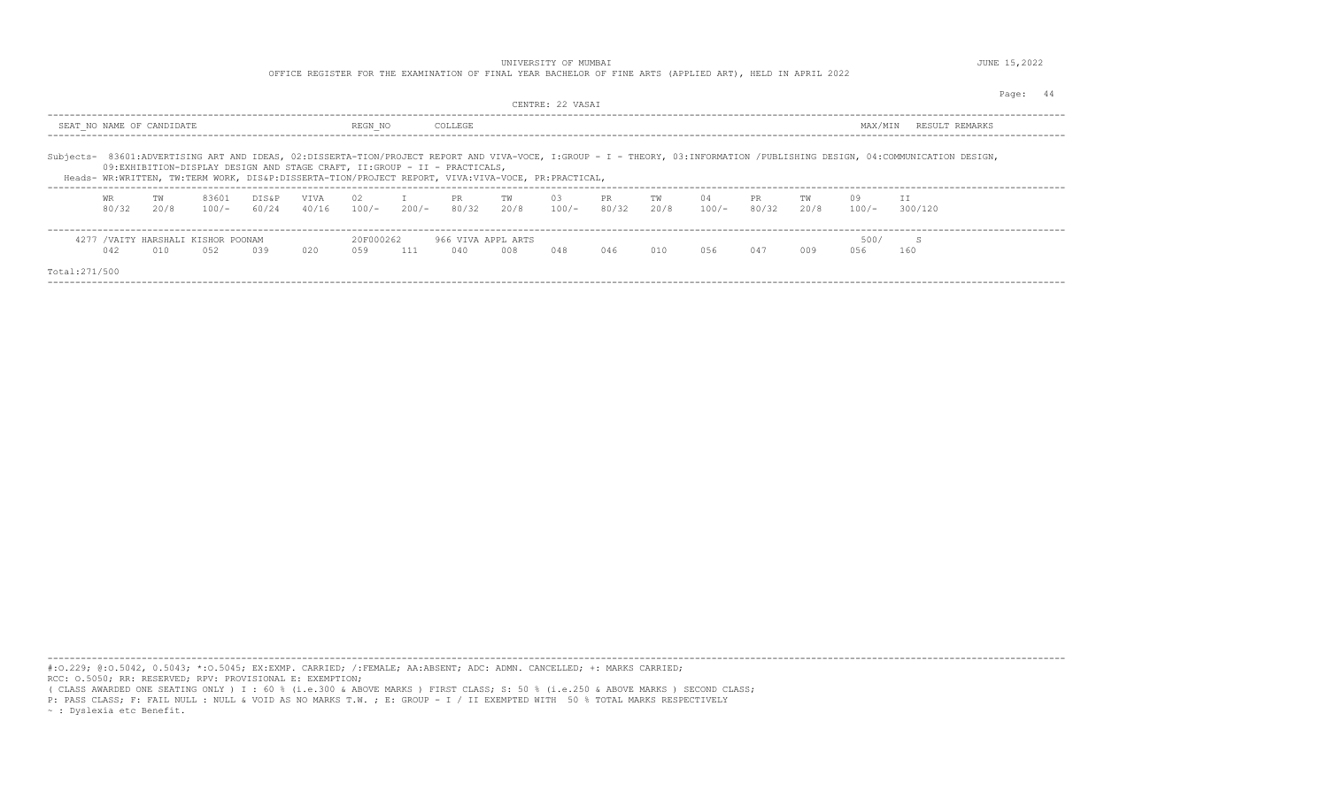UNIVERSITY OF MUMBAI

OFFICE REGISTER FOR THE EXAMINATION OF FINAL YEAR BACHELOR OF FINE ARTS (APPLIED ART), HELD IN APRIL 2022

JUNE 15,2022

CENTRE: 22 VASAI

| SEAT_NO | NAME OF CANDIDATE | REGN_NO | COLLEGE | MAX/MIN | RESULT | REMARKS |
|---|---|---|---|---|---|---|

Subjects- 83601:ADVERTISING ART AND IDEAS, 02:DISSERTA-TION/PROJECT REPORT AND VIVA-VOCE, I:GROUP - I - THEORY, 03:INFORMATION /PUBLISHING DESIGN, 04:COMMUNICATION DESIGN, 09:EXHIBITION-DISPLAY DESIGN AND STAGE CRAFT, II:GROUP - II - PRACTICALS,

Heads- WR:WRITTEN, TW:TERM WORK, DIS&P:DISSERTA-TION/PROJECT REPORT, VIVA:VIVA-VOCE, PR:PRACTICAL,

| WR | TW | 83601 | DIS&P | VIVA | 02 | I | PR | TW | 03 | PR | TW | 04 | PR | TW | 09 | II |
|---|---|---|---|---|---|---|---|---|---|---|---|---|---|---|---|---|
| 80/32 | 20/8 | 100/- | 60/24 | 40/16 | 100/- | 200/- | 80/32 | 20/8 | 100/- | 80/32 | 20/8 | 100/- | 80/32 | 20/8 | 100/- | 300/120 |

4277 /VAITY HARSHALI KISHOR POONAM — 20F000262 — 966 VIVA APPL ARTS — 500/ — S

| 042 | 010 | 052 | 039 | 020 | 059 | 111 | 040 | 008 | 048 | 046 | 010 | 056 | 047 | 009 | 056 | 160 |
|---|---|---|---|---|---|---|---|---|---|---|---|---|---|---|---|---|

Total:271/500

#:O.229; @:O.5042, 0.5043; *:O.5045; EX:EXMP. CARRIED; /:FEMALE; AA:ABSENT; ADC: ADMN. CANCELLED; +: MARKS CARRIED;
RCC: O.5050; RR: RESERVED; RPV: PROVISIONAL E: EXEMPTION;
( CLASS AWARDED ONE SEATING ONLY ) I : 60 % (i.e.300 & ABOVE MARKS ) FIRST CLASS; S: 50 % (i.e.250 & ABOVE MARKS ) SECOND CLASS;
P: PASS CLASS; F: FAIL NULL : NULL & VOID AS NO MARKS T.W. ; E: GROUP - I / II EXEMPTED WITH 50 % TOTAL MARKS RESPECTIVELY
~ : Dyslexia etc Benefit.